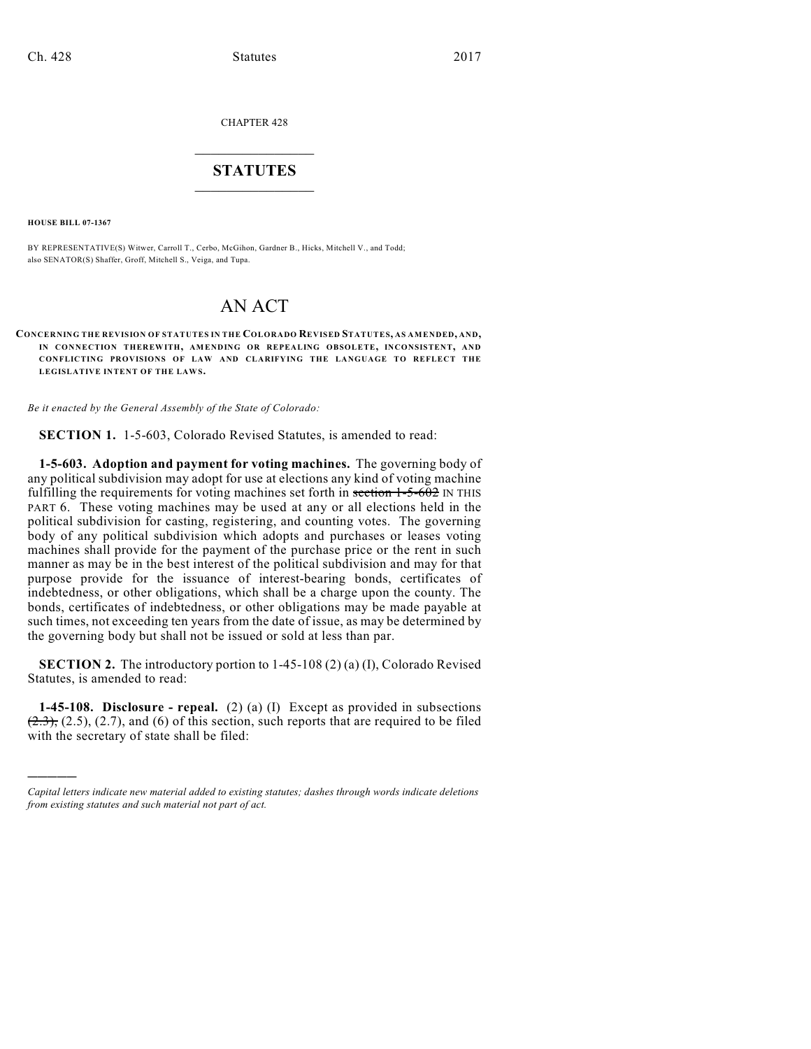CHAPTER 428

## STATUTES

**HOUSE BILL 07-1367**

BY REPRESENTATIVE(S) Witwer, Carroll T., Cerbo, McGihon, Gardner B., Hicks, Mitchell V., and Todd; also SENATOR(S) Shaffer, Groff, Mitchell S., Veiga, and Tupa.

# AN ACT

**CONCERNING THE REVISION OF STATUTES IN THE COLORADO REVISED STATUTES, AS AMENDED, AND, IN CONNECTION THEREWITH, AMENDING OR REPEALING OBSOLETE, INCONSISTENT, AND CONFLICTING PROVISIONS OF LAW AND CLARIFYING THE LANGUAGE TO REFLECT THE LEGISLATIVE INTENT OF THE LAWS.**

*Be it enacted by the General Assembly of the State of Colorado:*

**SECTION 1.** 1-5-603, Colorado Revised Statutes, is amended to read:

**1-5-603. Adoption and payment for voting machines.** The governing body of any political subdivision may adopt for use at elections any kind of voting machine fulfilling the requirements for voting machines set forth in ~~section 1-5-602~~ IN THIS PART 6. These voting machines may be used at any or all elections held in the political subdivision for casting, registering, and counting votes. The governing body of any political subdivision which adopts and purchases or leases voting machines shall provide for the payment of the purchase price or the rent in such manner as may be in the best interest of the political subdivision and may for that purpose provide for the issuance of interest-bearing bonds, certificates of indebtedness, or other obligations, which shall be a charge upon the county. The bonds, certificates of indebtedness, or other obligations may be made payable at such times, not exceeding ten years from the date of issue, as may be determined by the governing body but shall not be issued or sold at less than par.

**SECTION 2.** The introductory portion to 1-45-108 (2) (a) (I), Colorado Revised Statutes, is amended to read:

**1-45-108. Disclosure - repeal.** (2) (a) (I) Except as provided in subsections ~~(2.3),~~ (2.5), (2.7), and (6) of this section, such reports that are required to be filed with the secretary of state shall be filed:

---

*Capital letters indicate new material added to existing statutes; dashes through words indicate deletions from existing statutes and such material not part of act.*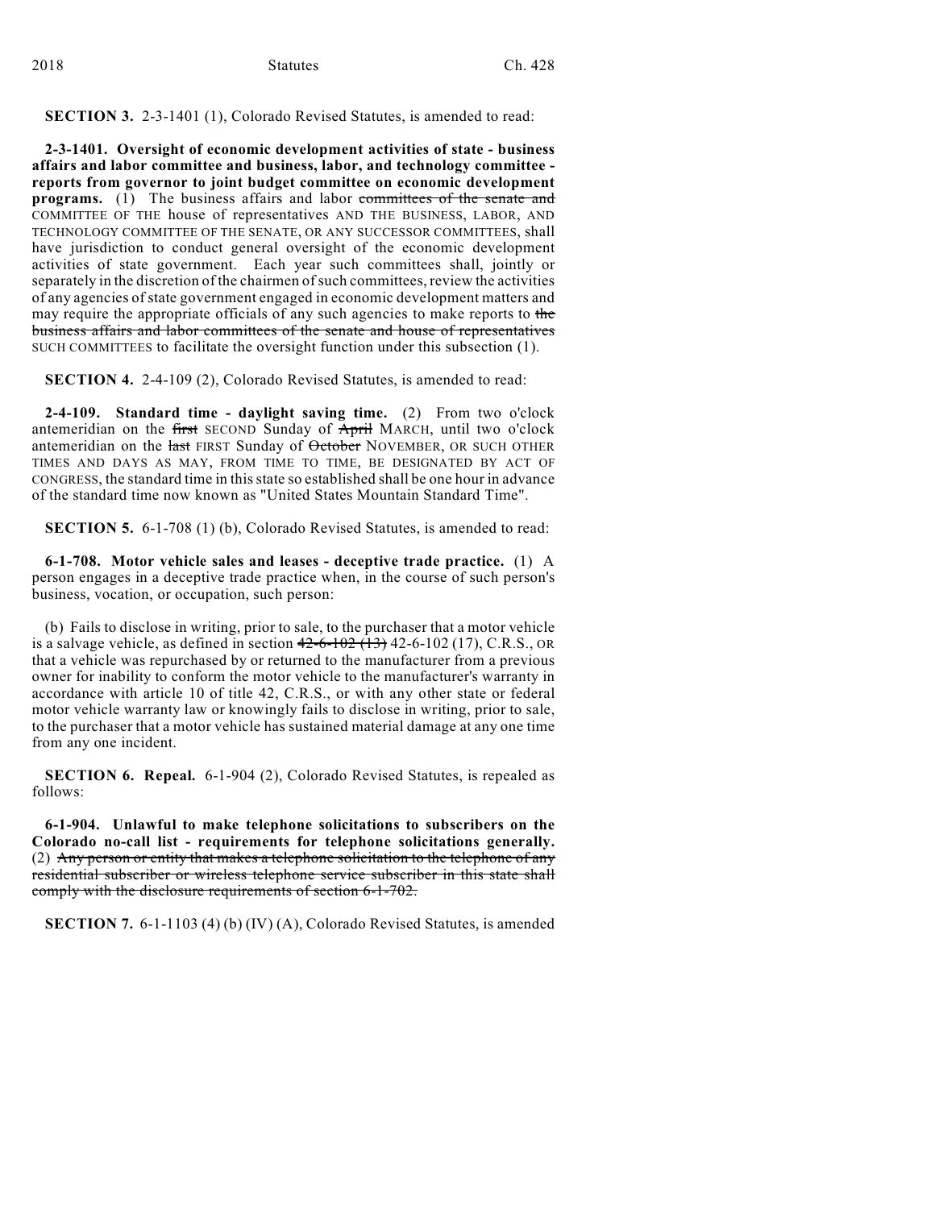**SECTION 3.** 2-3-1401 (1), Colorado Revised Statutes, is amended to read:

**2-3-1401. Oversight of economic development activities of state - business affairs and labor committee and business, labor, and technology committee - reports from governor to joint budget committee on economic development programs.** (1) The business affairs and labor ~~committees of the senate and~~ COMMITTEE OF THE house of representatives AND THE BUSINESS, LABOR, AND TECHNOLOGY COMMITTEE OF THE SENATE, OR ANY SUCCESSOR COMMITTEES, shall have jurisdiction to conduct general oversight of the economic development activities of state government. Each year such committees shall, jointly or separately in the discretion of the chairmen of such committees, review the activities of any agencies of state government engaged in economic development matters and may require the appropriate officials of any such agencies to make reports to ~~the business affairs and labor committees of the senate and house of representatives~~ SUCH COMMITTEES to facilitate the oversight function under this subsection (1).

**SECTION 4.** 2-4-109 (2), Colorado Revised Statutes, is amended to read:

**2-4-109. Standard time - daylight saving time.** (2) From two o'clock antemeridian on the ~~first~~ SECOND Sunday of ~~April~~ MARCH, until two o'clock antemeridian on the ~~last~~ FIRST Sunday of ~~October~~ NOVEMBER, OR SUCH OTHER TIMES AND DAYS AS MAY, FROM TIME TO TIME, BE DESIGNATED BY ACT OF CONGRESS, the standard time in this state so established shall be one hour in advance of the standard time now known as "United States Mountain Standard Time".

**SECTION 5.** 6-1-708 (1) (b), Colorado Revised Statutes, is amended to read:

**6-1-708. Motor vehicle sales and leases - deceptive trade practice.** (1) A person engages in a deceptive trade practice when, in the course of such person's business, vocation, or occupation, such person:

(b) Fails to disclose in writing, prior to sale, to the purchaser that a motor vehicle is a salvage vehicle, as defined in section ~~42-6-102 (13)~~ 42-6-102 (17), C.R.S., OR that a vehicle was repurchased by or returned to the manufacturer from a previous owner for inability to conform the motor vehicle to the manufacturer's warranty in accordance with article 10 of title 42, C.R.S., or with any other state or federal motor vehicle warranty law or knowingly fails to disclose in writing, prior to sale, to the purchaser that a motor vehicle has sustained material damage at any one time from any one incident.

**SECTION 6. Repeal.** 6-1-904 (2), Colorado Revised Statutes, is repealed as follows:

**6-1-904. Unlawful to make telephone solicitations to subscribers on the Colorado no-call list - requirements for telephone solicitations generally.** (2) ~~Any person or entity that makes a telephone solicitation to the telephone of any residential subscriber or wireless telephone service subscriber in this state shall comply with the disclosure requirements of section 6-1-702.~~

**SECTION 7.** 6-1-1103 (4) (b) (IV) (A), Colorado Revised Statutes, is amended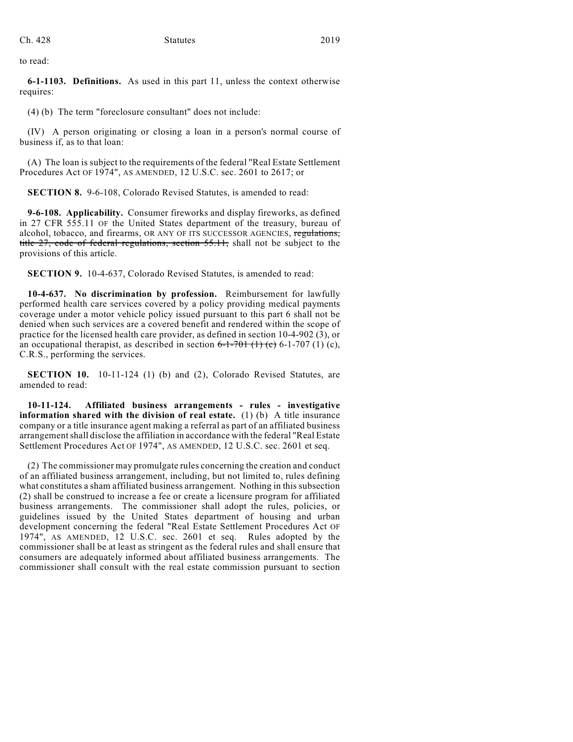to read:

**6-1-1103. Definitions.** As used in this part 11, unless the context otherwise requires:

(4) (b) The term "foreclosure consultant" does not include:

(IV) A person originating or closing a loan in a person's normal course of business if, as to that loan:

(A) The loan is subject to the requirements of the federal "Real Estate Settlement Procedures Act OF 1974", AS AMENDED, 12 U.S.C. sec. 2601 to 2617; or

**SECTION 8.** 9-6-108, Colorado Revised Statutes, is amended to read:

**9-6-108. Applicability.** Consumer fireworks and display fireworks, as defined in 27 CFR 555.11 OF the United States department of the treasury, bureau of alcohol, tobacco, and firearms, OR ANY OF ITS SUCCESSOR AGENCIES, ~~regulations, title 27, code of federal regulations, section 55.11,~~ shall not be subject to the provisions of this article.

**SECTION 9.** 10-4-637, Colorado Revised Statutes, is amended to read:

**10-4-637. No discrimination by profession.** Reimbursement for lawfully performed health care services covered by a policy providing medical payments coverage under a motor vehicle policy issued pursuant to this part 6 shall not be denied when such services are a covered benefit and rendered within the scope of practice for the licensed health care provider, as defined in section 10-4-902 (3), or an occupational therapist, as described in section ~~6-1-701 (1) (c)~~ 6-1-707 (1) (c), C.R.S., performing the services.

**SECTION 10.** 10-11-124 (1) (b) and (2), Colorado Revised Statutes, are amended to read:

**10-11-124. Affiliated business arrangements - rules - investigative information shared with the division of real estate.** (1) (b) A title insurance company or a title insurance agent making a referral as part of an affiliated business arrangement shall disclose the affiliation in accordance with the federal "Real Estate Settlement Procedures Act OF 1974", AS AMENDED, 12 U.S.C. sec. 2601 et seq.

(2) The commissioner may promulgate rules concerning the creation and conduct of an affiliated business arrangement, including, but not limited to, rules defining what constitutes a sham affiliated business arrangement. Nothing in this subsection (2) shall be construed to increase a fee or create a licensure program for affiliated business arrangements. The commissioner shall adopt the rules, policies, or guidelines issued by the United States department of housing and urban development concerning the federal "Real Estate Settlement Procedures Act OF 1974", AS AMENDED, 12 U.S.C. sec. 2601 et seq. Rules adopted by the commissioner shall be at least as stringent as the federal rules and shall ensure that consumers are adequately informed about affiliated business arrangements. The commissioner shall consult with the real estate commission pursuant to section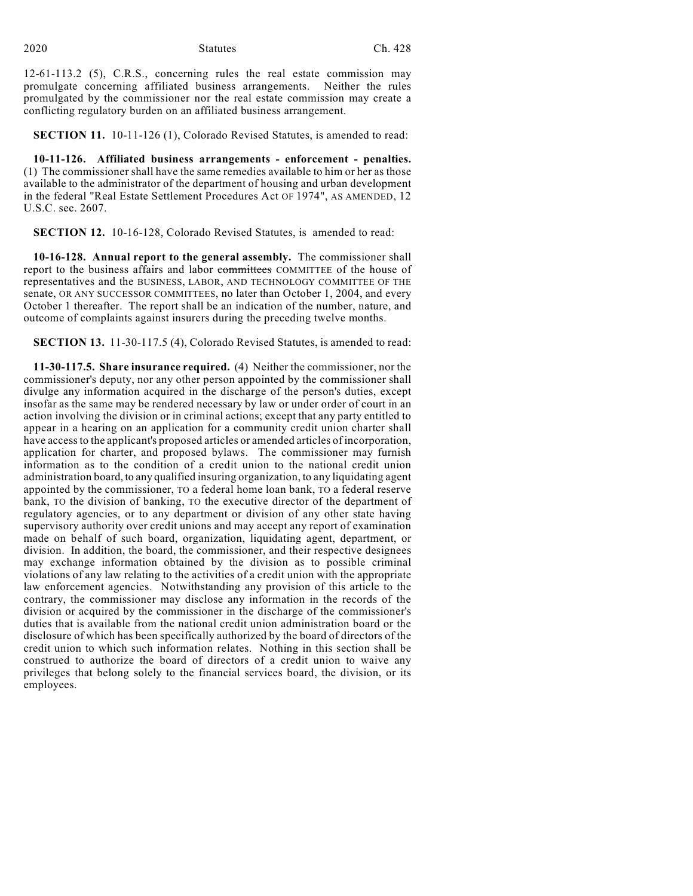12-61-113.2 (5), C.R.S., concerning rules the real estate commission may promulgate concerning affiliated business arrangements. Neither the rules promulgated by the commissioner nor the real estate commission may create a conflicting regulatory burden on an affiliated business arrangement.

**SECTION 11.** 10-11-126 (1), Colorado Revised Statutes, is amended to read:

**10-11-126. Affiliated business arrangements - enforcement - penalties.** (1) The commissioner shall have the same remedies available to him or her as those available to the administrator of the department of housing and urban development in the federal "Real Estate Settlement Procedures Act OF 1974", AS AMENDED, 12 U.S.C. sec. 2607.

**SECTION 12.** 10-16-128, Colorado Revised Statutes, is amended to read:

**10-16-128. Annual report to the general assembly.** The commissioner shall report to the business affairs and labor ~~committees~~ COMMITTEE of the house of representatives and the BUSINESS, LABOR, AND TECHNOLOGY COMMITTEE OF THE senate, OR ANY SUCCESSOR COMMITTEES, no later than October 1, 2004, and every October 1 thereafter. The report shall be an indication of the number, nature, and outcome of complaints against insurers during the preceding twelve months.

**SECTION 13.** 11-30-117.5 (4), Colorado Revised Statutes, is amended to read:

**11-30-117.5. Share insurance required.** (4) Neither the commissioner, nor the commissioner's deputy, nor any other person appointed by the commissioner shall divulge any information acquired in the discharge of the person's duties, except insofar as the same may be rendered necessary by law or under order of court in an action involving the division or in criminal actions; except that any party entitled to appear in a hearing on an application for a community credit union charter shall have access to the applicant's proposed articles or amended articles of incorporation, application for charter, and proposed bylaws. The commissioner may furnish information as to the condition of a credit union to the national credit union administration board, to any qualified insuring organization, to any liquidating agent appointed by the commissioner, TO a federal home loan bank, TO a federal reserve bank, TO the division of banking, TO the executive director of the department of regulatory agencies, or to any department or division of any other state having supervisory authority over credit unions and may accept any report of examination made on behalf of such board, organization, liquidating agent, department, or division. In addition, the board, the commissioner, and their respective designees may exchange information obtained by the division as to possible criminal violations of any law relating to the activities of a credit union with the appropriate law enforcement agencies. Notwithstanding any provision of this article to the contrary, the commissioner may disclose any information in the records of the division or acquired by the commissioner in the discharge of the commissioner's duties that is available from the national credit union administration board or the disclosure of which has been specifically authorized by the board of directors of the credit union to which such information relates. Nothing in this section shall be construed to authorize the board of directors of a credit union to waive any privileges that belong solely to the financial services board, the division, or its employees.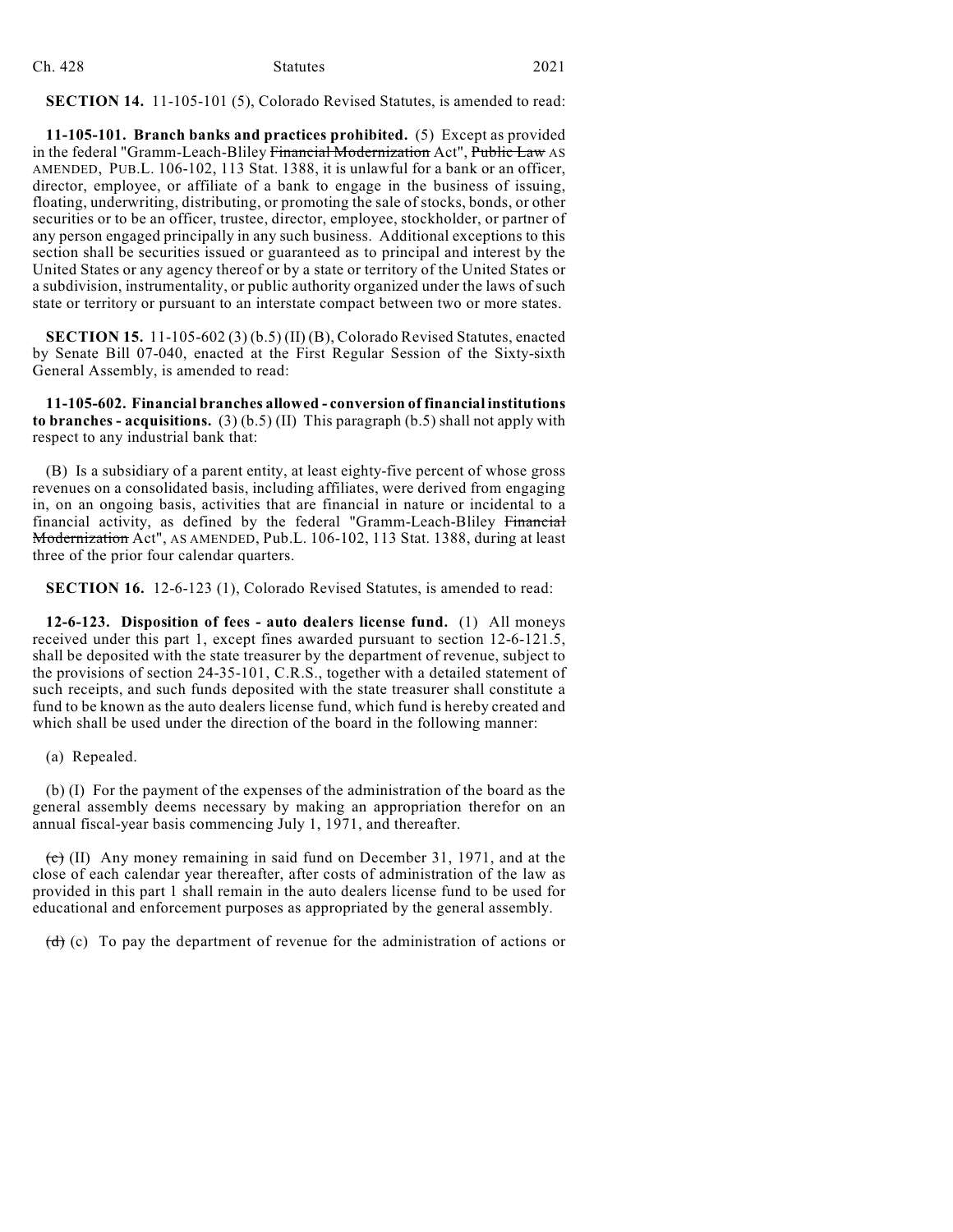**SECTION 14.** 11-105-101 (5), Colorado Revised Statutes, is amended to read:

**11-105-101. Branch banks and practices prohibited.** (5) Except as provided in the federal "Gramm-Leach-Bliley ~~Financial Modernization~~ Act", ~~Public Law~~ AS AMENDED, PUB.L. 106-102, 113 Stat. 1388, it is unlawful for a bank or an officer, director, employee, or affiliate of a bank to engage in the business of issuing, floating, underwriting, distributing, or promoting the sale of stocks, bonds, or other securities or to be an officer, trustee, director, employee, stockholder, or partner of any person engaged principally in any such business. Additional exceptions to this section shall be securities issued or guaranteed as to principal and interest by the United States or any agency thereof or by a state or territory of the United States or a subdivision, instrumentality, or public authority organized under the laws of such state or territory or pursuant to an interstate compact between two or more states.

**SECTION 15.** 11-105-602 (3) (b.5) (II) (B), Colorado Revised Statutes, enacted by Senate Bill 07-040, enacted at the First Regular Session of the Sixty-sixth General Assembly, is amended to read:

**11-105-602. Financial branches allowed - conversion of financial institutions to branches - acquisitions.** (3) (b.5) (II) This paragraph (b.5) shall not apply with respect to any industrial bank that:

(B) Is a subsidiary of a parent entity, at least eighty-five percent of whose gross revenues on a consolidated basis, including affiliates, were derived from engaging in, on an ongoing basis, activities that are financial in nature or incidental to a financial activity, as defined by the federal "Gramm-Leach-Bliley ~~Financial Modernization~~ Act", AS AMENDED, Pub.L. 106-102, 113 Stat. 1388, during at least three of the prior four calendar quarters.

**SECTION 16.** 12-6-123 (1), Colorado Revised Statutes, is amended to read:

**12-6-123. Disposition of fees - auto dealers license fund.** (1) All moneys received under this part 1, except fines awarded pursuant to section 12-6-121.5, shall be deposited with the state treasurer by the department of revenue, subject to the provisions of section 24-35-101, C.R.S., together with a detailed statement of such receipts, and such funds deposited with the state treasurer shall constitute a fund to be known as the auto dealers license fund, which fund is hereby created and which shall be used under the direction of the board in the following manner:

(a) Repealed.

(b) (I) For the payment of the expenses of the administration of the board as the general assembly deems necessary by making an appropriation therefor on an annual fiscal-year basis commencing July 1, 1971, and thereafter.

~~(c)~~ (II) Any money remaining in said fund on December 31, 1971, and at the close of each calendar year thereafter, after costs of administration of the law as provided in this part 1 shall remain in the auto dealers license fund to be used for educational and enforcement purposes as appropriated by the general assembly.

~~(d)~~ (c) To pay the department of revenue for the administration of actions or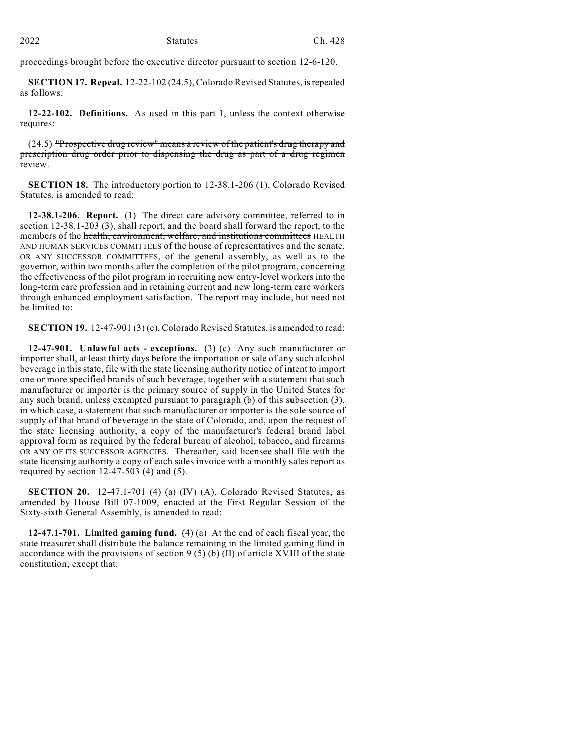proceedings brought before the executive director pursuant to section 12-6-120.

**SECTION 17. Repeal.** 12-22-102 (24.5), Colorado Revised Statutes, is repealed as follows:

**12-22-102. Definitions.** As used in this part 1, unless the context otherwise requires:

(24.5) ~~"Prospective drug review" means a review of the patient's drug therapy and prescription drug order prior to dispensing the drug as part of a drug regimen review.~~

**SECTION 18.** The introductory portion to 12-38.1-206 (1), Colorado Revised Statutes, is amended to read:

**12-38.1-206. Report.** (1) The direct care advisory committee, referred to in section 12-38.1-203 (3), shall report, and the board shall forward the report, to the members of the ~~health, environment, welfare, and institutions committees~~ HEALTH AND HUMAN SERVICES COMMITTEES of the house of representatives and the senate, OR ANY SUCCESSOR COMMITTEES, of the general assembly, as well as to the governor, within two months after the completion of the pilot program, concerning the effectiveness of the pilot program in recruiting new entry-level workers into the long-term care profession and in retaining current and new long-term care workers through enhanced employment satisfaction. The report may include, but need not be limited to:

**SECTION 19.** 12-47-901 (3) (c), Colorado Revised Statutes, is amended to read:

**12-47-901. Unlawful acts - exceptions.** (3) (c) Any such manufacturer or importer shall, at least thirty days before the importation or sale of any such alcohol beverage in this state, file with the state licensing authority notice of intent to import one or more specified brands of such beverage, together with a statement that such manufacturer or importer is the primary source of supply in the United States for any such brand, unless exempted pursuant to paragraph (b) of this subsection (3), in which case, a statement that such manufacturer or importer is the sole source of supply of that brand of beverage in the state of Colorado, and, upon the request of the state licensing authority, a copy of the manufacturer's federal brand label approval form as required by the federal bureau of alcohol, tobacco, and firearms OR ANY OF ITS SUCCESSOR AGENCIES. Thereafter, said licensee shall file with the state licensing authority a copy of each sales invoice with a monthly sales report as required by section 12-47-503 (4) and (5).

**SECTION 20.** 12-47.1-701 (4) (a) (IV) (A), Colorado Revised Statutes, as amended by House Bill 07-1009, enacted at the First Regular Session of the Sixty-sixth General Assembly, is amended to read:

**12-47.1-701. Limited gaming fund.** (4) (a) At the end of each fiscal year, the state treasurer shall distribute the balance remaining in the limited gaming fund in accordance with the provisions of section 9 (5) (b) (II) of article XVIII of the state constitution; except that: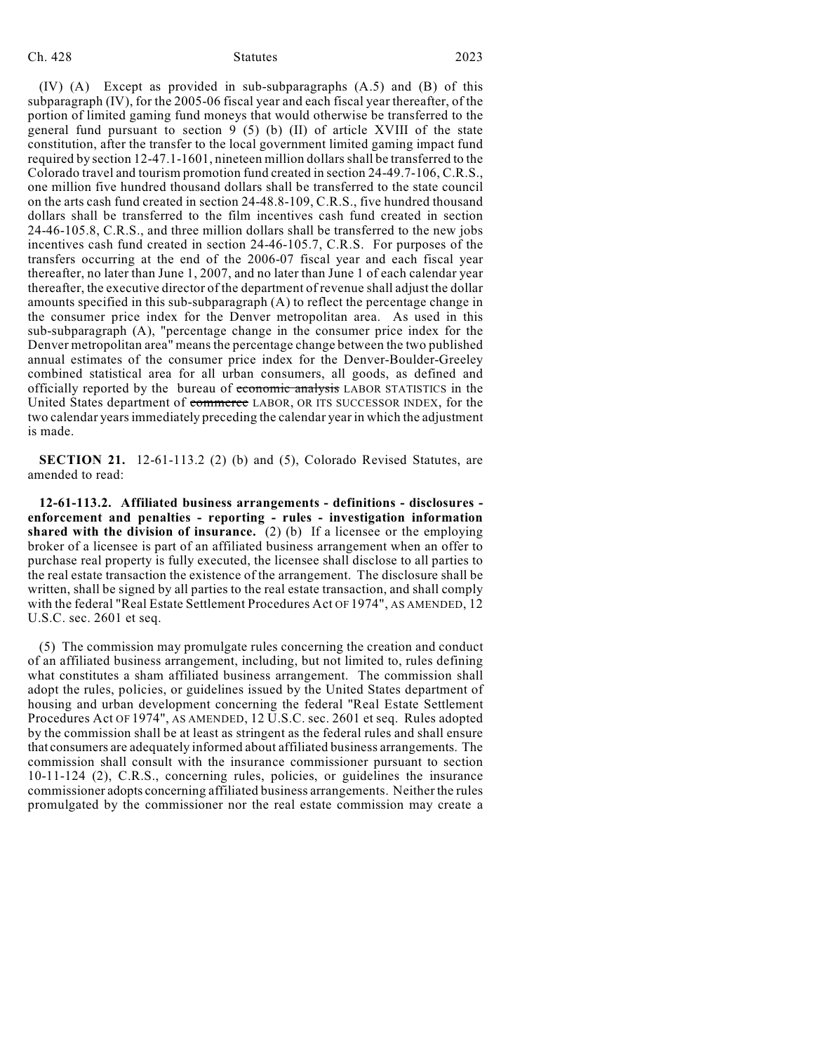(IV) (A) Except as provided in sub-subparagraphs (A.5) and (B) of this subparagraph (IV), for the 2005-06 fiscal year and each fiscal year thereafter, of the portion of limited gaming fund moneys that would otherwise be transferred to the general fund pursuant to section 9 (5) (b) (II) of article XVIII of the state constitution, after the transfer to the local government limited gaming impact fund required by section 12-47.1-1601, nineteen million dollars shall be transferred to the Colorado travel and tourism promotion fund created in section 24-49.7-106, C.R.S., one million five hundred thousand dollars shall be transferred to the state council on the arts cash fund created in section 24-48.8-109, C.R.S., five hundred thousand dollars shall be transferred to the film incentives cash fund created in section 24-46-105.8, C.R.S., and three million dollars shall be transferred to the new jobs incentives cash fund created in section 24-46-105.7, C.R.S. For purposes of the transfers occurring at the end of the 2006-07 fiscal year and each fiscal year thereafter, no later than June 1, 2007, and no later than June 1 of each calendar year thereafter, the executive director of the department of revenue shall adjust the dollar amounts specified in this sub-subparagraph (A) to reflect the percentage change in the consumer price index for the Denver metropolitan area. As used in this sub-subparagraph (A), "percentage change in the consumer price index for the Denver metropolitan area" means the percentage change between the two published annual estimates of the consumer price index for the Denver-Boulder-Greeley combined statistical area for all urban consumers, all goods, as defined and officially reported by the bureau of ~~economic analysis~~ LABOR STATISTICS in the United States department of ~~commerce~~ LABOR, OR ITS SUCCESSOR INDEX, for the two calendar years immediately preceding the calendar year in which the adjustment is made.

**SECTION 21.** 12-61-113.2 (2) (b) and (5), Colorado Revised Statutes, are amended to read:

**12-61-113.2. Affiliated business arrangements - definitions - disclosures - enforcement and penalties - reporting - rules - investigation information shared with the division of insurance.** (2) (b) If a licensee or the employing broker of a licensee is part of an affiliated business arrangement when an offer to purchase real property is fully executed, the licensee shall disclose to all parties to the real estate transaction the existence of the arrangement. The disclosure shall be written, shall be signed by all parties to the real estate transaction, and shall comply with the federal "Real Estate Settlement Procedures Act OF 1974", AS AMENDED, 12 U.S.C. sec. 2601 et seq.

(5) The commission may promulgate rules concerning the creation and conduct of an affiliated business arrangement, including, but not limited to, rules defining what constitutes a sham affiliated business arrangement. The commission shall adopt the rules, policies, or guidelines issued by the United States department of housing and urban development concerning the federal "Real Estate Settlement Procedures Act OF 1974", AS AMENDED, 12 U.S.C. sec. 2601 et seq. Rules adopted by the commission shall be at least as stringent as the federal rules and shall ensure that consumers are adequately informed about affiliated business arrangements. The commission shall consult with the insurance commissioner pursuant to section 10-11-124 (2), C.R.S., concerning rules, policies, or guidelines the insurance commissioner adopts concerning affiliated business arrangements. Neither the rules promulgated by the commissioner nor the real estate commission may create a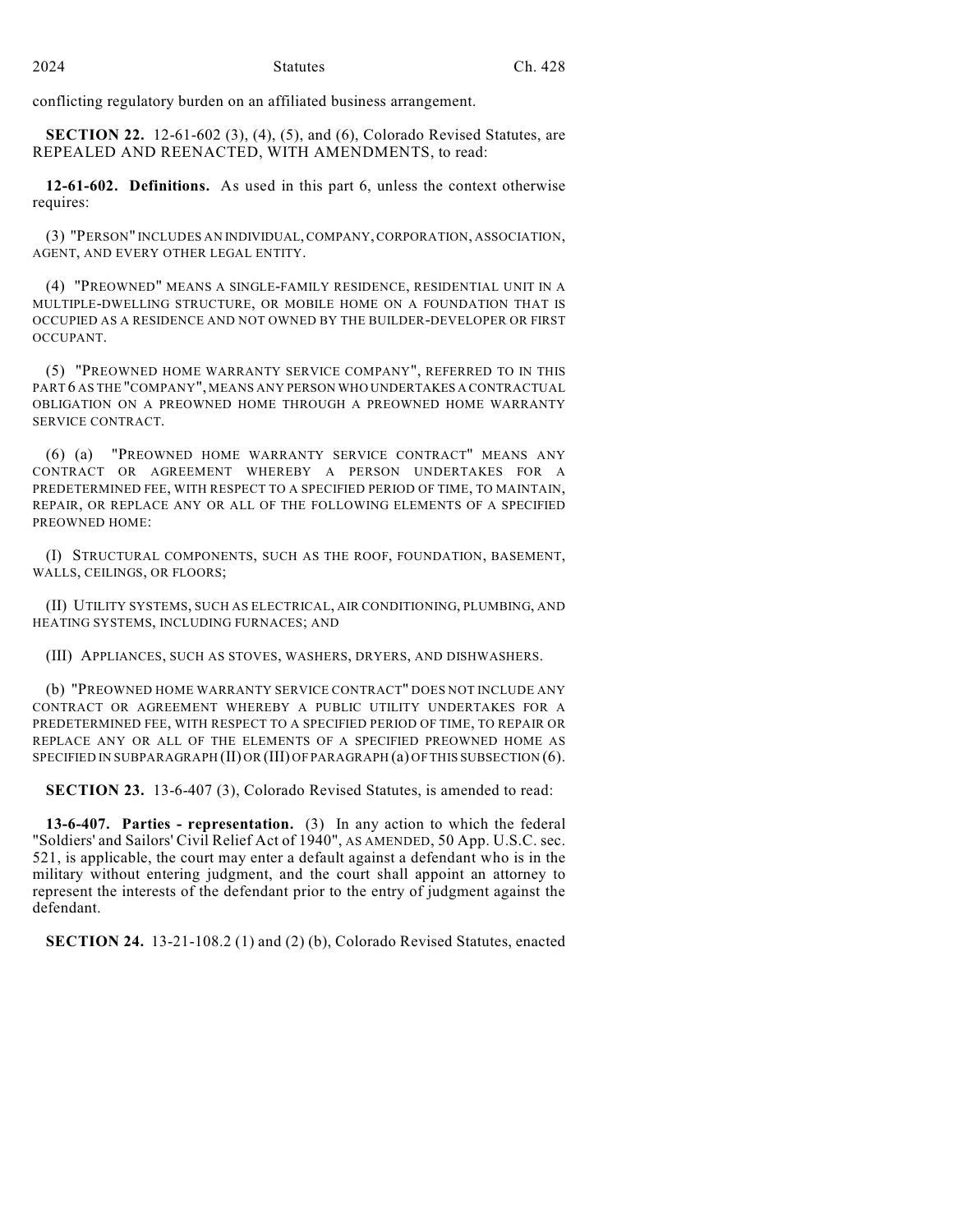conflicting regulatory burden on an affiliated business arrangement.

**SECTION 22.** 12-61-602 (3), (4), (5), and (6), Colorado Revised Statutes, are REPEALED AND REENACTED, WITH AMENDMENTS, to read:

**12-61-602. Definitions.** As used in this part 6, unless the context otherwise requires:

(3) "PERSON" INCLUDES AN INDIVIDUAL, COMPANY, CORPORATION, ASSOCIATION, AGENT, AND EVERY OTHER LEGAL ENTITY.

(4) "PREOWNED" MEANS A SINGLE-FAMILY RESIDENCE, RESIDENTIAL UNIT IN A MULTIPLE-DWELLING STRUCTURE, OR MOBILE HOME ON A FOUNDATION THAT IS OCCUPIED AS A RESIDENCE AND NOT OWNED BY THE BUILDER-DEVELOPER OR FIRST OCCUPANT.

(5) "PREOWNED HOME WARRANTY SERVICE COMPANY", REFERRED TO IN THIS PART 6 AS THE "COMPANY", MEANS ANY PERSON WHO UNDERTAKES A CONTRACTUAL OBLIGATION ON A PREOWNED HOME THROUGH A PREOWNED HOME WARRANTY SERVICE CONTRACT.

(6) (a) "PREOWNED HOME WARRANTY SERVICE CONTRACT" MEANS ANY CONTRACT OR AGREEMENT WHEREBY A PERSON UNDERTAKES FOR A PREDETERMINED FEE, WITH RESPECT TO A SPECIFIED PERIOD OF TIME, TO MAINTAIN, REPAIR, OR REPLACE ANY OR ALL OF THE FOLLOWING ELEMENTS OF A SPECIFIED PREOWNED HOME:

(I) STRUCTURAL COMPONENTS, SUCH AS THE ROOF, FOUNDATION, BASEMENT, WALLS, CEILINGS, OR FLOORS;

(II) UTILITY SYSTEMS, SUCH AS ELECTRICAL, AIR CONDITIONING, PLUMBING, AND HEATING SYSTEMS, INCLUDING FURNACES; AND

(III) APPLIANCES, SUCH AS STOVES, WASHERS, DRYERS, AND DISHWASHERS.

(b) "PREOWNED HOME WARRANTY SERVICE CONTRACT" DOES NOT INCLUDE ANY CONTRACT OR AGREEMENT WHEREBY A PUBLIC UTILITY UNDERTAKES FOR A PREDETERMINED FEE, WITH RESPECT TO A SPECIFIED PERIOD OF TIME, TO REPAIR OR REPLACE ANY OR ALL OF THE ELEMENTS OF A SPECIFIED PREOWNED HOME AS SPECIFIED IN SUBPARAGRAPH (II) OR (III) OF PARAGRAPH (a) OF THIS SUBSECTION (6).

**SECTION 23.** 13-6-407 (3), Colorado Revised Statutes, is amended to read:

**13-6-407. Parties - representation.** (3) In any action to which the federal "Soldiers' and Sailors' Civil Relief Act of 1940", AS AMENDED, 50 App. U.S.C. sec. 521, is applicable, the court may enter a default against a defendant who is in the military without entering judgment, and the court shall appoint an attorney to represent the interests of the defendant prior to the entry of judgment against the defendant.

**SECTION 24.** 13-21-108.2 (1) and (2) (b), Colorado Revised Statutes, enacted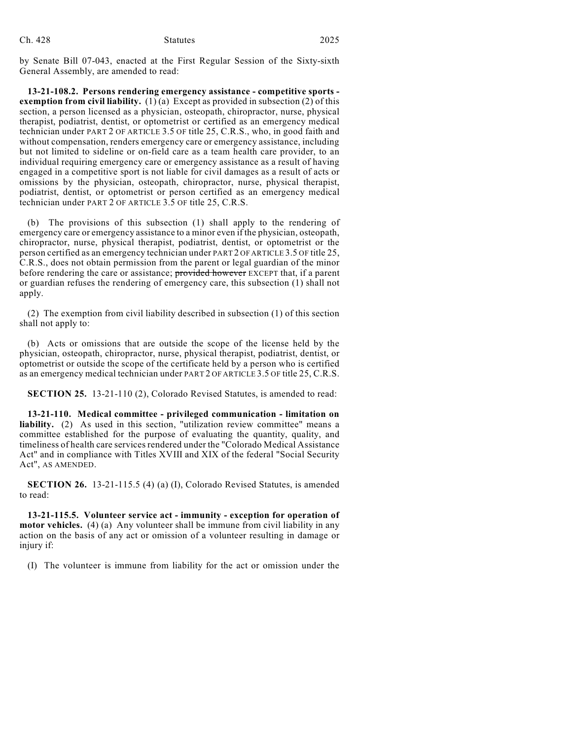by Senate Bill 07-043, enacted at the First Regular Session of the Sixty-sixth General Assembly, are amended to read:

**13-21-108.2. Persons rendering emergency assistance - competitive sports - exemption from civil liability.** (1) (a) Except as provided in subsection (2) of this section, a person licensed as a physician, osteopath, chiropractor, nurse, physical therapist, podiatrist, dentist, or optometrist or certified as an emergency medical technician under PART 2 OF ARTICLE 3.5 OF title 25, C.R.S., who, in good faith and without compensation, renders emergency care or emergency assistance, including but not limited to sideline or on-field care as a team health care provider, to an individual requiring emergency care or emergency assistance as a result of having engaged in a competitive sport is not liable for civil damages as a result of acts or omissions by the physician, osteopath, chiropractor, nurse, physical therapist, podiatrist, dentist, or optometrist or person certified as an emergency medical technician under PART 2 OF ARTICLE 3.5 OF title 25, C.R.S.

(b) The provisions of this subsection (1) shall apply to the rendering of emergency care or emergency assistance to a minor even if the physician, osteopath, chiropractor, nurse, physical therapist, podiatrist, dentist, or optometrist or the person certified as an emergency technician under PART 2 OF ARTICLE 3.5 OF title 25, C.R.S., does not obtain permission from the parent or legal guardian of the minor before rendering the care or assistance; ~~provided however~~ EXCEPT that, if a parent or guardian refuses the rendering of emergency care, this subsection (1) shall not apply.

(2) The exemption from civil liability described in subsection (1) of this section shall not apply to:

(b) Acts or omissions that are outside the scope of the license held by the physician, osteopath, chiropractor, nurse, physical therapist, podiatrist, dentist, or optometrist or outside the scope of the certificate held by a person who is certified as an emergency medical technician under PART 2 OF ARTICLE 3.5 OF title 25, C.R.S.

**SECTION 25.** 13-21-110 (2), Colorado Revised Statutes, is amended to read:

**13-21-110. Medical committee - privileged communication - limitation on liability.** (2) As used in this section, "utilization review committee" means a committee established for the purpose of evaluating the quantity, quality, and timeliness of health care services rendered under the "Colorado Medical Assistance Act" and in compliance with Titles XVIII and XIX of the federal "Social Security Act", AS AMENDED.

**SECTION 26.** 13-21-115.5 (4) (a) (I), Colorado Revised Statutes, is amended to read:

**13-21-115.5. Volunteer service act - immunity - exception for operation of motor vehicles.** (4) (a) Any volunteer shall be immune from civil liability in any action on the basis of any act or omission of a volunteer resulting in damage or injury if:

(I) The volunteer is immune from liability for the act or omission under the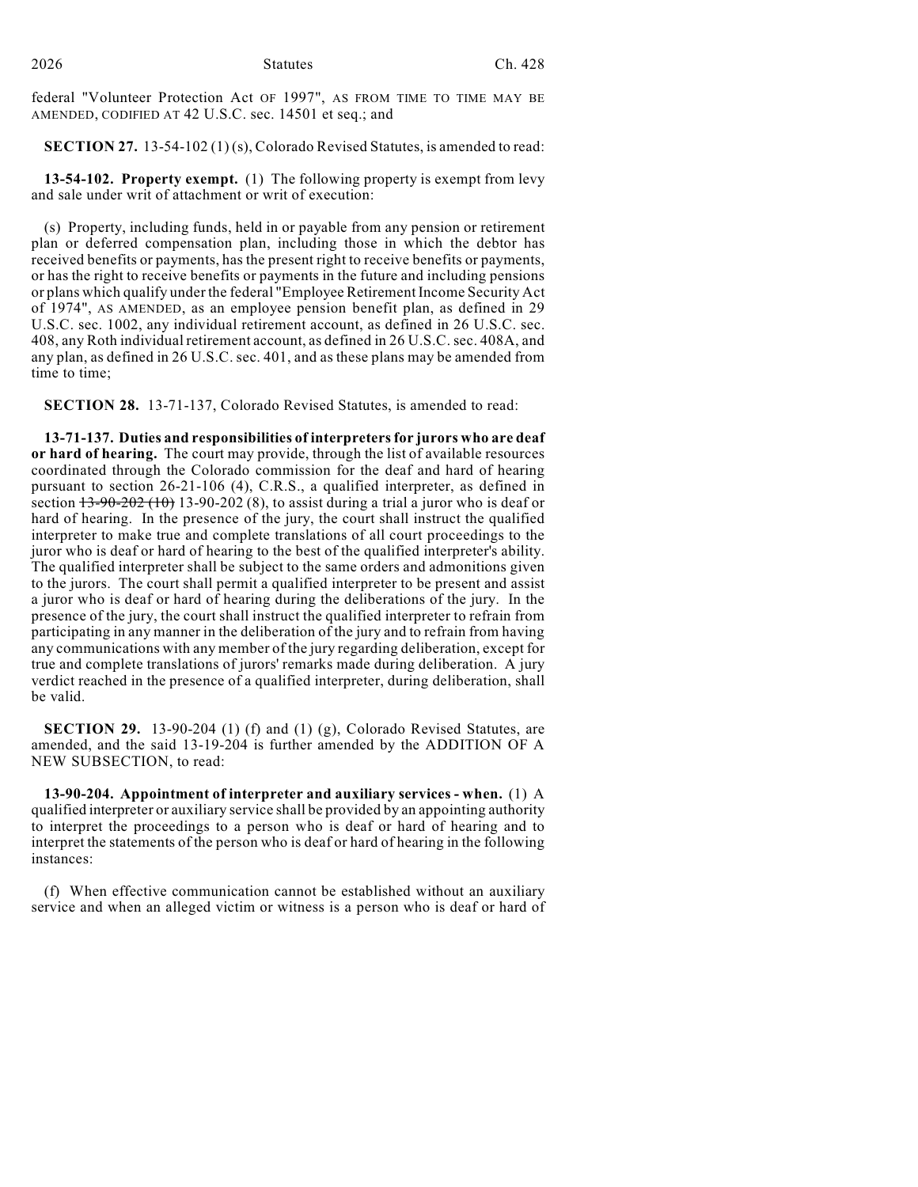federal "Volunteer Protection Act OF 1997", AS FROM TIME TO TIME MAY BE AMENDED, CODIFIED AT 42 U.S.C. sec. 14501 et seq.; and

**SECTION 27.** 13-54-102 (1) (s), Colorado Revised Statutes, is amended to read:

**13-54-102. Property exempt.** (1) The following property is exempt from levy and sale under writ of attachment or writ of execution:

(s) Property, including funds, held in or payable from any pension or retirement plan or deferred compensation plan, including those in which the debtor has received benefits or payments, has the present right to receive benefits or payments, or has the right to receive benefits or payments in the future and including pensions or plans which qualify under the federal "Employee Retirement Income Security Act of 1974", AS AMENDED, as an employee pension benefit plan, as defined in 29 U.S.C. sec. 1002, any individual retirement account, as defined in 26 U.S.C. sec. 408, any Roth individual retirement account, as defined in 26 U.S.C. sec. 408A, and any plan, as defined in 26 U.S.C. sec. 401, and as these plans may be amended from time to time;

**SECTION 28.** 13-71-137, Colorado Revised Statutes, is amended to read:

**13-71-137. Duties and responsibilities of interpreters for jurors who are deaf or hard of hearing.** The court may provide, through the list of available resources coordinated through the Colorado commission for the deaf and hard of hearing pursuant to section 26-21-106 (4), C.R.S., a qualified interpreter, as defined in section ~~13-90-202 (10)~~ 13-90-202 (8), to assist during a trial a juror who is deaf or hard of hearing. In the presence of the jury, the court shall instruct the qualified interpreter to make true and complete translations of all court proceedings to the juror who is deaf or hard of hearing to the best of the qualified interpreter's ability. The qualified interpreter shall be subject to the same orders and admonitions given to the jurors. The court shall permit a qualified interpreter to be present and assist a juror who is deaf or hard of hearing during the deliberations of the jury. In the presence of the jury, the court shall instruct the qualified interpreter to refrain from participating in any manner in the deliberation of the jury and to refrain from having any communications with any member of the jury regarding deliberation, except for true and complete translations of jurors' remarks made during deliberation. A jury verdict reached in the presence of a qualified interpreter, during deliberation, shall be valid.

**SECTION 29.** 13-90-204 (1) (f) and (1) (g), Colorado Revised Statutes, are amended, and the said 13-19-204 is further amended by the ADDITION OF A NEW SUBSECTION, to read:

**13-90-204. Appointment of interpreter and auxiliary services - when.** (1) A qualified interpreter or auxiliary service shall be provided by an appointing authority to interpret the proceedings to a person who is deaf or hard of hearing and to interpret the statements of the person who is deaf or hard of hearing in the following instances:

(f) When effective communication cannot be established without an auxiliary service and when an alleged victim or witness is a person who is deaf or hard of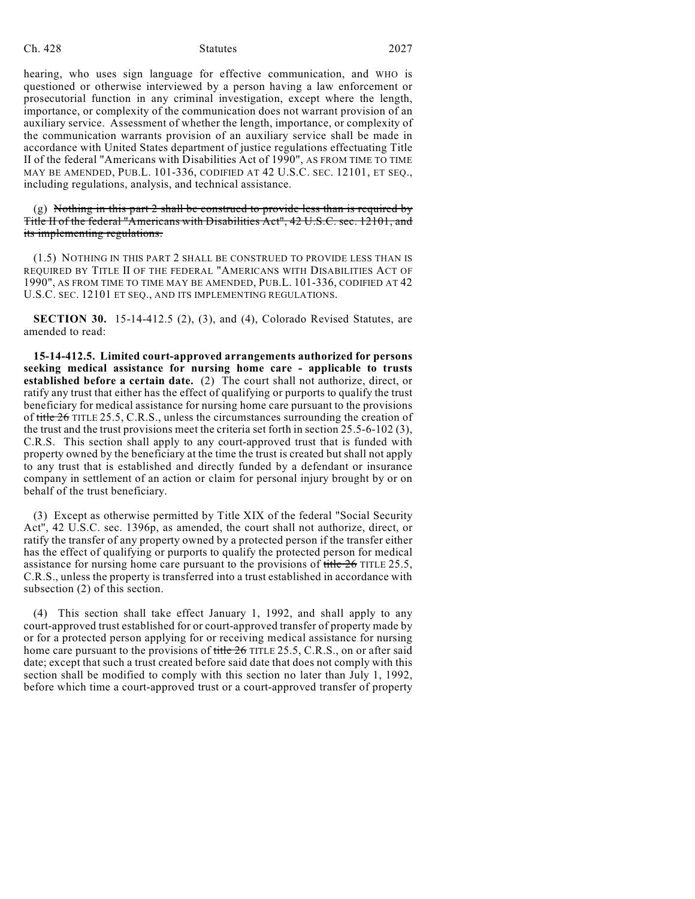hearing, who uses sign language for effective communication, and WHO is questioned or otherwise interviewed by a person having a law enforcement or prosecutorial function in any criminal investigation, except where the length, importance, or complexity of the communication does not warrant provision of an auxiliary service. Assessment of whether the length, importance, or complexity of the communication warrants provision of an auxiliary service shall be made in accordance with United States department of justice regulations effectuating Title II of the federal "Americans with Disabilities Act of 1990", AS FROM TIME TO TIME MAY BE AMENDED, PUB.L. 101-336, CODIFIED AT 42 U.S.C. SEC. 12101, ET SEQ., including regulations, analysis, and technical assistance.

(g) ~~Nothing in this part 2 shall be construed to provide less than is required by Title II of the federal "Americans with Disabilities Act", 42 U.S.C. sec. 12101, and its implementing regulations.~~

(1.5) NOTHING IN THIS PART 2 SHALL BE CONSTRUED TO PROVIDE LESS THAN IS REQUIRED BY TITLE II OF THE FEDERAL "AMERICANS WITH DISABILITIES ACT OF 1990", AS FROM TIME TO TIME MAY BE AMENDED, PUB.L. 101-336, CODIFIED AT 42 U.S.C. SEC. 12101 ET SEQ., AND ITS IMPLEMENTING REGULATIONS.

**SECTION 30.** 15-14-412.5 (2), (3), and (4), Colorado Revised Statutes, are amended to read:

**15-14-412.5. Limited court-approved arrangements authorized for persons seeking medical assistance for nursing home care - applicable to trusts established before a certain date.** (2) The court shall not authorize, direct, or ratify any trust that either has the effect of qualifying or purports to qualify the trust beneficiary for medical assistance for nursing home care pursuant to the provisions of ~~title 26~~ TITLE 25.5, C.R.S., unless the circumstances surrounding the creation of the trust and the trust provisions meet the criteria set forth in section 25.5-6-102 (3), C.R.S. This section shall apply to any court-approved trust that is funded with property owned by the beneficiary at the time the trust is created but shall not apply to any trust that is established and directly funded by a defendant or insurance company in settlement of an action or claim for personal injury brought by or on behalf of the trust beneficiary.

(3) Except as otherwise permitted by Title XIX of the federal "Social Security Act", 42 U.S.C. sec. 1396p, as amended, the court shall not authorize, direct, or ratify the transfer of any property owned by a protected person if the transfer either has the effect of qualifying or purports to qualify the protected person for medical assistance for nursing home care pursuant to the provisions of ~~title 26~~ TITLE 25.5, C.R.S., unless the property is transferred into a trust established in accordance with subsection (2) of this section.

(4) This section shall take effect January 1, 1992, and shall apply to any court-approved trust established for or court-approved transfer of property made by or for a protected person applying for or receiving medical assistance for nursing home care pursuant to the provisions of ~~title 26~~ TITLE 25.5, C.R.S., on or after said date; except that such a trust created before said date that does not comply with this section shall be modified to comply with this section no later than July 1, 1992, before which time a court-approved trust or a court-approved transfer of property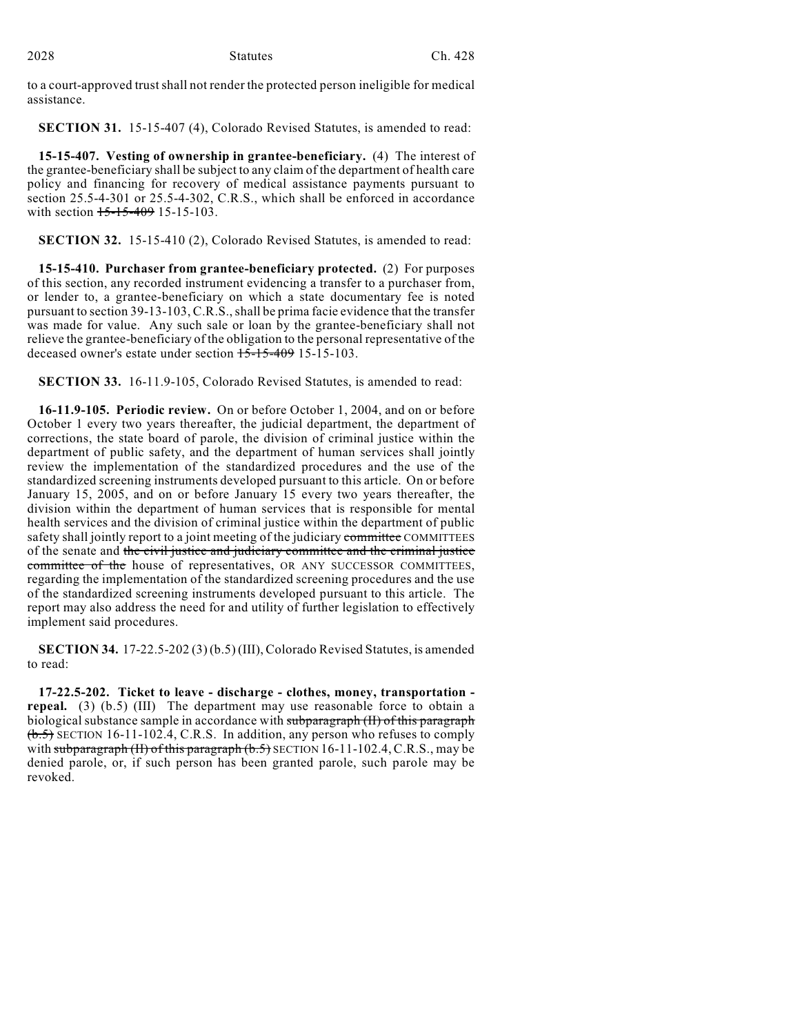to a court-approved trust shall not render the protected person ineligible for medical assistance.

**SECTION 31.** 15-15-407 (4), Colorado Revised Statutes, is amended to read:

**15-15-407. Vesting of ownership in grantee-beneficiary.** (4) The interest of the grantee-beneficiary shall be subject to any claim of the department of health care policy and financing for recovery of medical assistance payments pursuant to section 25.5-4-301 or 25.5-4-302, C.R.S., which shall be enforced in accordance with section ~~15-15-409~~ 15-15-103.

**SECTION 32.** 15-15-410 (2), Colorado Revised Statutes, is amended to read:

**15-15-410. Purchaser from grantee-beneficiary protected.** (2) For purposes of this section, any recorded instrument evidencing a transfer to a purchaser from, or lender to, a grantee-beneficiary on which a state documentary fee is noted pursuant to section 39-13-103, C.R.S., shall be prima facie evidence that the transfer was made for value. Any such sale or loan by the grantee-beneficiary shall not relieve the grantee-beneficiary of the obligation to the personal representative of the deceased owner's estate under section ~~15-15-409~~ 15-15-103.

**SECTION 33.** 16-11.9-105, Colorado Revised Statutes, is amended to read:

**16-11.9-105. Periodic review.** On or before October 1, 2004, and on or before October 1 every two years thereafter, the judicial department, the department of corrections, the state board of parole, the division of criminal justice within the department of public safety, and the department of human services shall jointly review the implementation of the standardized procedures and the use of the standardized screening instruments developed pursuant to this article. On or before January 15, 2005, and on or before January 15 every two years thereafter, the division within the department of human services that is responsible for mental health services and the division of criminal justice within the department of public safety shall jointly report to a joint meeting of the judiciary ~~committee~~ COMMITTEES of the senate and ~~the civil justice and judiciary committee and the criminal justice committee of the~~ house of representatives, OR ANY SUCCESSOR COMMITTEES, regarding the implementation of the standardized screening procedures and the use of the standardized screening instruments developed pursuant to this article. The report may also address the need for and utility of further legislation to effectively implement said procedures.

**SECTION 34.** 17-22.5-202 (3) (b.5) (III), Colorado Revised Statutes, is amended to read:

**17-22.5-202. Ticket to leave - discharge - clothes, money, transportation - repeal.** (3) (b.5) (III) The department may use reasonable force to obtain a biological substance sample in accordance with ~~subparagraph (II) of this paragraph (b.5)~~ SECTION 16-11-102.4, C.R.S. In addition, any person who refuses to comply with ~~subparagraph (II) of this paragraph (b.5)~~ SECTION 16-11-102.4, C.R.S., may be denied parole, or, if such person has been granted parole, such parole may be revoked.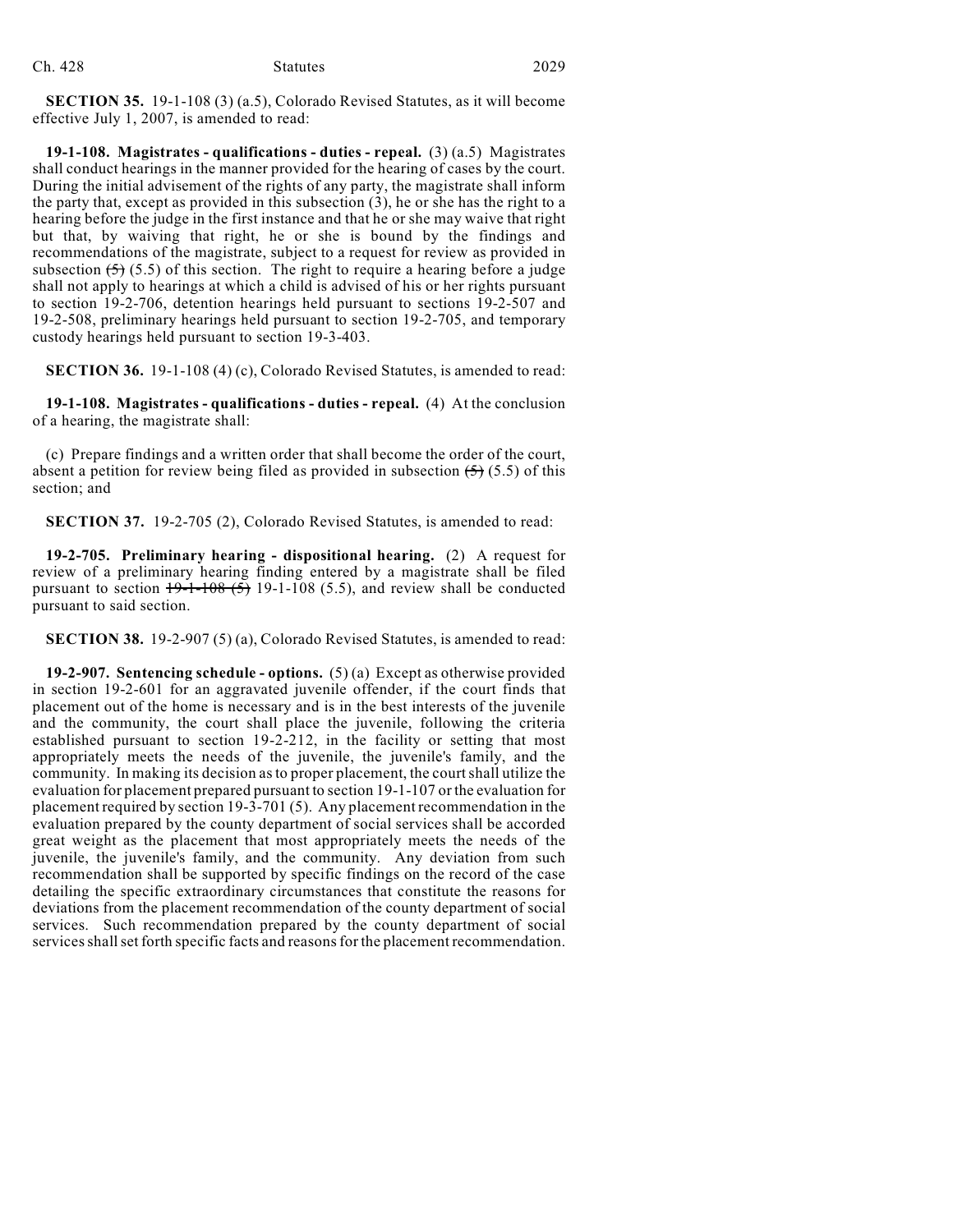**SECTION 35.** 19-1-108 (3) (a.5), Colorado Revised Statutes, as it will become effective July 1, 2007, is amended to read:

**19-1-108. Magistrates - qualifications - duties - repeal.** (3) (a.5) Magistrates shall conduct hearings in the manner provided for the hearing of cases by the court. During the initial advisement of the rights of any party, the magistrate shall inform the party that, except as provided in this subsection (3), he or she has the right to a hearing before the judge in the first instance and that he or she may waive that right but that, by waiving that right, he or she is bound by the findings and recommendations of the magistrate, subject to a request for review as provided in subsection ~~(5)~~ (5.5) of this section. The right to require a hearing before a judge shall not apply to hearings at which a child is advised of his or her rights pursuant to section 19-2-706, detention hearings held pursuant to sections 19-2-507 and 19-2-508, preliminary hearings held pursuant to section 19-2-705, and temporary custody hearings held pursuant to section 19-3-403.

**SECTION 36.** 19-1-108 (4) (c), Colorado Revised Statutes, is amended to read:

**19-1-108. Magistrates - qualifications - duties - repeal.** (4) At the conclusion of a hearing, the magistrate shall:

(c) Prepare findings and a written order that shall become the order of the court, absent a petition for review being filed as provided in subsection ~~(5)~~ (5.5) of this section; and

**SECTION 37.** 19-2-705 (2), Colorado Revised Statutes, is amended to read:

**19-2-705. Preliminary hearing - dispositional hearing.** (2) A request for review of a preliminary hearing finding entered by a magistrate shall be filed pursuant to section ~~19-1-108 (5)~~ 19-1-108 (5.5), and review shall be conducted pursuant to said section.

**SECTION 38.** 19-2-907 (5) (a), Colorado Revised Statutes, is amended to read:

**19-2-907. Sentencing schedule - options.** (5) (a) Except as otherwise provided in section 19-2-601 for an aggravated juvenile offender, if the court finds that placement out of the home is necessary and is in the best interests of the juvenile and the community, the court shall place the juvenile, following the criteria established pursuant to section 19-2-212, in the facility or setting that most appropriately meets the needs of the juvenile, the juvenile's family, and the community. In making its decision as to proper placement, the court shall utilize the evaluation for placement prepared pursuant to section 19-1-107 or the evaluation for placement required by section 19-3-701 (5). Any placement recommendation in the evaluation prepared by the county department of social services shall be accorded great weight as the placement that most appropriately meets the needs of the juvenile, the juvenile's family, and the community. Any deviation from such recommendation shall be supported by specific findings on the record of the case detailing the specific extraordinary circumstances that constitute the reasons for deviations from the placement recommendation of the county department of social services. Such recommendation prepared by the county department of social services shall set forth specific facts and reasons for the placement recommendation.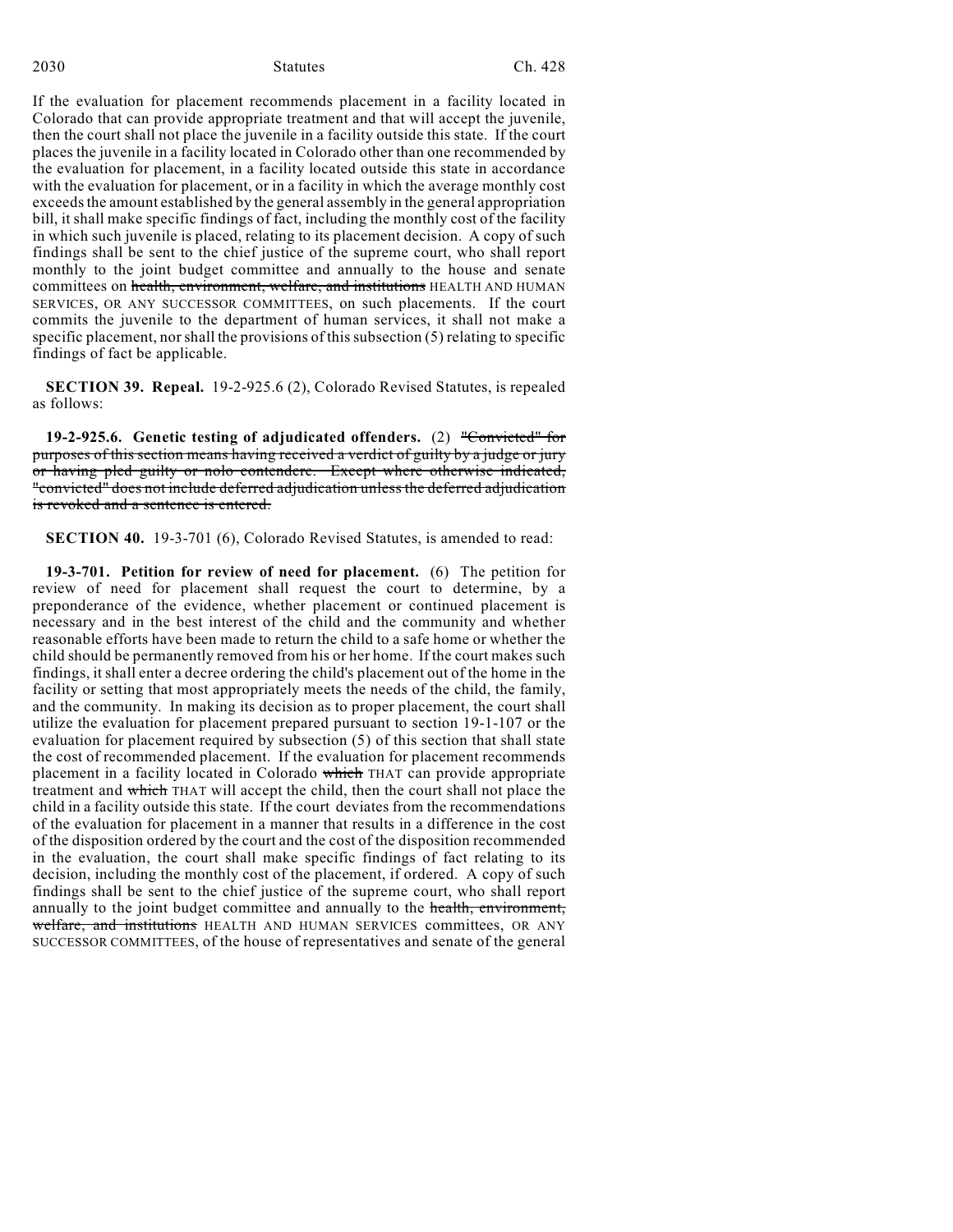If the evaluation for placement recommends placement in a facility located in Colorado that can provide appropriate treatment and that will accept the juvenile, then the court shall not place the juvenile in a facility outside this state. If the court places the juvenile in a facility located in Colorado other than one recommended by the evaluation for placement, in a facility located outside this state in accordance with the evaluation for placement, or in a facility in which the average monthly cost exceeds the amount established by the general assembly in the general appropriation bill, it shall make specific findings of fact, including the monthly cost of the facility in which such juvenile is placed, relating to its placement decision. A copy of such findings shall be sent to the chief justice of the supreme court, who shall report monthly to the joint budget committee and annually to the house and senate committees on ~~health, environment, welfare, and institutions~~ HEALTH AND HUMAN SERVICES, OR ANY SUCCESSOR COMMITTEES, on such placements. If the court commits the juvenile to the department of human services, it shall not make a specific placement, nor shall the provisions of this subsection (5) relating to specific findings of fact be applicable.

**SECTION 39. Repeal.** 19-2-925.6 (2), Colorado Revised Statutes, is repealed as follows:

**19-2-925.6. Genetic testing of adjudicated offenders.** (2) ~~"Convicted" for purposes of this section means having received a verdict of guilty by a judge or jury or having pled guilty or nolo contendere. Except where otherwise indicated, "convicted" does not include deferred adjudication unless the deferred adjudication is revoked and a sentence is entered.~~

**SECTION 40.** 19-3-701 (6), Colorado Revised Statutes, is amended to read:

**19-3-701. Petition for review of need for placement.** (6) The petition for review of need for placement shall request the court to determine, by a preponderance of the evidence, whether placement or continued placement is necessary and in the best interest of the child and the community and whether reasonable efforts have been made to return the child to a safe home or whether the child should be permanently removed from his or her home. If the court makes such findings, it shall enter a decree ordering the child's placement out of the home in the facility or setting that most appropriately meets the needs of the child, the family, and the community. In making its decision as to proper placement, the court shall utilize the evaluation for placement prepared pursuant to section 19-1-107 or the evaluation for placement required by subsection (5) of this section that shall state the cost of recommended placement. If the evaluation for placement recommends placement in a facility located in Colorado ~~which~~ THAT can provide appropriate treatment and ~~which~~ THAT will accept the child, then the court shall not place the child in a facility outside this state. If the court deviates from the recommendations of the evaluation for placement in a manner that results in a difference in the cost of the disposition ordered by the court and the cost of the disposition recommended in the evaluation, the court shall make specific findings of fact relating to its decision, including the monthly cost of the placement, if ordered. A copy of such findings shall be sent to the chief justice of the supreme court, who shall report annually to the joint budget committee and annually to the ~~health, environment, welfare, and institutions~~ HEALTH AND HUMAN SERVICES committees, OR ANY SUCCESSOR COMMITTEES, of the house of representatives and senate of the general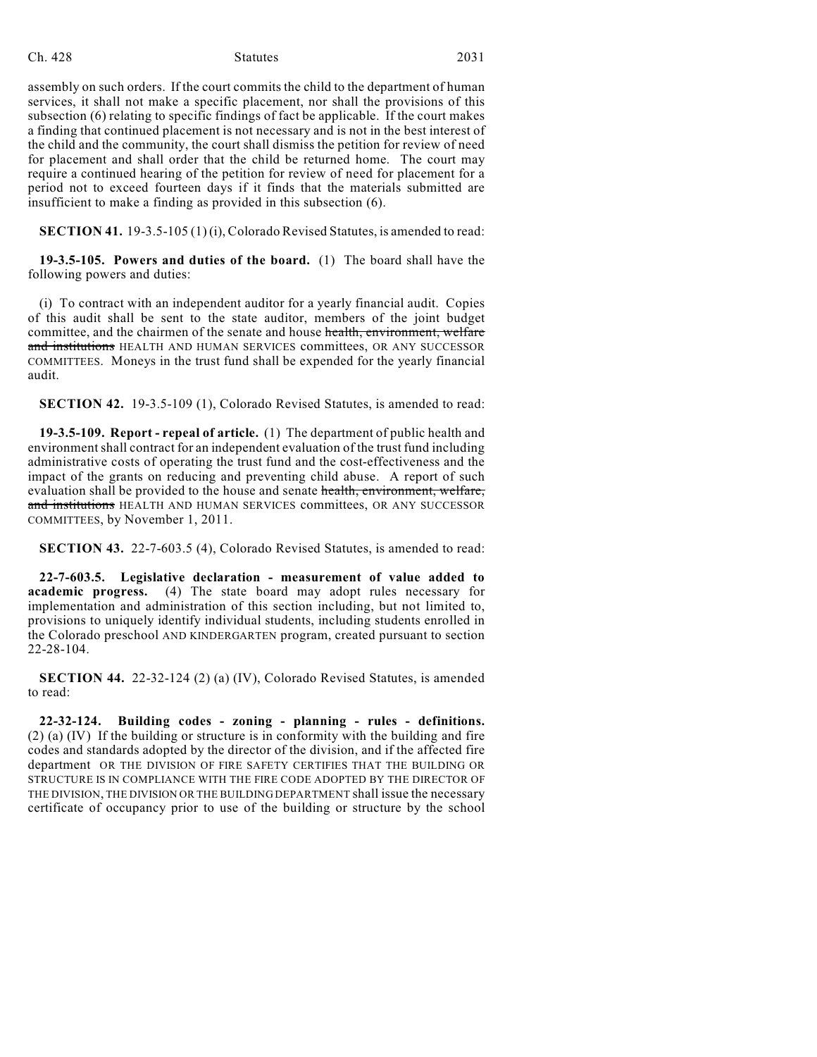assembly on such orders. If the court commits the child to the department of human services, it shall not make a specific placement, nor shall the provisions of this subsection (6) relating to specific findings of fact be applicable. If the court makes a finding that continued placement is not necessary and is not in the best interest of the child and the community, the court shall dismiss the petition for review of need for placement and shall order that the child be returned home. The court may require a continued hearing of the petition for review of need for placement for a period not to exceed fourteen days if it finds that the materials submitted are insufficient to make a finding as provided in this subsection (6).

**SECTION 41.** 19-3.5-105 (1) (i), Colorado Revised Statutes, is amended to read:

**19-3.5-105. Powers and duties of the board.** (1) The board shall have the following powers and duties:

(i) To contract with an independent auditor for a yearly financial audit. Copies of this audit shall be sent to the state auditor, members of the joint budget committee, and the chairmen of the senate and house ~~health, environment, welfare and institutions~~ HEALTH AND HUMAN SERVICES committees, OR ANY SUCCESSOR COMMITTEES. Moneys in the trust fund shall be expended for the yearly financial audit.

**SECTION 42.** 19-3.5-109 (1), Colorado Revised Statutes, is amended to read:

**19-3.5-109. Report - repeal of article.** (1) The department of public health and environment shall contract for an independent evaluation of the trust fund including administrative costs of operating the trust fund and the cost-effectiveness and the impact of the grants on reducing and preventing child abuse. A report of such evaluation shall be provided to the house and senate ~~health, environment, welfare, and institutions~~ HEALTH AND HUMAN SERVICES committees, OR ANY SUCCESSOR COMMITTEES, by November 1, 2011.

**SECTION 43.** 22-7-603.5 (4), Colorado Revised Statutes, is amended to read:

**22-7-603.5. Legislative declaration - measurement of value added to academic progress.** (4) The state board may adopt rules necessary for implementation and administration of this section including, but not limited to, provisions to uniquely identify individual students, including students enrolled in the Colorado preschool AND KINDERGARTEN program, created pursuant to section 22-28-104.

**SECTION 44.** 22-32-124 (2) (a) (IV), Colorado Revised Statutes, is amended to read:

**22-32-124. Building codes - zoning - planning - rules - definitions.** (2) (a) (IV) If the building or structure is in conformity with the building and fire codes and standards adopted by the director of the division, and if the affected fire department OR THE DIVISION OF FIRE SAFETY CERTIFIES THAT THE BUILDING OR STRUCTURE IS IN COMPLIANCE WITH THE FIRE CODE ADOPTED BY THE DIRECTOR OF THE DIVISION, THE DIVISION OR THE BUILDING DEPARTMENT shall issue the necessary certificate of occupancy prior to use of the building or structure by the school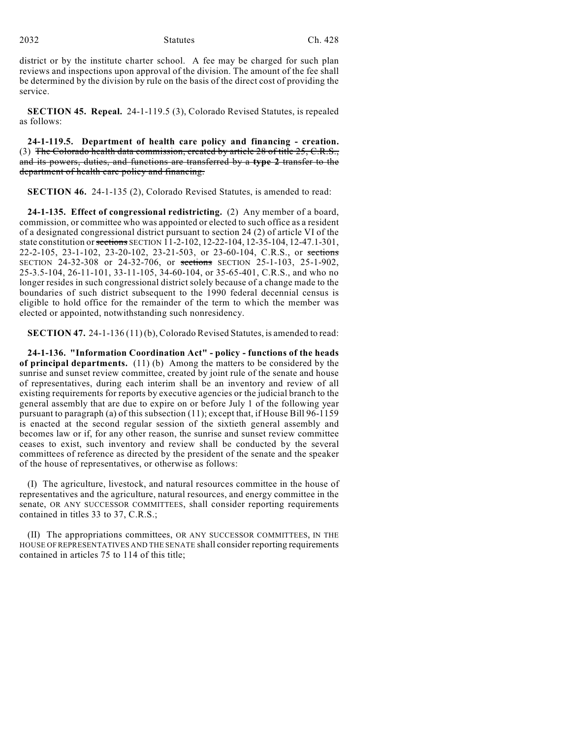district or by the institute charter school. A fee may be charged for such plan reviews and inspections upon approval of the division. The amount of the fee shall be determined by the division by rule on the basis of the direct cost of providing the service.

**SECTION 45. Repeal.** 24-1-119.5 (3), Colorado Revised Statutes, is repealed as follows:

**24-1-119.5. Department of health care policy and financing - creation.** (3) ~~The Colorado health data commission, created by article 28 of title 25, C.R.S., and its powers, duties, and functions are transferred by a **type 2** transfer to the department of health care policy and financing.~~

**SECTION 46.** 24-1-135 (2), Colorado Revised Statutes, is amended to read:

**24-1-135. Effect of congressional redistricting.** (2) Any member of a board, commission, or committee who was appointed or elected to such office as a resident of a designated congressional district pursuant to section 24 (2) of article VI of the state constitution or ~~sections~~ SECTION 11-2-102, 12-22-104, 12-35-104, 12-47.1-301, 22-2-105, 23-1-102, 23-20-102, 23-21-503, or 23-60-104, C.R.S., or ~~sections~~ SECTION 24-32-308 or 24-32-706, or ~~sections~~ SECTION 25-1-103, 25-1-902, 25-3.5-104, 26-11-101, 33-11-105, 34-60-104, or 35-65-401, C.R.S., and who no longer resides in such congressional district solely because of a change made to the boundaries of such district subsequent to the 1990 federal decennial census is eligible to hold office for the remainder of the term to which the member was elected or appointed, notwithstanding such nonresidency.

**SECTION 47.** 24-1-136 (11) (b), Colorado Revised Statutes, is amended to read:

**24-1-136. "Information Coordination Act" - policy - functions of the heads of principal departments.** (11) (b) Among the matters to be considered by the sunrise and sunset review committee, created by joint rule of the senate and house of representatives, during each interim shall be an inventory and review of all existing requirements for reports by executive agencies or the judicial branch to the general assembly that are due to expire on or before July 1 of the following year pursuant to paragraph (a) of this subsection (11); except that, if House Bill 96-1159 is enacted at the second regular session of the sixtieth general assembly and becomes law or if, for any other reason, the sunrise and sunset review committee ceases to exist, such inventory and review shall be conducted by the several committees of reference as directed by the president of the senate and the speaker of the house of representatives, or otherwise as follows:

(I) The agriculture, livestock, and natural resources committee in the house of representatives and the agriculture, natural resources, and energy committee in the senate, OR ANY SUCCESSOR COMMITTEES, shall consider reporting requirements contained in titles 33 to 37, C.R.S.;

(II) The appropriations committees, OR ANY SUCCESSOR COMMITTEES, IN THE HOUSE OF REPRESENTATIVES AND THE SENATE shall consider reporting requirements contained in articles 75 to 114 of this title;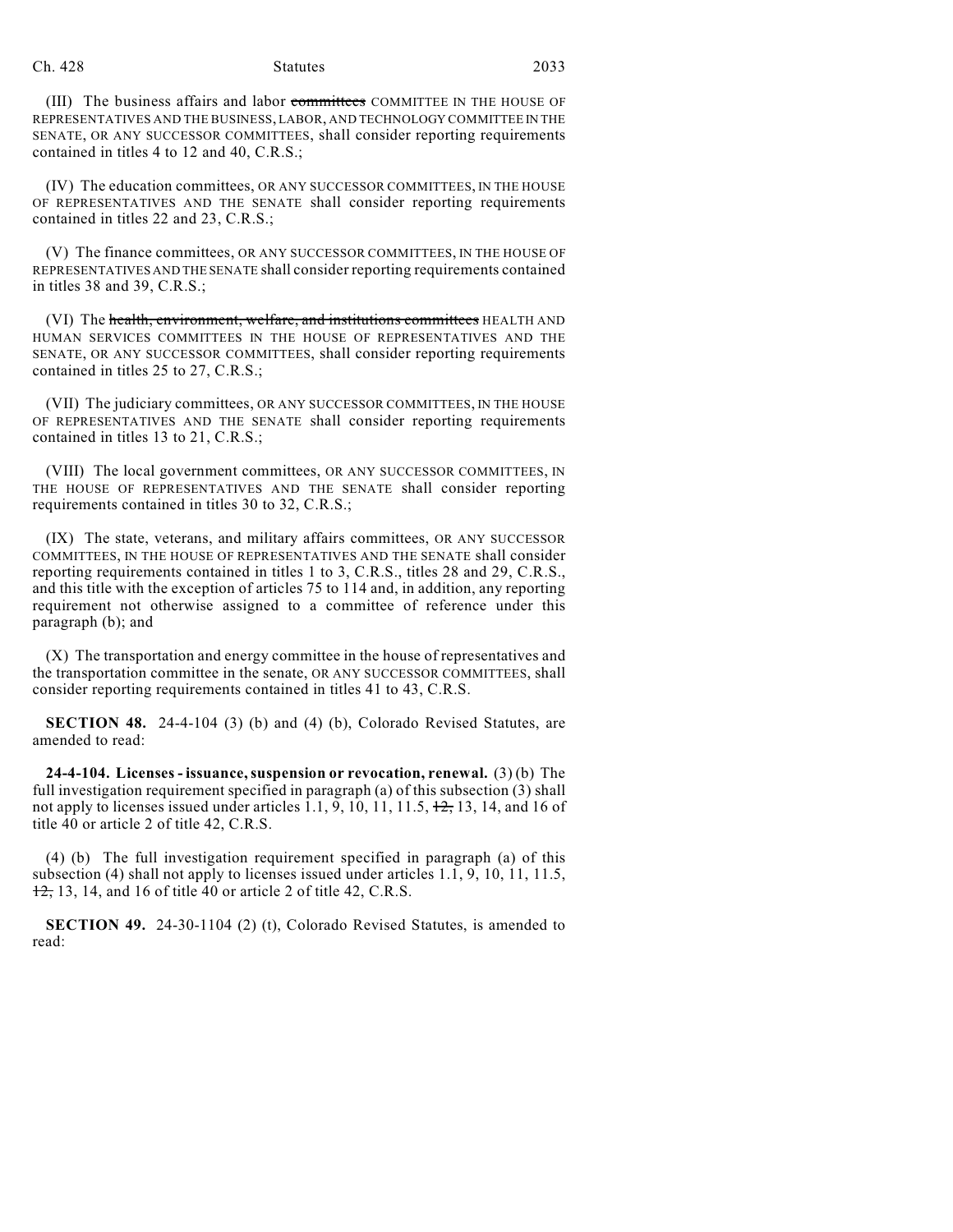(III) The business affairs and labor ~~committees~~ COMMITTEE IN THE HOUSE OF REPRESENTATIVES AND THE BUSINESS, LABOR, AND TECHNOLOGY COMMITTEE IN THE SENATE, OR ANY SUCCESSOR COMMITTEES, shall consider reporting requirements contained in titles 4 to 12 and 40, C.R.S.;

(IV) The education committees, OR ANY SUCCESSOR COMMITTEES, IN THE HOUSE OF REPRESENTATIVES AND THE SENATE shall consider reporting requirements contained in titles 22 and 23, C.R.S.;

(V) The finance committees, OR ANY SUCCESSOR COMMITTEES, IN THE HOUSE OF REPRESENTATIVES AND THE SENATE shall consider reporting requirements contained in titles 38 and 39, C.R.S.;

(VI) The ~~health, environment, welfare, and institutions committees~~ HEALTH AND HUMAN SERVICES COMMITTEES IN THE HOUSE OF REPRESENTATIVES AND THE SENATE, OR ANY SUCCESSOR COMMITTEES, shall consider reporting requirements contained in titles 25 to 27, C.R.S.;

(VII) The judiciary committees, OR ANY SUCCESSOR COMMITTEES, IN THE HOUSE OF REPRESENTATIVES AND THE SENATE shall consider reporting requirements contained in titles 13 to 21, C.R.S.;

(VIII) The local government committees, OR ANY SUCCESSOR COMMITTEES, IN THE HOUSE OF REPRESENTATIVES AND THE SENATE shall consider reporting requirements contained in titles 30 to 32, C.R.S.;

(IX) The state, veterans, and military affairs committees, OR ANY SUCCESSOR COMMITTEES, IN THE HOUSE OF REPRESENTATIVES AND THE SENATE shall consider reporting requirements contained in titles 1 to 3, C.R.S., titles 28 and 29, C.R.S., and this title with the exception of articles 75 to 114 and, in addition, any reporting requirement not otherwise assigned to a committee of reference under this paragraph (b); and

(X) The transportation and energy committee in the house of representatives and the transportation committee in the senate, OR ANY SUCCESSOR COMMITTEES, shall consider reporting requirements contained in titles 41 to 43, C.R.S.

**SECTION 48.** 24-4-104 (3) (b) and (4) (b), Colorado Revised Statutes, are amended to read:

**24-4-104. Licenses - issuance, suspension or revocation, renewal.** (3) (b) The full investigation requirement specified in paragraph (a) of this subsection (3) shall not apply to licenses issued under articles 1.1, 9, 10, 11, 11.5, ~~12,~~ 13, 14, and 16 of title 40 or article 2 of title 42, C.R.S.

(4) (b) The full investigation requirement specified in paragraph (a) of this subsection (4) shall not apply to licenses issued under articles 1.1, 9, 10, 11, 11.5, ~~12,~~ 13, 14, and 16 of title 40 or article 2 of title 42, C.R.S.

**SECTION 49.** 24-30-1104 (2) (t), Colorado Revised Statutes, is amended to read: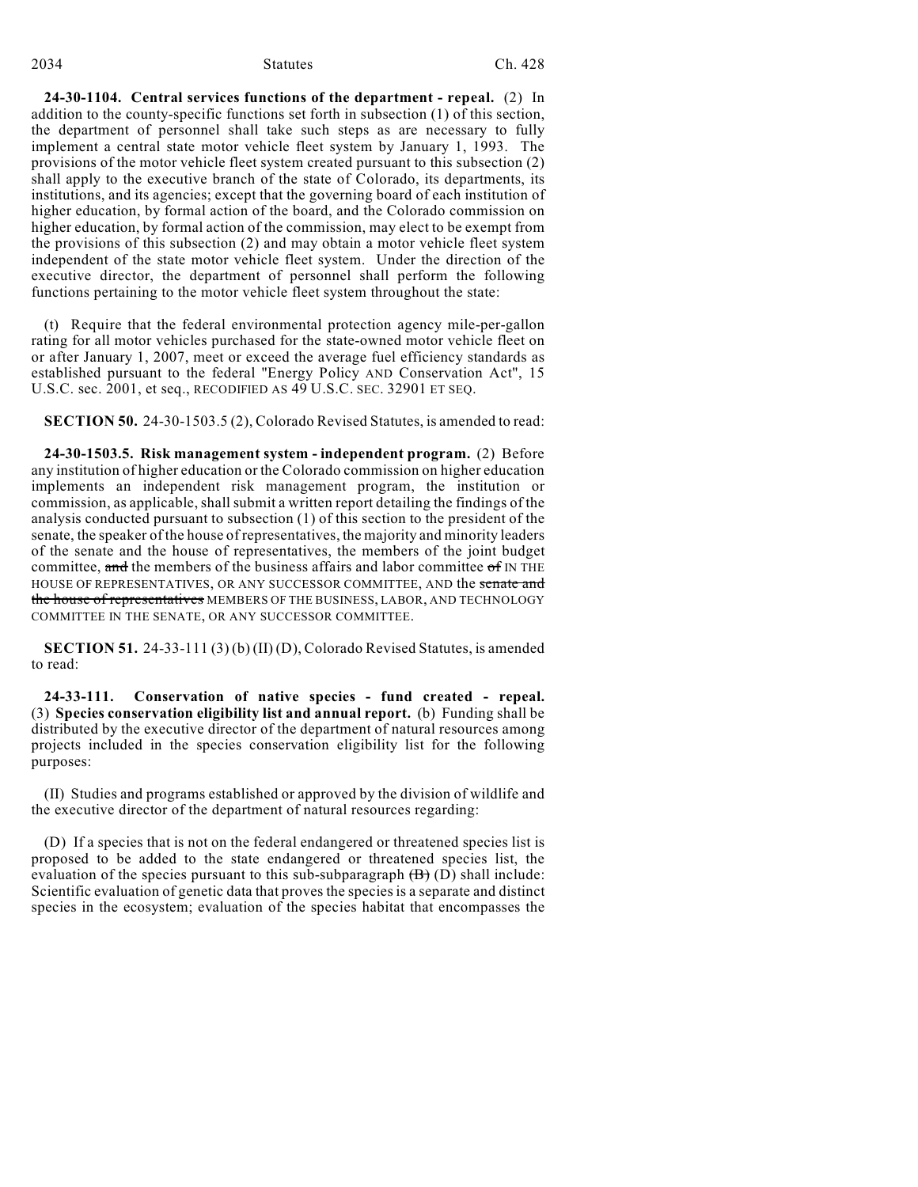**24-30-1104. Central services functions of the department - repeal.** (2) In addition to the county-specific functions set forth in subsection (1) of this section, the department of personnel shall take such steps as are necessary to fully implement a central state motor vehicle fleet system by January 1, 1993. The provisions of the motor vehicle fleet system created pursuant to this subsection (2) shall apply to the executive branch of the state of Colorado, its departments, its institutions, and its agencies; except that the governing board of each institution of higher education, by formal action of the board, and the Colorado commission on higher education, by formal action of the commission, may elect to be exempt from the provisions of this subsection (2) and may obtain a motor vehicle fleet system independent of the state motor vehicle fleet system. Under the direction of the executive director, the department of personnel shall perform the following functions pertaining to the motor vehicle fleet system throughout the state:

(t) Require that the federal environmental protection agency mile-per-gallon rating for all motor vehicles purchased for the state-owned motor vehicle fleet on or after January 1, 2007, meet or exceed the average fuel efficiency standards as established pursuant to the federal "Energy Policy AND Conservation Act", 15 U.S.C. sec. 2001, et seq., RECODIFIED AS 49 U.S.C. SEC. 32901 ET SEQ.

**SECTION 50.** 24-30-1503.5 (2), Colorado Revised Statutes, is amended to read:

**24-30-1503.5. Risk management system - independent program.** (2) Before any institution of higher education or the Colorado commission on higher education implements an independent risk management program, the institution or commission, as applicable, shall submit a written report detailing the findings of the analysis conducted pursuant to subsection (1) of this section to the president of the senate, the speaker of the house of representatives, the majority and minority leaders of the senate and the house of representatives, the members of the joint budget committee, ~~and~~ the members of the business affairs and labor committee ~~of~~ IN THE HOUSE OF REPRESENTATIVES, OR ANY SUCCESSOR COMMITTEE, AND the ~~senate and the house of representatives~~ MEMBERS OF THE BUSINESS, LABOR, AND TECHNOLOGY COMMITTEE IN THE SENATE, OR ANY SUCCESSOR COMMITTEE.

**SECTION 51.** 24-33-111 (3) (b) (II) (D), Colorado Revised Statutes, is amended to read:

**24-33-111. Conservation of native species - fund created - repeal.** (3) **Species conservation eligibility list and annual report.** (b) Funding shall be distributed by the executive director of the department of natural resources among projects included in the species conservation eligibility list for the following purposes:

(II) Studies and programs established or approved by the division of wildlife and the executive director of the department of natural resources regarding:

(D) If a species that is not on the federal endangered or threatened species list is proposed to be added to the state endangered or threatened species list, the evaluation of the species pursuant to this sub-subparagraph ~~(B)~~ (D) shall include: Scientific evaluation of genetic data that proves the species is a separate and distinct species in the ecosystem; evaluation of the species habitat that encompasses the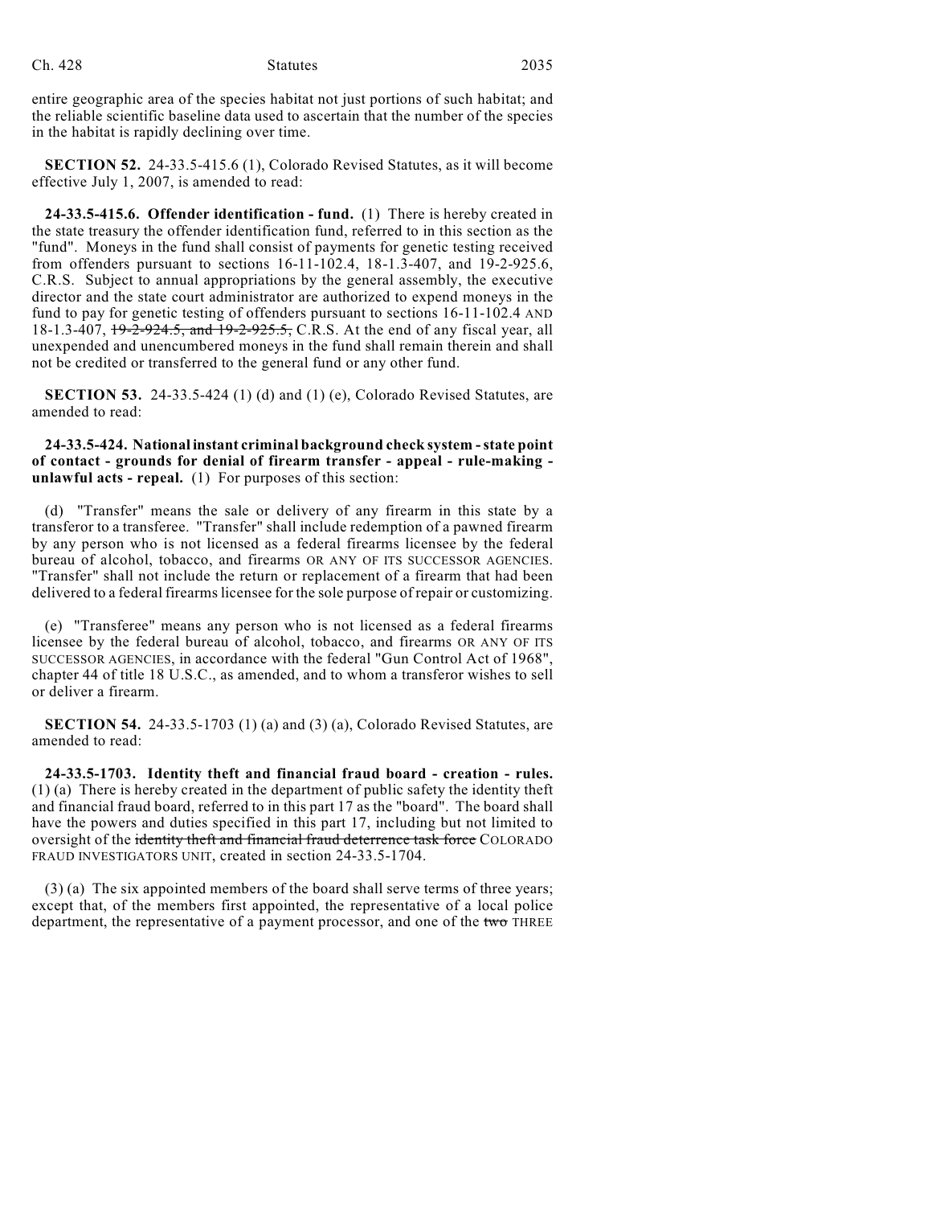entire geographic area of the species habitat not just portions of such habitat; and the reliable scientific baseline data used to ascertain that the number of the species in the habitat is rapidly declining over time.

**SECTION 52.** 24-33.5-415.6 (1), Colorado Revised Statutes, as it will become effective July 1, 2007, is amended to read:

**24-33.5-415.6. Offender identification - fund.** (1) There is hereby created in the state treasury the offender identification fund, referred to in this section as the "fund". Moneys in the fund shall consist of payments for genetic testing received from offenders pursuant to sections 16-11-102.4, 18-1.3-407, and 19-2-925.6, C.R.S. Subject to annual appropriations by the general assembly, the executive director and the state court administrator are authorized to expend moneys in the fund to pay for genetic testing of offenders pursuant to sections 16-11-102.4 AND 18-1.3-407, ~~19-2-924.5, and 19-2-925.5,~~ C.R.S. At the end of any fiscal year, all unexpended and unencumbered moneys in the fund shall remain therein and shall not be credited or transferred to the general fund or any other fund.

**SECTION 53.** 24-33.5-424 (1) (d) and (1) (e), Colorado Revised Statutes, are amended to read:

**24-33.5-424. National instant criminal background check system - state point of contact - grounds for denial of firearm transfer - appeal - rule-making - unlawful acts - repeal.** (1) For purposes of this section:

(d) "Transfer" means the sale or delivery of any firearm in this state by a transferor to a transferee. "Transfer" shall include redemption of a pawned firearm by any person who is not licensed as a federal firearms licensee by the federal bureau of alcohol, tobacco, and firearms OR ANY OF ITS SUCCESSOR AGENCIES. "Transfer" shall not include the return or replacement of a firearm that had been delivered to a federal firearms licensee for the sole purpose of repair or customizing.

(e) "Transferee" means any person who is not licensed as a federal firearms licensee by the federal bureau of alcohol, tobacco, and firearms OR ANY OF ITS SUCCESSOR AGENCIES, in accordance with the federal "Gun Control Act of 1968", chapter 44 of title 18 U.S.C., as amended, and to whom a transferor wishes to sell or deliver a firearm.

**SECTION 54.** 24-33.5-1703 (1) (a) and (3) (a), Colorado Revised Statutes, are amended to read:

**24-33.5-1703. Identity theft and financial fraud board - creation - rules.** (1) (a) There is hereby created in the department of public safety the identity theft and financial fraud board, referred to in this part 17 as the "board". The board shall have the powers and duties specified in this part 17, including but not limited to oversight of the ~~identity theft and financial fraud deterrence task force~~ COLORADO FRAUD INVESTIGATORS UNIT, created in section 24-33.5-1704.

(3) (a) The six appointed members of the board shall serve terms of three years; except that, of the members first appointed, the representative of a local police department, the representative of a payment processor, and one of the ~~two~~ THREE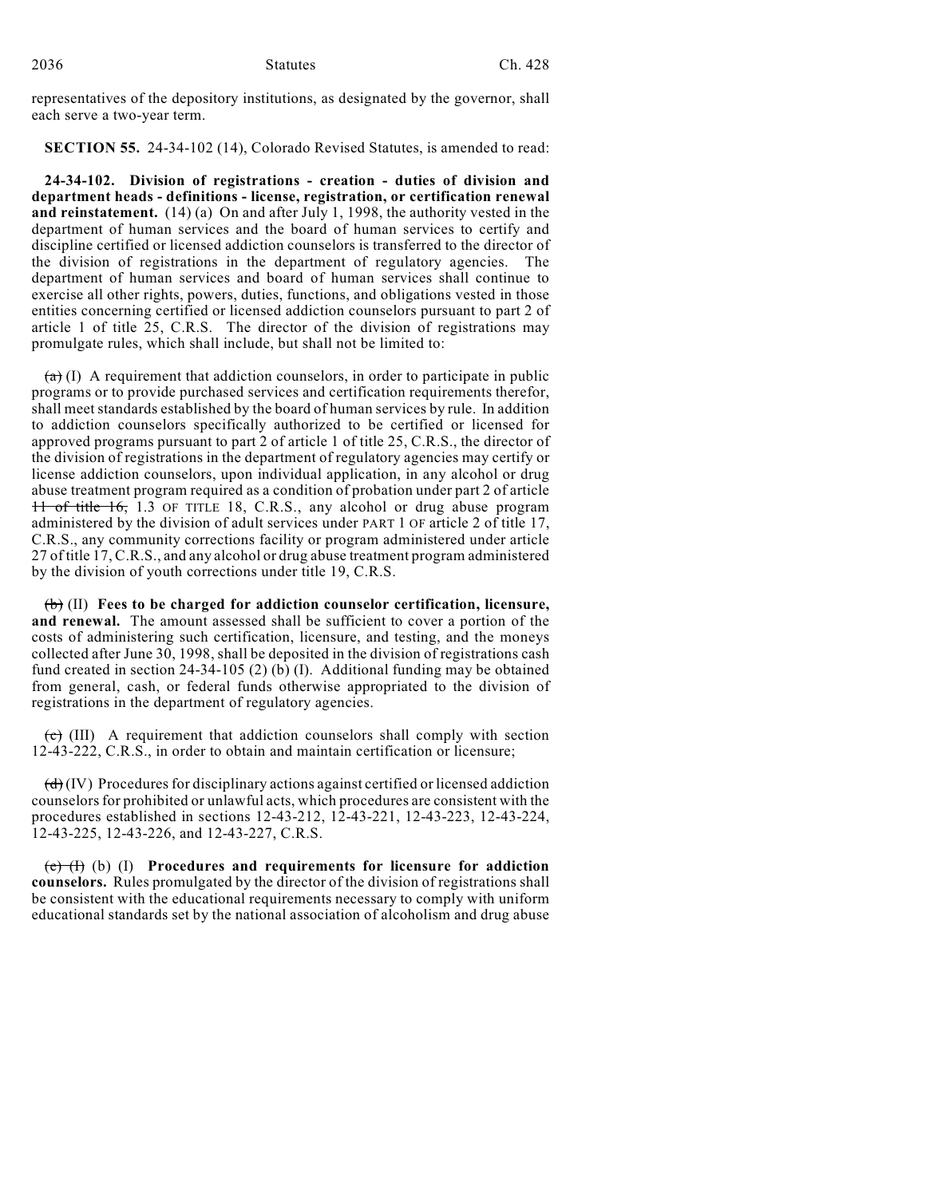representatives of the depository institutions, as designated by the governor, shall each serve a two-year term.

**SECTION 55.** 24-34-102 (14), Colorado Revised Statutes, is amended to read:

**24-34-102. Division of registrations - creation - duties of division and department heads - definitions - license, registration, or certification renewal and reinstatement.** (14) (a) On and after July 1, 1998, the authority vested in the department of human services and the board of human services to certify and discipline certified or licensed addiction counselors is transferred to the director of the division of registrations in the department of regulatory agencies. The department of human services and board of human services shall continue to exercise all other rights, powers, duties, functions, and obligations vested in those entities concerning certified or licensed addiction counselors pursuant to part 2 of article 1 of title 25, C.R.S. The director of the division of registrations may promulgate rules, which shall include, but shall not be limited to:

~~(a)~~ (I) A requirement that addiction counselors, in order to participate in public programs or to provide purchased services and certification requirements therefor, shall meet standards established by the board of human services by rule. In addition to addiction counselors specifically authorized to be certified or licensed for approved programs pursuant to part 2 of article 1 of title 25, C.R.S., the director of the division of registrations in the department of regulatory agencies may certify or license addiction counselors, upon individual application, in any alcohol or drug abuse treatment program required as a condition of probation under part 2 of article ~~11 of title 16,~~ 1.3 OF TITLE 18, C.R.S., any alcohol or drug abuse program administered by the division of adult services under PART 1 OF article 2 of title 17, C.R.S., any community corrections facility or program administered under article 27 of title 17, C.R.S., and any alcohol or drug abuse treatment program administered by the division of youth corrections under title 19, C.R.S.

~~(b)~~ (II) **Fees to be charged for addiction counselor certification, licensure, and renewal.** The amount assessed shall be sufficient to cover a portion of the costs of administering such certification, licensure, and testing, and the moneys collected after June 30, 1998, shall be deposited in the division of registrations cash fund created in section 24-34-105 (2) (b) (I). Additional funding may be obtained from general, cash, or federal funds otherwise appropriated to the division of registrations in the department of regulatory agencies.

~~(c)~~ (III) A requirement that addiction counselors shall comply with section 12-43-222, C.R.S., in order to obtain and maintain certification or licensure;

~~(d)~~ (IV) Procedures for disciplinary actions against certified or licensed addiction counselors for prohibited or unlawful acts, which procedures are consistent with the procedures established in sections 12-43-212, 12-43-221, 12-43-223, 12-43-224, 12-43-225, 12-43-226, and 12-43-227, C.R.S.

~~(e) (I)~~ (b) (I) **Procedures and requirements for licensure for addiction counselors.** Rules promulgated by the director of the division of registrations shall be consistent with the educational requirements necessary to comply with uniform educational standards set by the national association of alcoholism and drug abuse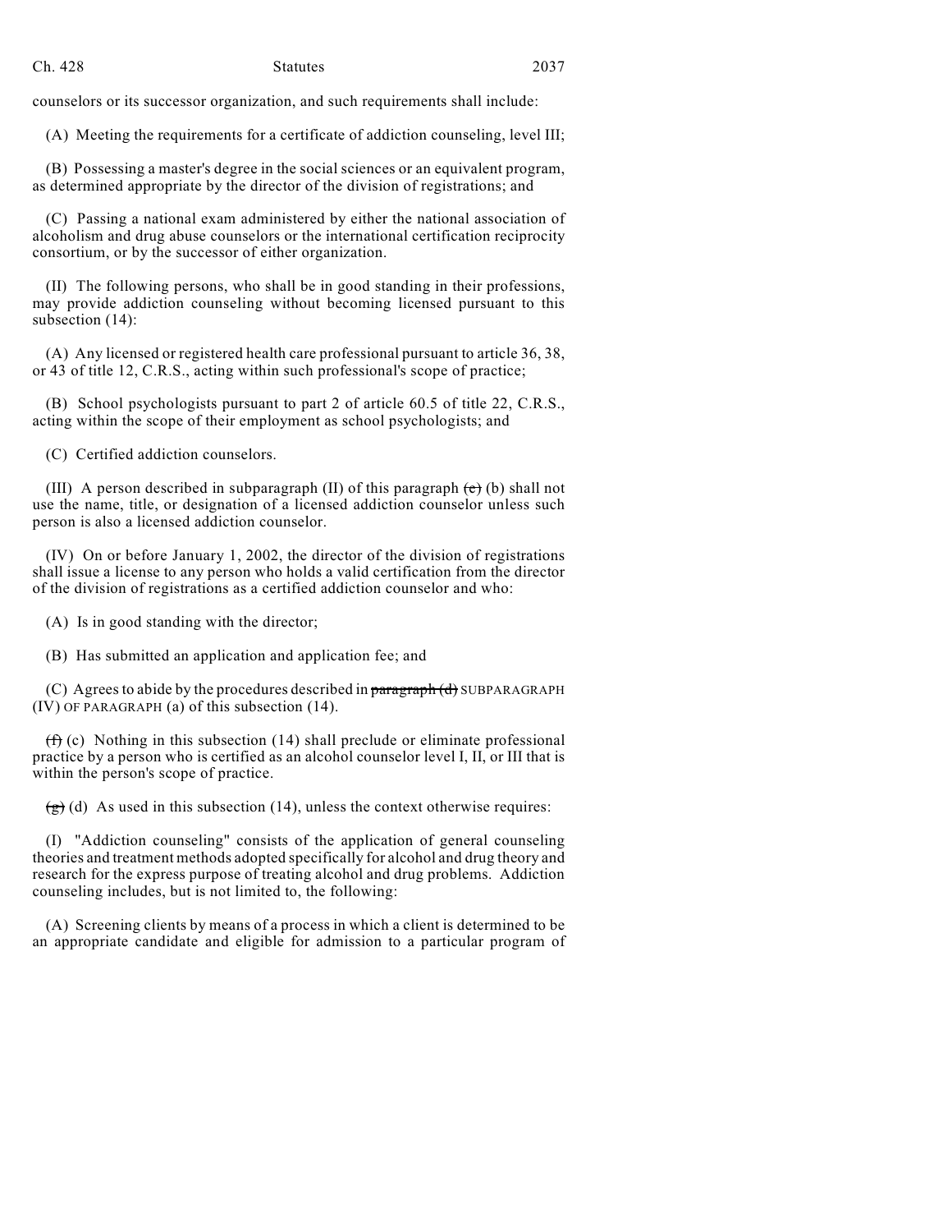counselors or its successor organization, and such requirements shall include:

(A) Meeting the requirements for a certificate of addiction counseling, level III;

(B) Possessing a master's degree in the social sciences or an equivalent program, as determined appropriate by the director of the division of registrations; and

(C) Passing a national exam administered by either the national association of alcoholism and drug abuse counselors or the international certification reciprocity consortium, or by the successor of either organization.

(II) The following persons, who shall be in good standing in their professions, may provide addiction counseling without becoming licensed pursuant to this subsection (14):

(A) Any licensed or registered health care professional pursuant to article 36, 38, or 43 of title 12, C.R.S., acting within such professional's scope of practice;

(B) School psychologists pursuant to part 2 of article 60.5 of title 22, C.R.S., acting within the scope of their employment as school psychologists; and

(C) Certified addiction counselors.

(III) A person described in subparagraph (II) of this paragraph ~~(c)~~ (b) shall not use the name, title, or designation of a licensed addiction counselor unless such person is also a licensed addiction counselor.

(IV) On or before January 1, 2002, the director of the division of registrations shall issue a license to any person who holds a valid certification from the director of the division of registrations as a certified addiction counselor and who:

(A) Is in good standing with the director;

(B) Has submitted an application and application fee; and

(C) Agrees to abide by the procedures described in ~~paragraph (d)~~ SUBPARAGRAPH (IV) OF PARAGRAPH (a) of this subsection (14).

~~(f)~~ (c) Nothing in this subsection (14) shall preclude or eliminate professional practice by a person who is certified as an alcohol counselor level I, II, or III that is within the person's scope of practice.

~~(g)~~ (d) As used in this subsection (14), unless the context otherwise requires:

(I) "Addiction counseling" consists of the application of general counseling theories and treatment methods adopted specifically for alcohol and drug theory and research for the express purpose of treating alcohol and drug problems. Addiction counseling includes, but is not limited to, the following:

(A) Screening clients by means of a process in which a client is determined to be an appropriate candidate and eligible for admission to a particular program of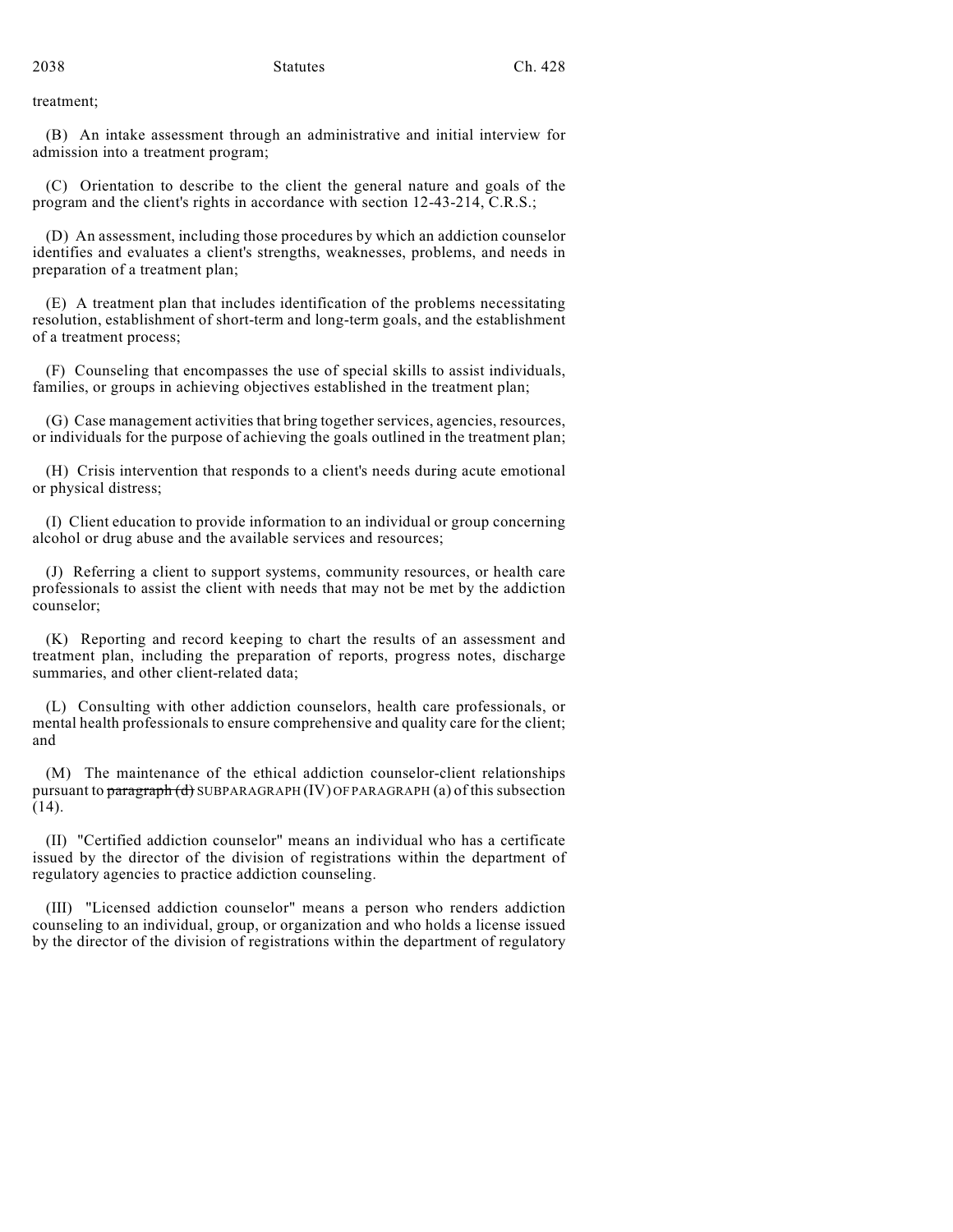treatment;

(B) An intake assessment through an administrative and initial interview for admission into a treatment program;

(C) Orientation to describe to the client the general nature and goals of the program and the client's rights in accordance with section 12-43-214, C.R.S.;

(D) An assessment, including those procedures by which an addiction counselor identifies and evaluates a client's strengths, weaknesses, problems, and needs in preparation of a treatment plan;

(E) A treatment plan that includes identification of the problems necessitating resolution, establishment of short-term and long-term goals, and the establishment of a treatment process;

(F) Counseling that encompasses the use of special skills to assist individuals, families, or groups in achieving objectives established in the treatment plan;

(G) Case management activities that bring together services, agencies, resources, or individuals for the purpose of achieving the goals outlined in the treatment plan;

(H) Crisis intervention that responds to a client's needs during acute emotional or physical distress;

(I) Client education to provide information to an individual or group concerning alcohol or drug abuse and the available services and resources;

(J) Referring a client to support systems, community resources, or health care professionals to assist the client with needs that may not be met by the addiction counselor;

(K) Reporting and record keeping to chart the results of an assessment and treatment plan, including the preparation of reports, progress notes, discharge summaries, and other client-related data;

(L) Consulting with other addiction counselors, health care professionals, or mental health professionals to ensure comprehensive and quality care for the client; and

(M) The maintenance of the ethical addiction counselor-client relationships pursuant to ~~paragraph (d)~~ SUBPARAGRAPH (IV) OF PARAGRAPH (a) of this subsection (14).

(II) "Certified addiction counselor" means an individual who has a certificate issued by the director of the division of registrations within the department of regulatory agencies to practice addiction counseling.

(III) "Licensed addiction counselor" means a person who renders addiction counseling to an individual, group, or organization and who holds a license issued by the director of the division of registrations within the department of regulatory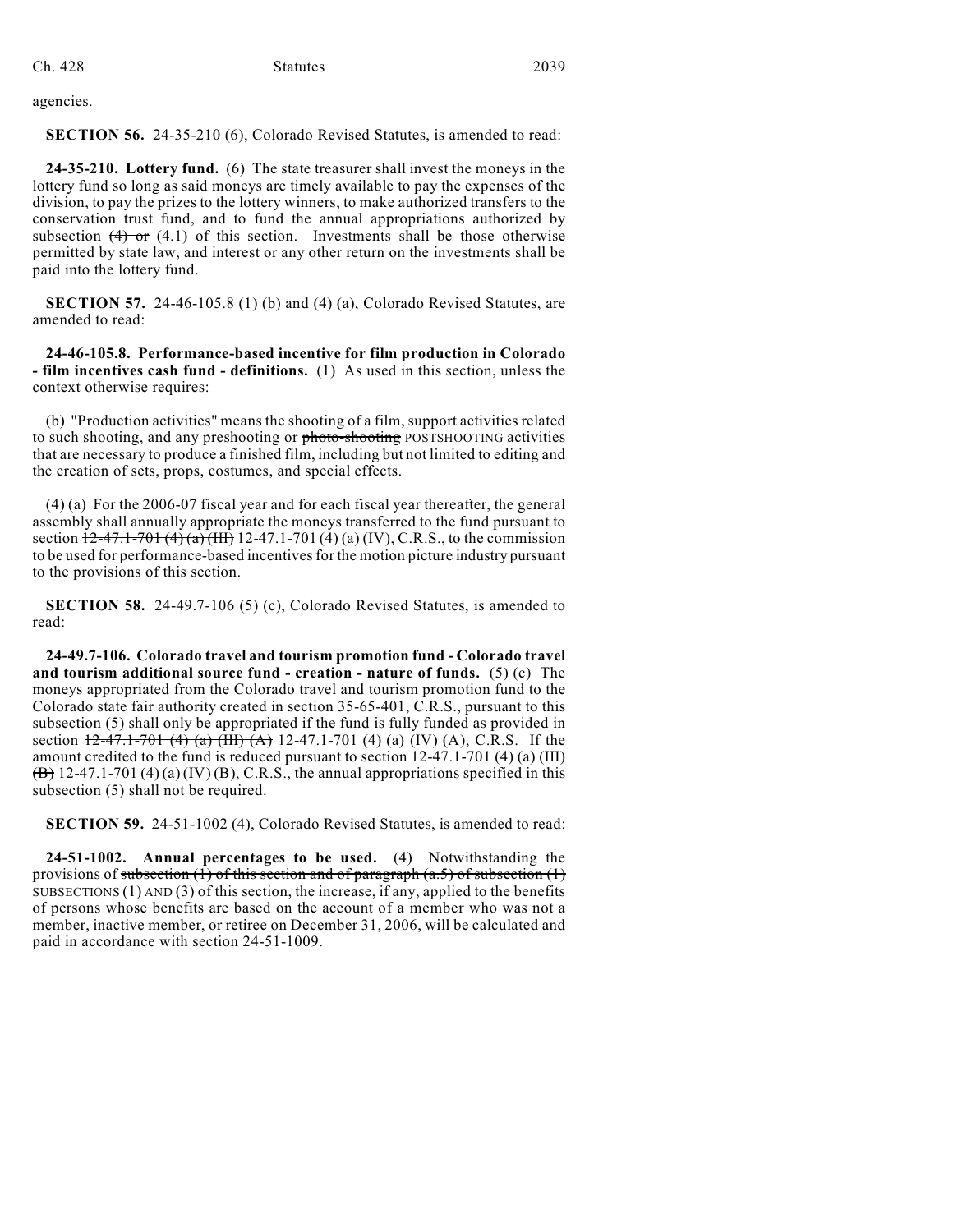agencies.

**SECTION 56.** 24-35-210 (6), Colorado Revised Statutes, is amended to read:

**24-35-210. Lottery fund.** (6) The state treasurer shall invest the moneys in the lottery fund so long as said moneys are timely available to pay the expenses of the division, to pay the prizes to the lottery winners, to make authorized transfers to the conservation trust fund, and to fund the annual appropriations authorized by subsection ~~(4) or~~ (4.1) of this section. Investments shall be those otherwise permitted by state law, and interest or any other return on the investments shall be paid into the lottery fund.

**SECTION 57.** 24-46-105.8 (1) (b) and (4) (a), Colorado Revised Statutes, are amended to read:

**24-46-105.8. Performance-based incentive for film production in Colorado - film incentives cash fund - definitions.** (1) As used in this section, unless the context otherwise requires:

(b) "Production activities" means the shooting of a film, support activities related to such shooting, and any preshooting or ~~photo-shooting~~ POSTSHOOTING activities that are necessary to produce a finished film, including but not limited to editing and the creation of sets, props, costumes, and special effects.

(4) (a) For the 2006-07 fiscal year and for each fiscal year thereafter, the general assembly shall annually appropriate the moneys transferred to the fund pursuant to section ~~12-47.1-701 (4) (a) (III)~~ 12-47.1-701 (4) (a) (IV), C.R.S., to the commission to be used for performance-based incentives for the motion picture industry pursuant to the provisions of this section.

**SECTION 58.** 24-49.7-106 (5) (c), Colorado Revised Statutes, is amended to read:

**24-49.7-106. Colorado travel and tourism promotion fund - Colorado travel and tourism additional source fund - creation - nature of funds.** (5) (c) The moneys appropriated from the Colorado travel and tourism promotion fund to the Colorado state fair authority created in section 35-65-401, C.R.S., pursuant to this subsection (5) shall only be appropriated if the fund is fully funded as provided in section ~~12-47.1-701 (4) (a) (III) (A)~~ 12-47.1-701 (4) (a) (IV) (A), C.R.S. If the amount credited to the fund is reduced pursuant to section ~~12-47.1-701 (4) (a) (III) (B)~~ 12-47.1-701 (4) (a) (IV) (B), C.R.S., the annual appropriations specified in this subsection (5) shall not be required.

**SECTION 59.** 24-51-1002 (4), Colorado Revised Statutes, is amended to read:

**24-51-1002. Annual percentages to be used.** (4) Notwithstanding the provisions of ~~subsection (1) of this section and of paragraph (a.5) of subsection (1)~~ SUBSECTIONS (1) AND (3) of this section, the increase, if any, applied to the benefits of persons whose benefits are based on the account of a member who was not a member, inactive member, or retiree on December 31, 2006, will be calculated and paid in accordance with section 24-51-1009.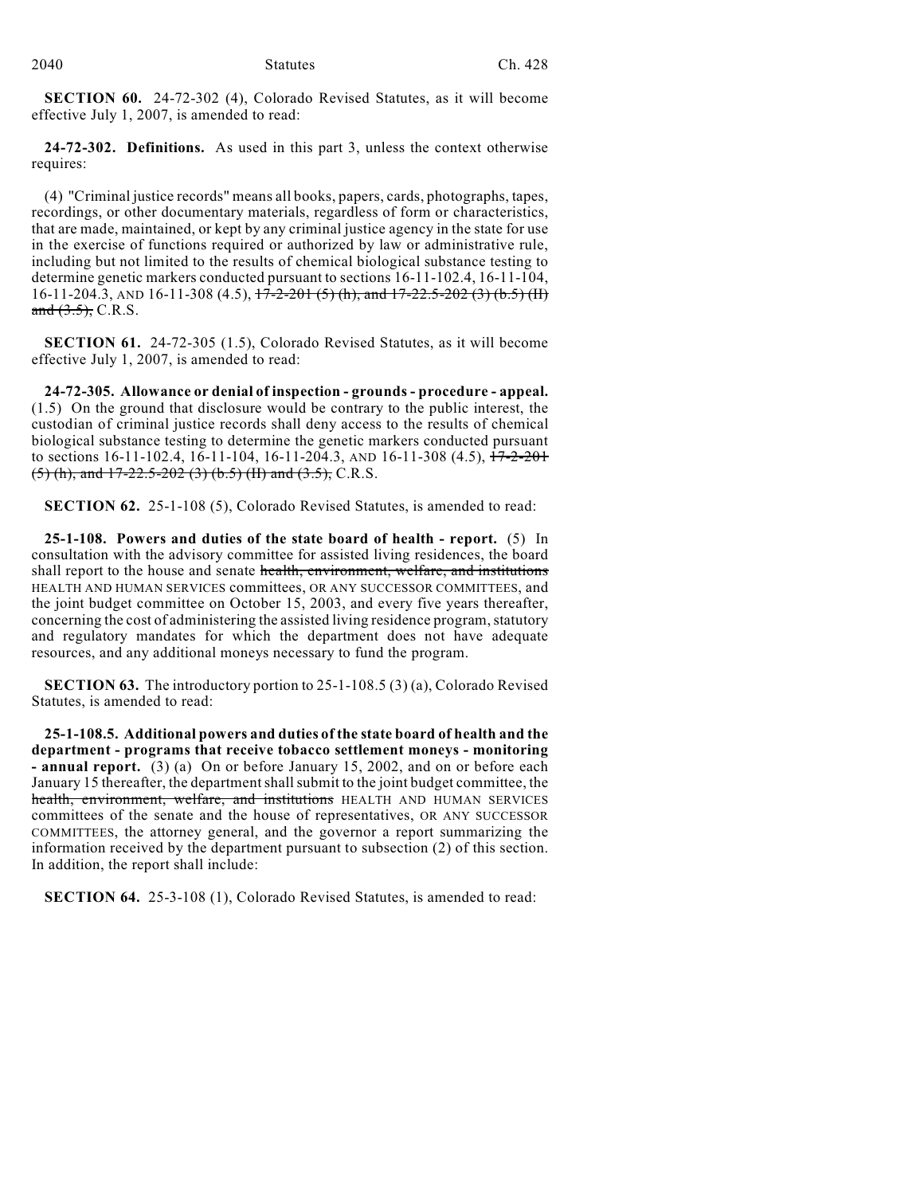**SECTION 60.** 24-72-302 (4), Colorado Revised Statutes, as it will become effective July 1, 2007, is amended to read:

**24-72-302. Definitions.** As used in this part 3, unless the context otherwise requires:

(4) "Criminal justice records" means all books, papers, cards, photographs, tapes, recordings, or other documentary materials, regardless of form or characteristics, that are made, maintained, or kept by any criminal justice agency in the state for use in the exercise of functions required or authorized by law or administrative rule, including but not limited to the results of chemical biological substance testing to determine genetic markers conducted pursuant to sections 16-11-102.4, 16-11-104, 16-11-204.3, AND 16-11-308 (4.5), ~~17-2-201 (5) (h), and 17-22.5-202 (3) (b.5) (II) and (3.5),~~ C.R.S.

**SECTION 61.** 24-72-305 (1.5), Colorado Revised Statutes, as it will become effective July 1, 2007, is amended to read:

**24-72-305. Allowance or denial of inspection - grounds - procedure - appeal.** (1.5) On the ground that disclosure would be contrary to the public interest, the custodian of criminal justice records shall deny access to the results of chemical biological substance testing to determine the genetic markers conducted pursuant to sections 16-11-102.4, 16-11-104, 16-11-204.3, AND 16-11-308 (4.5), ~~17-2-201 (5) (h), and 17-22.5-202 (3) (b.5) (II) and (3.5),~~ C.R.S.

**SECTION 62.** 25-1-108 (5), Colorado Revised Statutes, is amended to read:

**25-1-108. Powers and duties of the state board of health - report.** (5) In consultation with the advisory committee for assisted living residences, the board shall report to the house and senate ~~health, environment, welfare, and institutions~~ HEALTH AND HUMAN SERVICES committees, OR ANY SUCCESSOR COMMITTEES, and the joint budget committee on October 15, 2003, and every five years thereafter, concerning the cost of administering the assisted living residence program, statutory and regulatory mandates for which the department does not have adequate resources, and any additional moneys necessary to fund the program.

**SECTION 63.** The introductory portion to 25-1-108.5 (3) (a), Colorado Revised Statutes, is amended to read:

**25-1-108.5. Additional powers and duties of the state board of health and the department - programs that receive tobacco settlement moneys - monitoring - annual report.** (3) (a) On or before January 15, 2002, and on or before each January 15 thereafter, the department shall submit to the joint budget committee, the ~~health, environment, welfare, and institutions~~ HEALTH AND HUMAN SERVICES committees of the senate and the house of representatives, OR ANY SUCCESSOR COMMITTEES, the attorney general, and the governor a report summarizing the information received by the department pursuant to subsection (2) of this section. In addition, the report shall include:

**SECTION 64.** 25-3-108 (1), Colorado Revised Statutes, is amended to read: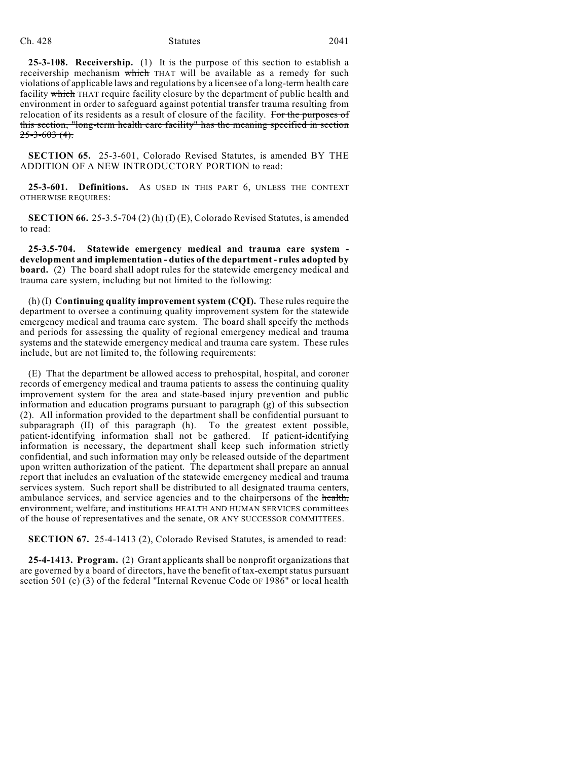**25-3-108. Receivership.** (1) It is the purpose of this section to establish a receivership mechanism ~~which~~ THAT will be available as a remedy for such violations of applicable laws and regulations by a licensee of a long-term health care facility ~~which~~ THAT require facility closure by the department of public health and environment in order to safeguard against potential transfer trauma resulting from relocation of its residents as a result of closure of the facility. ~~For the purposes of this section, "long-term health care facility" has the meaning specified in section 25-3-603 (4).~~

**SECTION 65.** 25-3-601, Colorado Revised Statutes, is amended BY THE ADDITION OF A NEW INTRODUCTORY PORTION to read:

**25-3-601. Definitions.** AS USED IN THIS PART 6, UNLESS THE CONTEXT OTHERWISE REQUIRES:

**SECTION 66.** 25-3.5-704 (2) (h) (I) (E), Colorado Revised Statutes, is amended to read:

**25-3.5-704. Statewide emergency medical and trauma care system - development and implementation - duties of the department - rules adopted by board.** (2) The board shall adopt rules for the statewide emergency medical and trauma care system, including but not limited to the following:

(h) (I) **Continuing quality improvement system (CQI).** These rules require the department to oversee a continuing quality improvement system for the statewide emergency medical and trauma care system. The board shall specify the methods and periods for assessing the quality of regional emergency medical and trauma systems and the statewide emergency medical and trauma care system. These rules include, but are not limited to, the following requirements:

(E) That the department be allowed access to prehospital, hospital, and coroner records of emergency medical and trauma patients to assess the continuing quality improvement system for the area and state-based injury prevention and public information and education programs pursuant to paragraph (g) of this subsection (2). All information provided to the department shall be confidential pursuant to subparagraph (II) of this paragraph (h). To the greatest extent possible, patient-identifying information shall not be gathered. If patient-identifying information is necessary, the department shall keep such information strictly confidential, and such information may only be released outside of the department upon written authorization of the patient. The department shall prepare an annual report that includes an evaluation of the statewide emergency medical and trauma services system. Such report shall be distributed to all designated trauma centers, ambulance services, and service agencies and to the chairpersons of the ~~health, environment, welfare, and institutions~~ HEALTH AND HUMAN SERVICES committees of the house of representatives and the senate, OR ANY SUCCESSOR COMMITTEES.

**SECTION 67.** 25-4-1413 (2), Colorado Revised Statutes, is amended to read:

**25-4-1413. Program.** (2) Grant applicants shall be nonprofit organizations that are governed by a board of directors, have the benefit of tax-exempt status pursuant section 501 (c) (3) of the federal "Internal Revenue Code OF 1986" or local health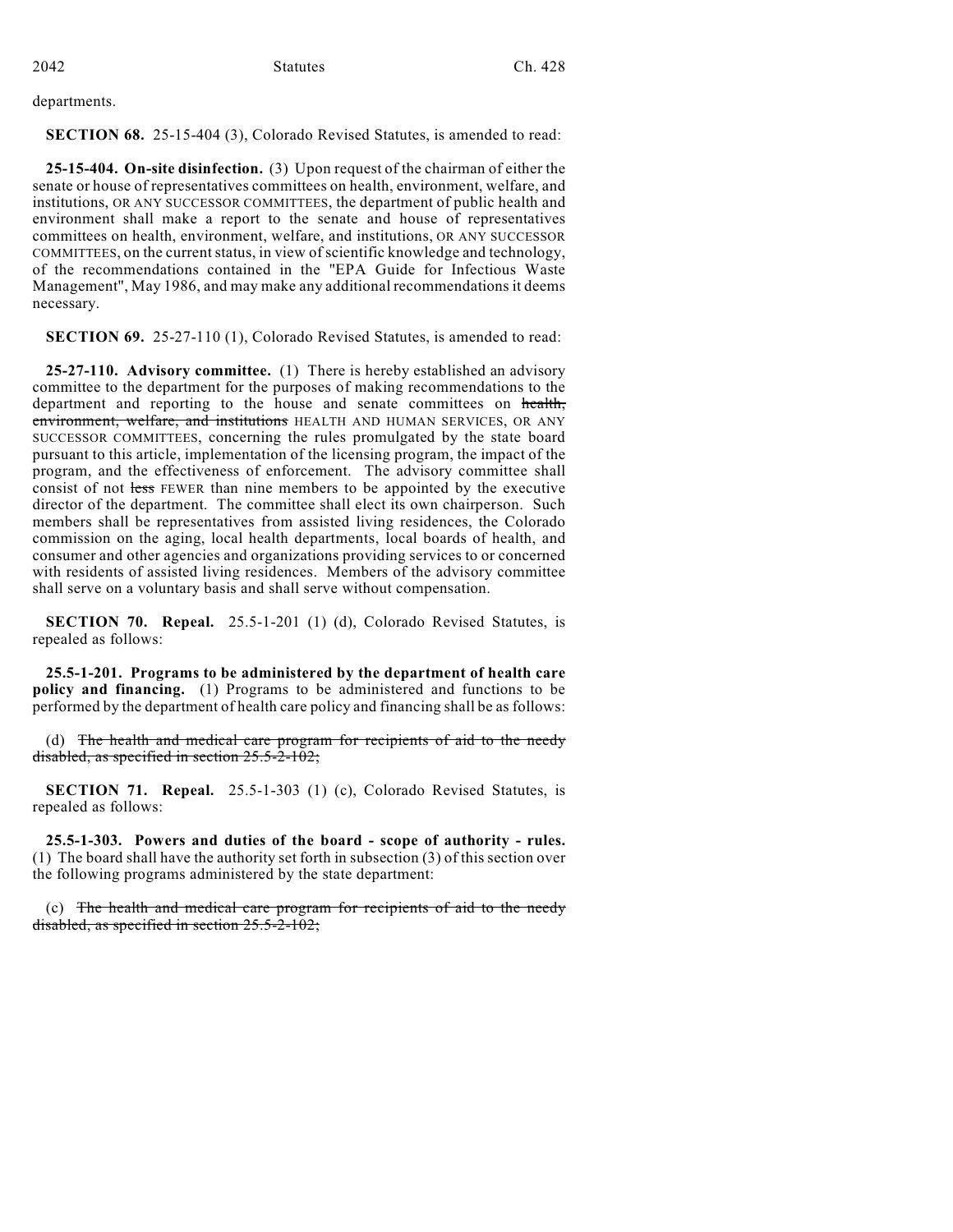departments.

**SECTION 68.** 25-15-404 (3), Colorado Revised Statutes, is amended to read:

**25-15-404. On-site disinfection.** (3) Upon request of the chairman of either the senate or house of representatives committees on health, environment, welfare, and institutions, OR ANY SUCCESSOR COMMITTEES, the department of public health and environment shall make a report to the senate and house of representatives committees on health, environment, welfare, and institutions, OR ANY SUCCESSOR COMMITTEES, on the current status, in view of scientific knowledge and technology, of the recommendations contained in the "EPA Guide for Infectious Waste Management", May 1986, and may make any additional recommendations it deems necessary.

**SECTION 69.** 25-27-110 (1), Colorado Revised Statutes, is amended to read:

**25-27-110. Advisory committee.** (1) There is hereby established an advisory committee to the department for the purposes of making recommendations to the department and reporting to the house and senate committees on ~~health, environment, welfare, and institutions~~ HEALTH AND HUMAN SERVICES, OR ANY SUCCESSOR COMMITTEES, concerning the rules promulgated by the state board pursuant to this article, implementation of the licensing program, the impact of the program, and the effectiveness of enforcement. The advisory committee shall consist of not ~~less~~ FEWER than nine members to be appointed by the executive director of the department. The committee shall elect its own chairperson. Such members shall be representatives from assisted living residences, the Colorado commission on the aging, local health departments, local boards of health, and consumer and other agencies and organizations providing services to or concerned with residents of assisted living residences. Members of the advisory committee shall serve on a voluntary basis and shall serve without compensation.

**SECTION 70. Repeal.** 25.5-1-201 (1) (d), Colorado Revised Statutes, is repealed as follows:

**25.5-1-201. Programs to be administered by the department of health care policy and financing.** (1) Programs to be administered and functions to be performed by the department of health care policy and financing shall be as follows:

(d) ~~The health and medical care program for recipients of aid to the needy disabled, as specified in section 25.5-2-102;~~

**SECTION 71. Repeal.** 25.5-1-303 (1) (c), Colorado Revised Statutes, is repealed as follows:

**25.5-1-303. Powers and duties of the board - scope of authority - rules.** (1) The board shall have the authority set forth in subsection (3) of this section over the following programs administered by the state department:

(c) ~~The health and medical care program for recipients of aid to the needy disabled, as specified in section 25.5-2-102;~~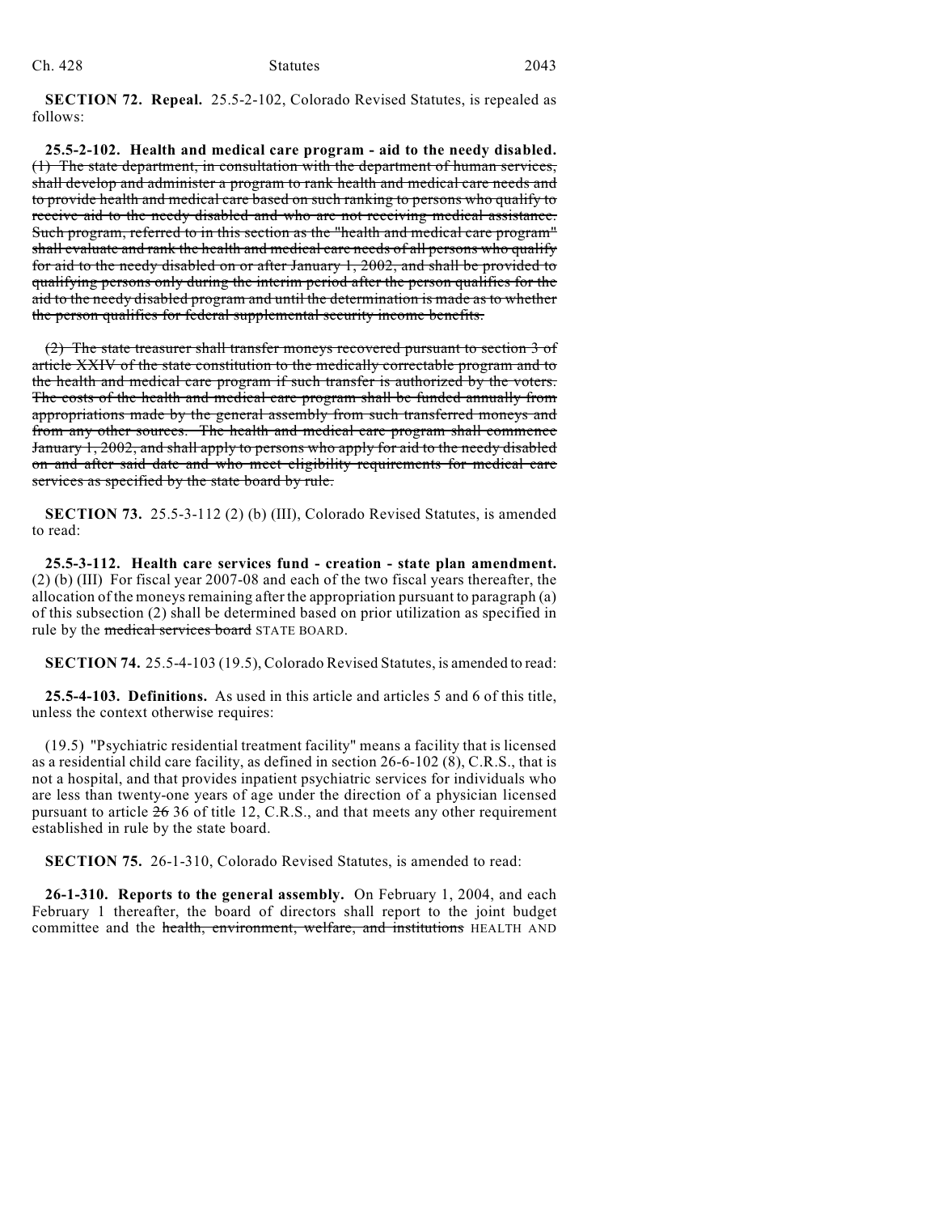**SECTION 72. Repeal.** 25.5-2-102, Colorado Revised Statutes, is repealed as follows:

**25.5-2-102. Health and medical care program - aid to the needy disabled.** ~~(1) The state department, in consultation with the department of human services, shall develop and administer a program to rank health and medical care needs and to provide health and medical care based on such ranking to persons who qualify to receive aid to the needy disabled and who are not receiving medical assistance. Such program, referred to in this section as the "health and medical care program" shall evaluate and rank the health and medical care needs of all persons who qualify for aid to the needy disabled on or after January 1, 2002, and shall be provided to qualifying persons only during the interim period after the person qualifies for the aid to the needy disabled program and until the determination is made as to whether the person qualifies for federal supplemental security income benefits.~~

~~(2) The state treasurer shall transfer moneys recovered pursuant to section 3 of article XXIV of the state constitution to the medically correctable program and to the health and medical care program if such transfer is authorized by the voters. The costs of the health and medical care program shall be funded annually from appropriations made by the general assembly from such transferred moneys and from any other sources. The health and medical care program shall commence January 1, 2002, and shall apply to persons who apply for aid to the needy disabled on and after said date and who meet eligibility requirements for medical care services as specified by the state board by rule.~~

**SECTION 73.** 25.5-3-112 (2) (b) (III), Colorado Revised Statutes, is amended to read:

**25.5-3-112. Health care services fund - creation - state plan amendment.** (2) (b) (III) For fiscal year 2007-08 and each of the two fiscal years thereafter, the allocation of the moneys remaining after the appropriation pursuant to paragraph (a) of this subsection (2) shall be determined based on prior utilization as specified in rule by the ~~medical services board~~ STATE BOARD.

**SECTION 74.** 25.5-4-103 (19.5), Colorado Revised Statutes, is amended to read:

**25.5-4-103. Definitions.** As used in this article and articles 5 and 6 of this title, unless the context otherwise requires:

(19.5) "Psychiatric residential treatment facility" means a facility that is licensed as a residential child care facility, as defined in section 26-6-102 (8), C.R.S., that is not a hospital, and that provides inpatient psychiatric services for individuals who are less than twenty-one years of age under the direction of a physician licensed pursuant to article ~~26~~ 36 of title 12, C.R.S., and that meets any other requirement established in rule by the state board.

**SECTION 75.** 26-1-310, Colorado Revised Statutes, is amended to read:

**26-1-310. Reports to the general assembly.** On February 1, 2004, and each February 1 thereafter, the board of directors shall report to the joint budget committee and the ~~health, environment, welfare, and institutions~~ HEALTH AND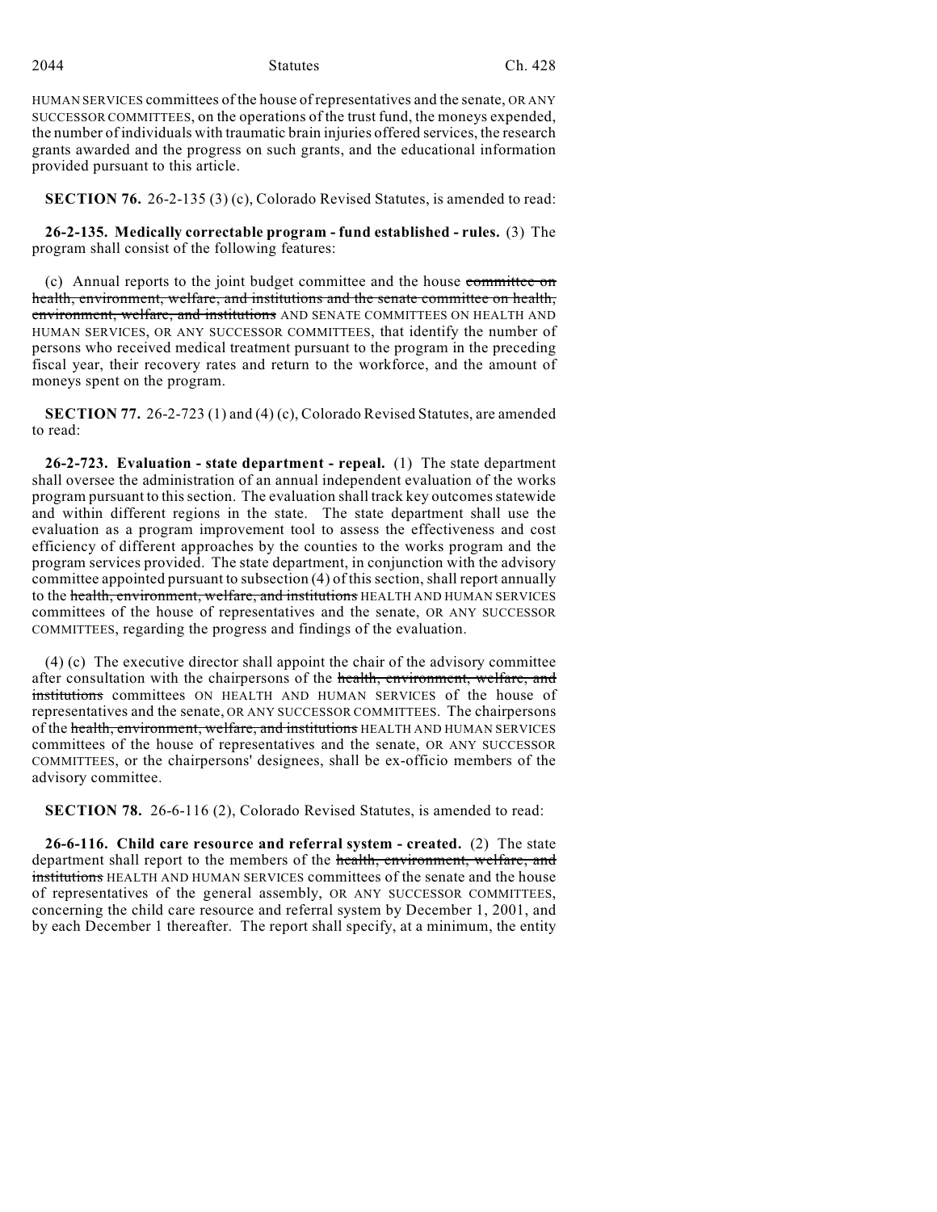HUMAN SERVICES committees of the house of representatives and the senate, OR ANY SUCCESSOR COMMITTEES, on the operations of the trust fund, the moneys expended, the number of individuals with traumatic brain injuries offered services, the research grants awarded and the progress on such grants, and the educational information provided pursuant to this article.

**SECTION 76.** 26-2-135 (3) (c), Colorado Revised Statutes, is amended to read:

**26-2-135. Medically correctable program - fund established - rules.** (3) The program shall consist of the following features:

(c) Annual reports to the joint budget committee and the house ~~committee on health, environment, welfare, and institutions and the senate committee on health, environment, welfare, and institutions~~ AND SENATE COMMITTEES ON HEALTH AND HUMAN SERVICES, OR ANY SUCCESSOR COMMITTEES, that identify the number of persons who received medical treatment pursuant to the program in the preceding fiscal year, their recovery rates and return to the workforce, and the amount of moneys spent on the program.

**SECTION 77.** 26-2-723 (1) and (4) (c), Colorado Revised Statutes, are amended to read:

**26-2-723. Evaluation - state department - repeal.** (1) The state department shall oversee the administration of an annual independent evaluation of the works program pursuant to this section. The evaluation shall track key outcomes statewide and within different regions in the state. The state department shall use the evaluation as a program improvement tool to assess the effectiveness and cost efficiency of different approaches by the counties to the works program and the program services provided. The state department, in conjunction with the advisory committee appointed pursuant to subsection (4) of this section, shall report annually to the ~~health, environment, welfare, and institutions~~ HEALTH AND HUMAN SERVICES committees of the house of representatives and the senate, OR ANY SUCCESSOR COMMITTEES, regarding the progress and findings of the evaluation.

(4) (c) The executive director shall appoint the chair of the advisory committee after consultation with the chairpersons of the ~~health, environment, welfare, and institutions~~ committees ON HEALTH AND HUMAN SERVICES of the house of representatives and the senate, OR ANY SUCCESSOR COMMITTEES. The chairpersons of the ~~health, environment, welfare, and institutions~~ HEALTH AND HUMAN SERVICES committees of the house of representatives and the senate, OR ANY SUCCESSOR COMMITTEES, or the chairpersons' designees, shall be ex-officio members of the advisory committee.

**SECTION 78.** 26-6-116 (2), Colorado Revised Statutes, is amended to read:

**26-6-116. Child care resource and referral system - created.** (2) The state department shall report to the members of the ~~health, environment, welfare, and institutions~~ HEALTH AND HUMAN SERVICES committees of the senate and the house of representatives of the general assembly, OR ANY SUCCESSOR COMMITTEES, concerning the child care resource and referral system by December 1, 2001, and by each December 1 thereafter. The report shall specify, at a minimum, the entity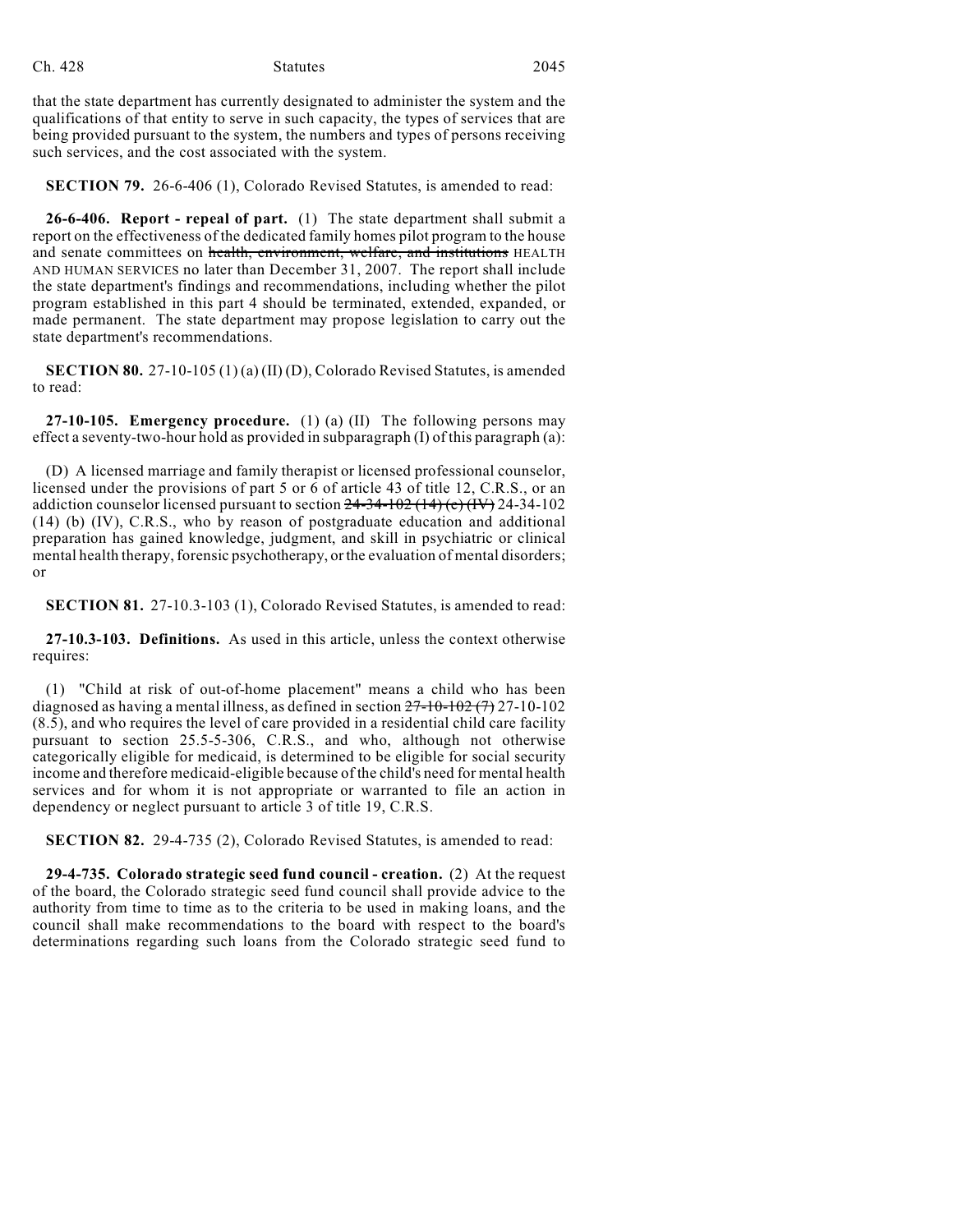that the state department has currently designated to administer the system and the qualifications of that entity to serve in such capacity, the types of services that are being provided pursuant to the system, the numbers and types of persons receiving such services, and the cost associated with the system.

**SECTION 79.** 26-6-406 (1), Colorado Revised Statutes, is amended to read:

**26-6-406. Report - repeal of part.** (1) The state department shall submit a report on the effectiveness of the dedicated family homes pilot program to the house and senate committees on ~~health, environment, welfare, and institutions~~ HEALTH AND HUMAN SERVICES no later than December 31, 2007. The report shall include the state department's findings and recommendations, including whether the pilot program established in this part 4 should be terminated, extended, expanded, or made permanent. The state department may propose legislation to carry out the state department's recommendations.

**SECTION 80.** 27-10-105 (1) (a) (II) (D), Colorado Revised Statutes, is amended to read:

**27-10-105. Emergency procedure.** (1) (a) (II) The following persons may effect a seventy-two-hour hold as provided in subparagraph (I) of this paragraph (a):

(D) A licensed marriage and family therapist or licensed professional counselor, licensed under the provisions of part 5 or 6 of article 43 of title 12, C.R.S., or an addiction counselor licensed pursuant to section ~~24-34-102 (14) (c) (IV)~~ 24-34-102 (14) (b) (IV), C.R.S., who by reason of postgraduate education and additional preparation has gained knowledge, judgment, and skill in psychiatric or clinical mental health therapy, forensic psychotherapy, or the evaluation of mental disorders; or

**SECTION 81.** 27-10.3-103 (1), Colorado Revised Statutes, is amended to read:

**27-10.3-103. Definitions.** As used in this article, unless the context otherwise requires:

(1) "Child at risk of out-of-home placement" means a child who has been diagnosed as having a mental illness, as defined in section ~~27-10-102 (7)~~ 27-10-102 (8.5), and who requires the level of care provided in a residential child care facility pursuant to section 25.5-5-306, C.R.S., and who, although not otherwise categorically eligible for medicaid, is determined to be eligible for social security income and therefore medicaid-eligible because of the child's need for mental health services and for whom it is not appropriate or warranted to file an action in dependency or neglect pursuant to article 3 of title 19, C.R.S.

**SECTION 82.** 29-4-735 (2), Colorado Revised Statutes, is amended to read:

**29-4-735. Colorado strategic seed fund council - creation.** (2) At the request of the board, the Colorado strategic seed fund council shall provide advice to the authority from time to time as to the criteria to be used in making loans, and the council shall make recommendations to the board with respect to the board's determinations regarding such loans from the Colorado strategic seed fund to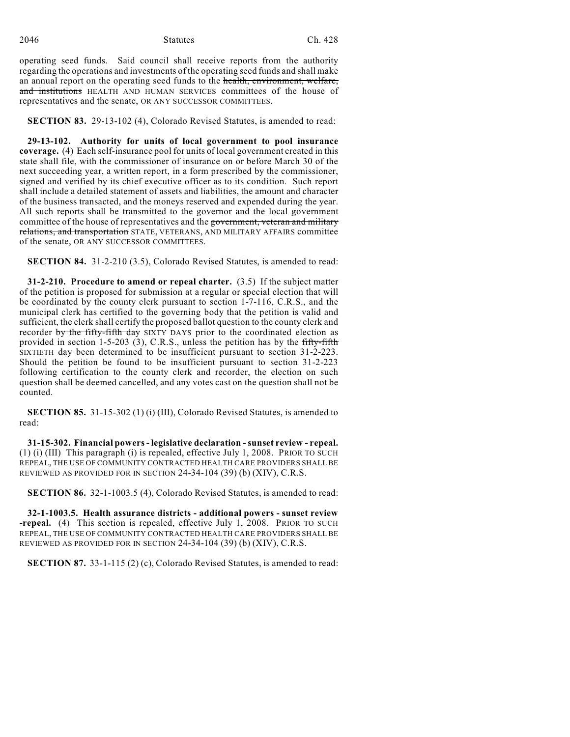operating seed funds. Said council shall receive reports from the authority regarding the operations and investments of the operating seed funds and shall make an annual report on the operating seed funds to the ~~health, environment, welfare, and institutions~~ HEALTH AND HUMAN SERVICES committees of the house of representatives and the senate, OR ANY SUCCESSOR COMMITTEES.

**SECTION 83.** 29-13-102 (4), Colorado Revised Statutes, is amended to read:

**29-13-102. Authority for units of local government to pool insurance coverage.** (4) Each self-insurance pool for units of local government created in this state shall file, with the commissioner of insurance on or before March 30 of the next succeeding year, a written report, in a form prescribed by the commissioner, signed and verified by its chief executive officer as to its condition. Such report shall include a detailed statement of assets and liabilities, the amount and character of the business transacted, and the moneys reserved and expended during the year. All such reports shall be transmitted to the governor and the local government committee of the house of representatives and the ~~government, veteran and military relations, and transportation~~ STATE, VETERANS, AND MILITARY AFFAIRS committee of the senate, OR ANY SUCCESSOR COMMITTEES.

**SECTION 84.** 31-2-210 (3.5), Colorado Revised Statutes, is amended to read:

**31-2-210. Procedure to amend or repeal charter.** (3.5) If the subject matter of the petition is proposed for submission at a regular or special election that will be coordinated by the county clerk pursuant to section 1-7-116, C.R.S., and the municipal clerk has certified to the governing body that the petition is valid and sufficient, the clerk shall certify the proposed ballot question to the county clerk and recorder ~~by the fifty-fifth day~~ SIXTY DAYS prior to the coordinated election as provided in section 1-5-203 (3), C.R.S., unless the petition has by the ~~fifty-fifth~~ SIXTIETH day been determined to be insufficient pursuant to section 31-2-223. Should the petition be found to be insufficient pursuant to section 31-2-223 following certification to the county clerk and recorder, the election on such question shall be deemed cancelled, and any votes cast on the question shall not be counted.

**SECTION 85.** 31-15-302 (1) (i) (III), Colorado Revised Statutes, is amended to read:

**31-15-302. Financial powers - legislative declaration - sunset review - repeal.** (1) (i) (III) This paragraph (i) is repealed, effective July 1, 2008. PRIOR TO SUCH REPEAL, THE USE OF COMMUNITY CONTRACTED HEALTH CARE PROVIDERS SHALL BE REVIEWED AS PROVIDED FOR IN SECTION 24-34-104 (39) (b) (XIV), C.R.S.

**SECTION 86.** 32-1-1003.5 (4), Colorado Revised Statutes, is amended to read:

**32-1-1003.5. Health assurance districts - additional powers - sunset review -repeal.** (4) This section is repealed, effective July 1, 2008. PRIOR TO SUCH REPEAL, THE USE OF COMMUNITY CONTRACTED HEALTH CARE PROVIDERS SHALL BE REVIEWED AS PROVIDED FOR IN SECTION 24-34-104 (39) (b) (XIV), C.R.S.

**SECTION 87.** 33-1-115 (2) (c), Colorado Revised Statutes, is amended to read: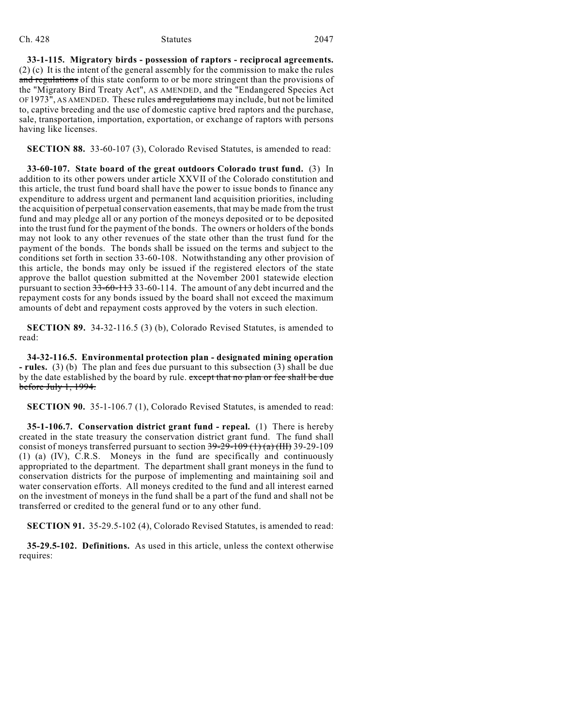**33-1-115. Migratory birds - possession of raptors - reciprocal agreements.** (2) (c) It is the intent of the general assembly for the commission to make the rules ~~and regulations~~ of this state conform to or be more stringent than the provisions of the "Migratory Bird Treaty Act", AS AMENDED, and the "Endangered Species Act OF 1973", AS AMENDED. These rules ~~and regulations~~ may include, but not be limited to, captive breeding and the use of domestic captive bred raptors and the purchase, sale, transportation, importation, exportation, or exchange of raptors with persons having like licenses.

**SECTION 88.** 33-60-107 (3), Colorado Revised Statutes, is amended to read:

**33-60-107. State board of the great outdoors Colorado trust fund.** (3) In addition to its other powers under article XXVII of the Colorado constitution and this article, the trust fund board shall have the power to issue bonds to finance any expenditure to address urgent and permanent land acquisition priorities, including the acquisition of perpetual conservation easements, that may be made from the trust fund and may pledge all or any portion of the moneys deposited or to be deposited into the trust fund for the payment of the bonds. The owners or holders of the bonds may not look to any other revenues of the state other than the trust fund for the payment of the bonds. The bonds shall be issued on the terms and subject to the conditions set forth in section 33-60-108. Notwithstanding any other provision of this article, the bonds may only be issued if the registered electors of the state approve the ballot question submitted at the November 2001 statewide election pursuant to section ~~33-60-113~~ 33-60-114. The amount of any debt incurred and the repayment costs for any bonds issued by the board shall not exceed the maximum amounts of debt and repayment costs approved by the voters in such election.

**SECTION 89.** 34-32-116.5 (3) (b), Colorado Revised Statutes, is amended to read:

**34-32-116.5. Environmental protection plan - designated mining operation - rules.** (3) (b) The plan and fees due pursuant to this subsection (3) shall be due by the date established by the board by rule. ~~except that no plan or fee shall be due before July 1, 1994.~~

**SECTION 90.** 35-1-106.7 (1), Colorado Revised Statutes, is amended to read:

**35-1-106.7. Conservation district grant fund - repeal.** (1) There is hereby created in the state treasury the conservation district grant fund. The fund shall consist of moneys transferred pursuant to section ~~39-29-109 (1) (a) (III)~~ 39-29-109 (1) (a) (IV), C.R.S. Moneys in the fund are specifically and continuously appropriated to the department. The department shall grant moneys in the fund to conservation districts for the purpose of implementing and maintaining soil and water conservation efforts. All moneys credited to the fund and all interest earned on the investment of moneys in the fund shall be a part of the fund and shall not be transferred or credited to the general fund or to any other fund.

**SECTION 91.** 35-29.5-102 (4), Colorado Revised Statutes, is amended to read:

**35-29.5-102. Definitions.** As used in this article, unless the context otherwise requires: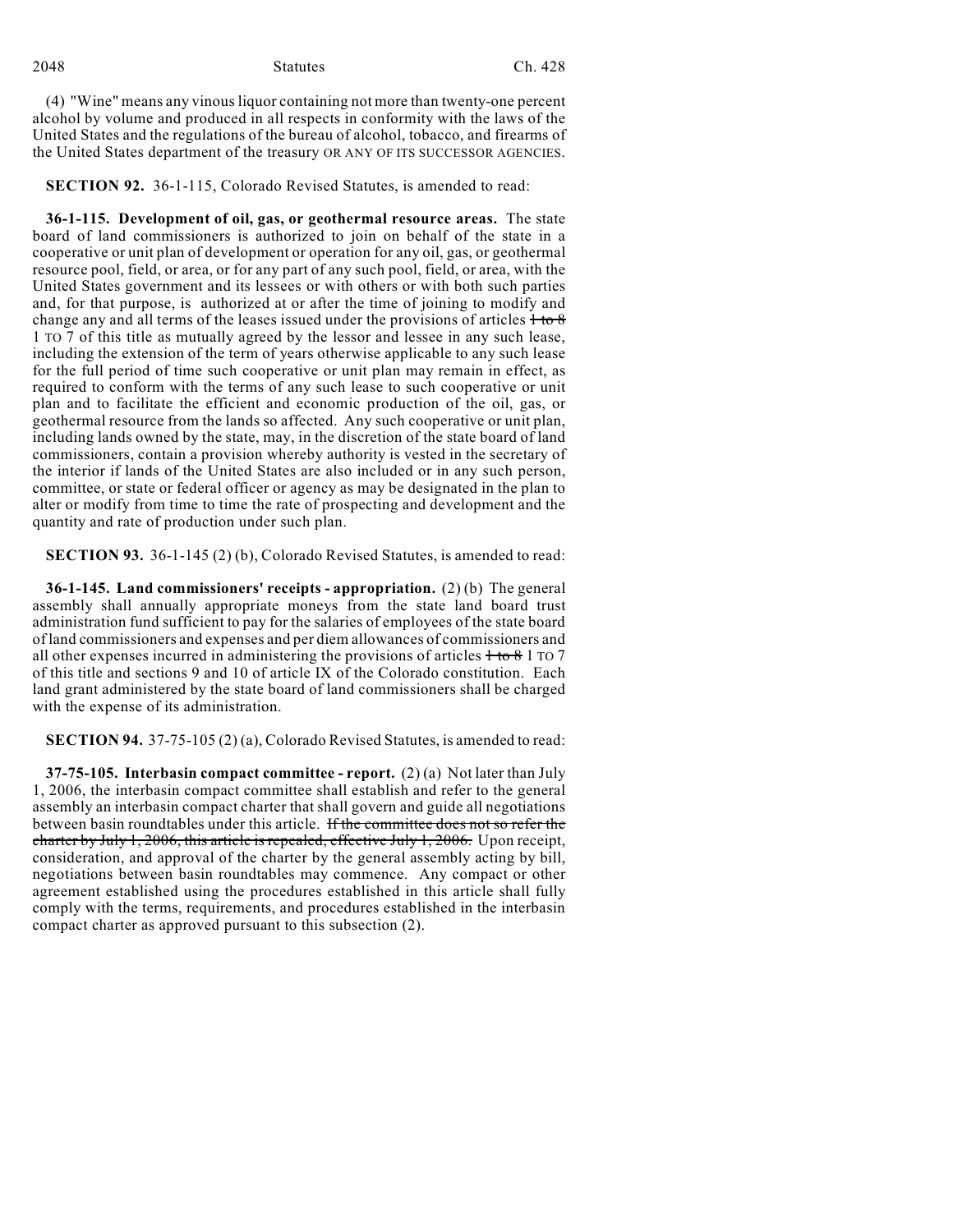(4) "Wine" means any vinous liquor containing not more than twenty-one percent alcohol by volume and produced in all respects in conformity with the laws of the United States and the regulations of the bureau of alcohol, tobacco, and firearms of the United States department of the treasury OR ANY OF ITS SUCCESSOR AGENCIES.

**SECTION 92.** 36-1-115, Colorado Revised Statutes, is amended to read:

**36-1-115. Development of oil, gas, or geothermal resource areas.** The state board of land commissioners is authorized to join on behalf of the state in a cooperative or unit plan of development or operation for any oil, gas, or geothermal resource pool, field, or area, or for any part of any such pool, field, or area, with the United States government and its lessees or with others or with both such parties and, for that purpose, is authorized at or after the time of joining to modify and change any and all terms of the leases issued under the provisions of articles ~~1 to 8~~ 1 TO 7 of this title as mutually agreed by the lessor and lessee in any such lease, including the extension of the term of years otherwise applicable to any such lease for the full period of time such cooperative or unit plan may remain in effect, as required to conform with the terms of any such lease to such cooperative or unit plan and to facilitate the efficient and economic production of the oil, gas, or geothermal resource from the lands so affected. Any such cooperative or unit plan, including lands owned by the state, may, in the discretion of the state board of land commissioners, contain a provision whereby authority is vested in the secretary of the interior if lands of the United States are also included or in any such person, committee, or state or federal officer or agency as may be designated in the plan to alter or modify from time to time the rate of prospecting and development and the quantity and rate of production under such plan.

**SECTION 93.** 36-1-145 (2) (b), Colorado Revised Statutes, is amended to read:

**36-1-145. Land commissioners' receipts - appropriation.** (2) (b) The general assembly shall annually appropriate moneys from the state land board trust administration fund sufficient to pay for the salaries of employees of the state board of land commissioners and expenses and per diem allowances of commissioners and all other expenses incurred in administering the provisions of articles ~~1 to 8~~ 1 TO 7 of this title and sections 9 and 10 of article IX of the Colorado constitution. Each land grant administered by the state board of land commissioners shall be charged with the expense of its administration.

**SECTION 94.** 37-75-105 (2) (a), Colorado Revised Statutes, is amended to read:

**37-75-105. Interbasin compact committee - report.** (2) (a) Not later than July 1, 2006, the interbasin compact committee shall establish and refer to the general assembly an interbasin compact charter that shall govern and guide all negotiations between basin roundtables under this article. ~~If the committee does not so refer the charter by July 1, 2006, this article is repealed, effective July 1, 2006.~~ Upon receipt, consideration, and approval of the charter by the general assembly acting by bill, negotiations between basin roundtables may commence. Any compact or other agreement established using the procedures established in this article shall fully comply with the terms, requirements, and procedures established in the interbasin compact charter as approved pursuant to this subsection (2).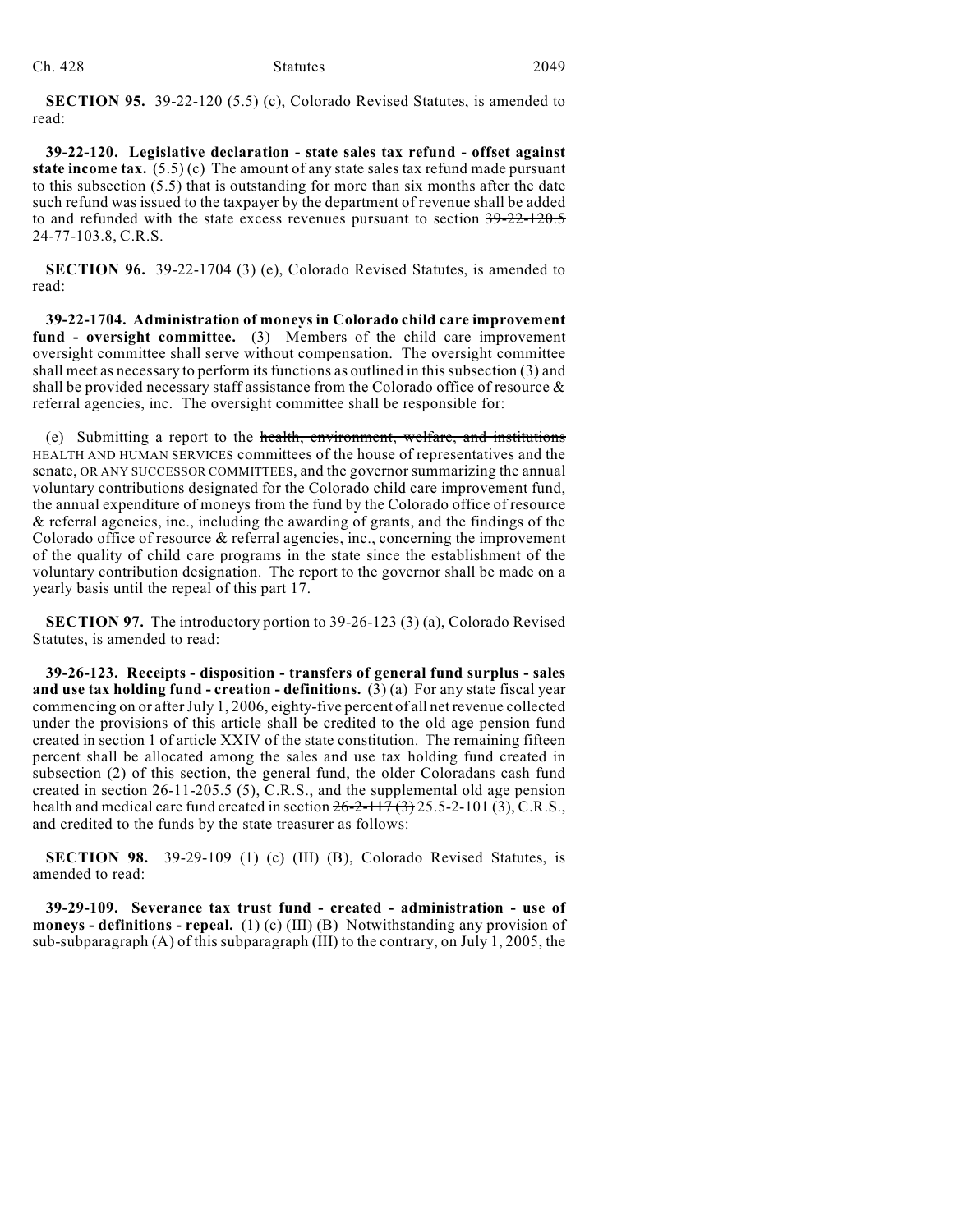**SECTION 95.** 39-22-120 (5.5) (c), Colorado Revised Statutes, is amended to read:

**39-22-120. Legislative declaration - state sales tax refund - offset against state income tax.** (5.5) (c) The amount of any state sales tax refund made pursuant to this subsection (5.5) that is outstanding for more than six months after the date such refund was issued to the taxpayer by the department of revenue shall be added to and refunded with the state excess revenues pursuant to section ~~39-22-120.5~~ 24-77-103.8, C.R.S.

**SECTION 96.** 39-22-1704 (3) (e), Colorado Revised Statutes, is amended to read:

**39-22-1704. Administration of moneys in Colorado child care improvement fund - oversight committee.** (3) Members of the child care improvement oversight committee shall serve without compensation. The oversight committee shall meet as necessary to perform its functions as outlined in this subsection (3) and shall be provided necessary staff assistance from the Colorado office of resource & referral agencies, inc. The oversight committee shall be responsible for:

(e) Submitting a report to the ~~health, environment, welfare, and institutions~~ HEALTH AND HUMAN SERVICES committees of the house of representatives and the senate, OR ANY SUCCESSOR COMMITTEES, and the governor summarizing the annual voluntary contributions designated for the Colorado child care improvement fund, the annual expenditure of moneys from the fund by the Colorado office of resource & referral agencies, inc., including the awarding of grants, and the findings of the Colorado office of resource & referral agencies, inc., concerning the improvement of the quality of child care programs in the state since the establishment of the voluntary contribution designation. The report to the governor shall be made on a yearly basis until the repeal of this part 17.

**SECTION 97.** The introductory portion to 39-26-123 (3) (a), Colorado Revised Statutes, is amended to read:

**39-26-123. Receipts - disposition - transfers of general fund surplus - sales and use tax holding fund - creation - definitions.** (3) (a) For any state fiscal year commencing on or after July 1, 2006, eighty-five percent of all net revenue collected under the provisions of this article shall be credited to the old age pension fund created in section 1 of article XXIV of the state constitution. The remaining fifteen percent shall be allocated among the sales and use tax holding fund created in subsection (2) of this section, the general fund, the older Coloradans cash fund created in section 26-11-205.5 (5), C.R.S., and the supplemental old age pension health and medical care fund created in section ~~26-2-117 (3)~~ 25.5-2-101 (3), C.R.S., and credited to the funds by the state treasurer as follows:

**SECTION 98.** 39-29-109 (1) (c) (III) (B), Colorado Revised Statutes, is amended to read:

**39-29-109. Severance tax trust fund - created - administration - use of moneys - definitions - repeal.** (1) (c) (III) (B) Notwithstanding any provision of sub-subparagraph (A) of this subparagraph (III) to the contrary, on July 1, 2005, the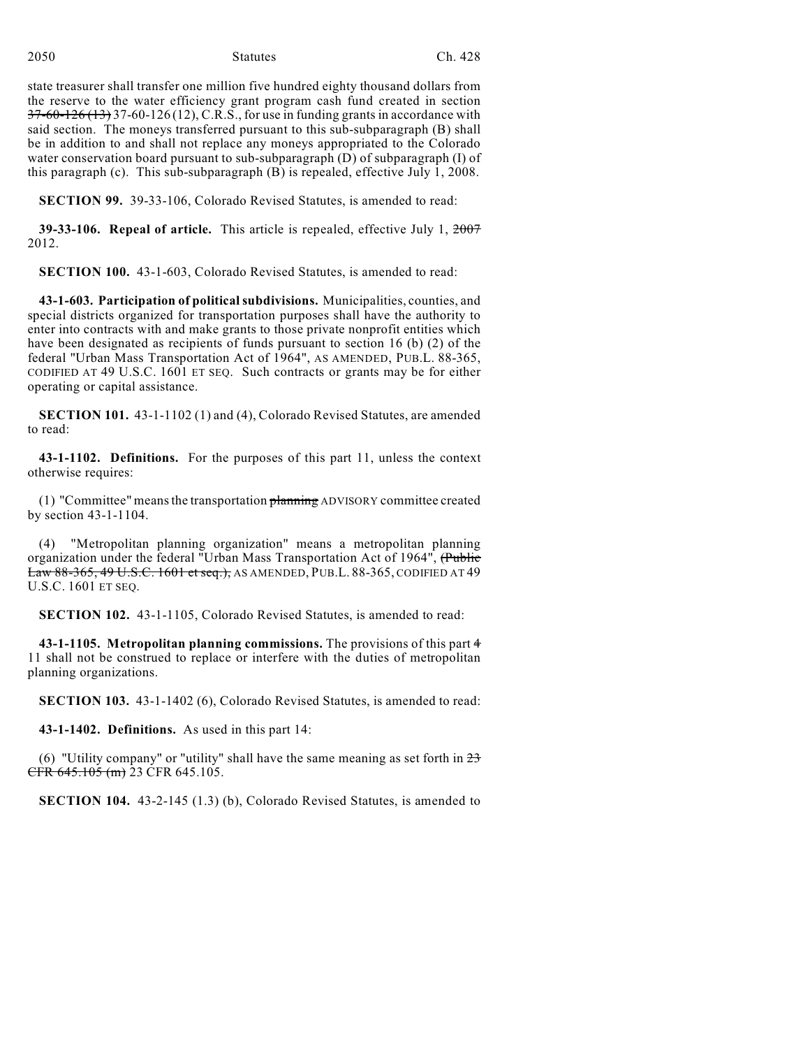state treasurer shall transfer one million five hundred eighty thousand dollars from the reserve to the water efficiency grant program cash fund created in section ~~37-60-126 (13)~~ 37-60-126 (12), C.R.S., for use in funding grants in accordance with said section. The moneys transferred pursuant to this sub-subparagraph (B) shall be in addition to and shall not replace any moneys appropriated to the Colorado water conservation board pursuant to sub-subparagraph (D) of subparagraph (I) of this paragraph (c). This sub-subparagraph (B) is repealed, effective July 1, 2008.

**SECTION 99.** 39-33-106, Colorado Revised Statutes, is amended to read:

**39-33-106. Repeal of article.** This article is repealed, effective July 1, ~~2007~~ 2012.

**SECTION 100.** 43-1-603, Colorado Revised Statutes, is amended to read:

**43-1-603. Participation of political subdivisions.** Municipalities, counties, and special districts organized for transportation purposes shall have the authority to enter into contracts with and make grants to those private nonprofit entities which have been designated as recipients of funds pursuant to section 16 (b) (2) of the federal "Urban Mass Transportation Act of 1964", AS AMENDED, PUB.L. 88-365, CODIFIED AT 49 U.S.C. 1601 ET SEQ. Such contracts or grants may be for either operating or capital assistance.

**SECTION 101.** 43-1-1102 (1) and (4), Colorado Revised Statutes, are amended to read:

**43-1-1102. Definitions.** For the purposes of this part 11, unless the context otherwise requires:

(1) "Committee" means the transportation ~~planning~~ ADVISORY committee created by section 43-1-1104.

(4) "Metropolitan planning organization" means a metropolitan planning organization under the federal "Urban Mass Transportation Act of 1964", ~~(Public Law 88-365, 49 U.S.C. 1601 et seq.),~~ AS AMENDED, PUB.L. 88-365, CODIFIED AT 49 U.S.C. 1601 ET SEQ.

**SECTION 102.** 43-1-1105, Colorado Revised Statutes, is amended to read:

**43-1-1105. Metropolitan planning commissions.** The provisions of this part ~~4~~ 11 shall not be construed to replace or interfere with the duties of metropolitan planning organizations.

**SECTION 103.** 43-1-1402 (6), Colorado Revised Statutes, is amended to read:

**43-1-1402. Definitions.** As used in this part 14:

(6) "Utility company" or "utility" shall have the same meaning as set forth in ~~23 CFR 645.105 (m)~~ 23 CFR 645.105.

**SECTION 104.** 43-2-145 (1.3) (b), Colorado Revised Statutes, is amended to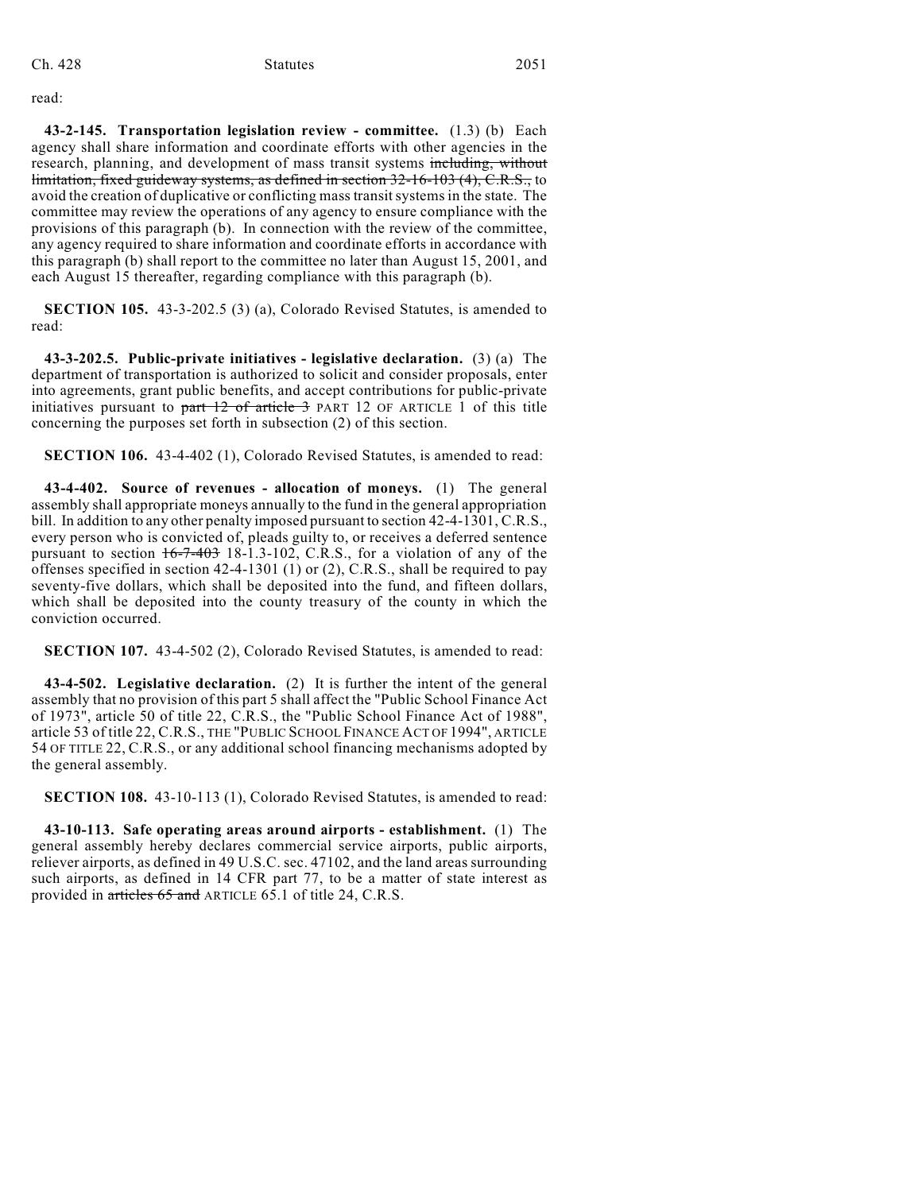read:

**43-2-145. Transportation legislation review - committee.** (1.3) (b) Each agency shall share information and coordinate efforts with other agencies in the research, planning, and development of mass transit systems ~~including, without limitation, fixed guideway systems, as defined in section 32-16-103 (4), C.R.S.,~~ to avoid the creation of duplicative or conflicting mass transit systems in the state. The committee may review the operations of any agency to ensure compliance with the provisions of this paragraph (b). In connection with the review of the committee, any agency required to share information and coordinate efforts in accordance with this paragraph (b) shall report to the committee no later than August 15, 2001, and each August 15 thereafter, regarding compliance with this paragraph (b).

**SECTION 105.** 43-3-202.5 (3) (a), Colorado Revised Statutes, is amended to read:

**43-3-202.5. Public-private initiatives - legislative declaration.** (3) (a) The department of transportation is authorized to solicit and consider proposals, enter into agreements, grant public benefits, and accept contributions for public-private initiatives pursuant to ~~part 12 of article 3~~ PART 12 OF ARTICLE 1 of this title concerning the purposes set forth in subsection (2) of this section.

**SECTION 106.** 43-4-402 (1), Colorado Revised Statutes, is amended to read:

**43-4-402. Source of revenues - allocation of moneys.** (1) The general assembly shall appropriate moneys annually to the fund in the general appropriation bill. In addition to any other penalty imposed pursuant to section 42-4-1301, C.R.S., every person who is convicted of, pleads guilty to, or receives a deferred sentence pursuant to section ~~16-7-403~~ 18-1.3-102, C.R.S., for a violation of any of the offenses specified in section 42-4-1301 (1) or (2), C.R.S., shall be required to pay seventy-five dollars, which shall be deposited into the fund, and fifteen dollars, which shall be deposited into the county treasury of the county in which the conviction occurred.

**SECTION 107.** 43-4-502 (2), Colorado Revised Statutes, is amended to read:

**43-4-502. Legislative declaration.** (2) It is further the intent of the general assembly that no provision of this part 5 shall affect the "Public School Finance Act of 1973", article 50 of title 22, C.R.S., the "Public School Finance Act of 1988", article 53 of title 22, C.R.S., THE "PUBLIC SCHOOL FINANCE ACT OF 1994", ARTICLE 54 OF TITLE 22, C.R.S., or any additional school financing mechanisms adopted by the general assembly.

**SECTION 108.** 43-10-113 (1), Colorado Revised Statutes, is amended to read:

**43-10-113. Safe operating areas around airports - establishment.** (1) The general assembly hereby declares commercial service airports, public airports, reliever airports, as defined in 49 U.S.C. sec. 47102, and the land areas surrounding such airports, as defined in 14 CFR part 77, to be a matter of state interest as provided in ~~articles 65 and~~ ARTICLE 65.1 of title 24, C.R.S.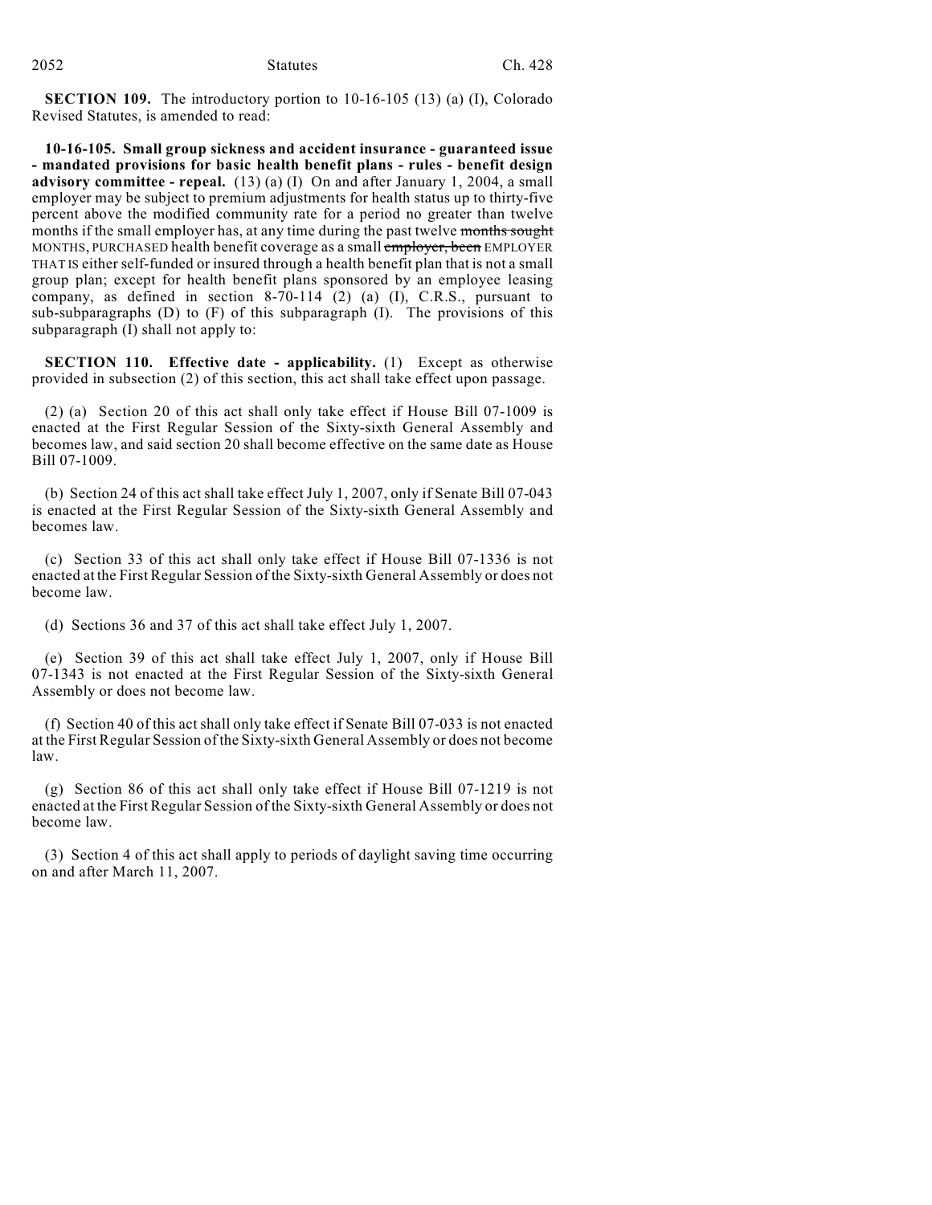**SECTION 109.** The introductory portion to 10-16-105 (13) (a) (I), Colorado Revised Statutes, is amended to read:

**10-16-105. Small group sickness and accident insurance - guaranteed issue - mandated provisions for basic health benefit plans - rules - benefit design advisory committee - repeal.** (13) (a) (I) On and after January 1, 2004, a small employer may be subject to premium adjustments for health status up to thirty-five percent above the modified community rate for a period no greater than twelve months if the small employer has, at any time during the past twelve ~~months sought~~ MONTHS, PURCHASED health benefit coverage as a small ~~employer, been~~ EMPLOYER THAT IS either self-funded or insured through a health benefit plan that is not a small group plan; except for health benefit plans sponsored by an employee leasing company, as defined in section 8-70-114 (2) (a) (I), C.R.S., pursuant to sub-subparagraphs (D) to (F) of this subparagraph (I). The provisions of this subparagraph (I) shall not apply to:

**SECTION 110. Effective date - applicability.** (1) Except as otherwise provided in subsection (2) of this section, this act shall take effect upon passage.

(2) (a) Section 20 of this act shall only take effect if House Bill 07-1009 is enacted at the First Regular Session of the Sixty-sixth General Assembly and becomes law, and said section 20 shall become effective on the same date as House Bill 07-1009.

(b) Section 24 of this act shall take effect July 1, 2007, only if Senate Bill 07-043 is enacted at the First Regular Session of the Sixty-sixth General Assembly and becomes law.

(c) Section 33 of this act shall only take effect if House Bill 07-1336 is not enacted at the First Regular Session of the Sixty-sixth General Assembly or does not become law.

(d) Sections 36 and 37 of this act shall take effect July 1, 2007.

(e) Section 39 of this act shall take effect July 1, 2007, only if House Bill 07-1343 is not enacted at the First Regular Session of the Sixty-sixth General Assembly or does not become law.

(f) Section 40 of this act shall only take effect if Senate Bill 07-033 is not enacted at the First Regular Session of the Sixty-sixth General Assembly or does not become law.

(g) Section 86 of this act shall only take effect if House Bill 07-1219 is not enacted at the First Regular Session of the Sixty-sixth General Assembly or does not become law.

(3) Section 4 of this act shall apply to periods of daylight saving time occurring on and after March 11, 2007.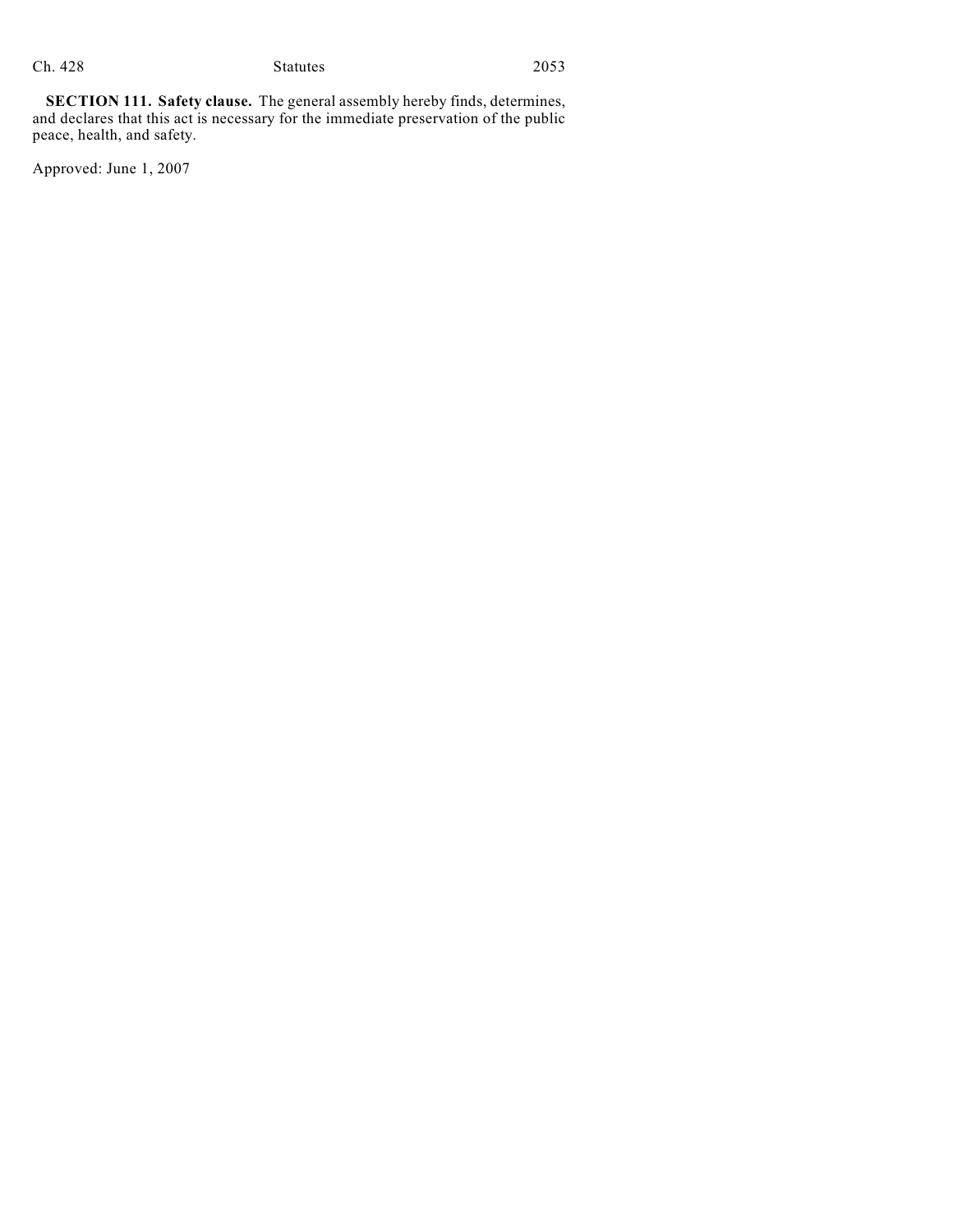**SECTION 111. Safety clause.** The general assembly hereby finds, determines, and declares that this act is necessary for the immediate preservation of the public peace, health, and safety.

Approved: June 1, 2007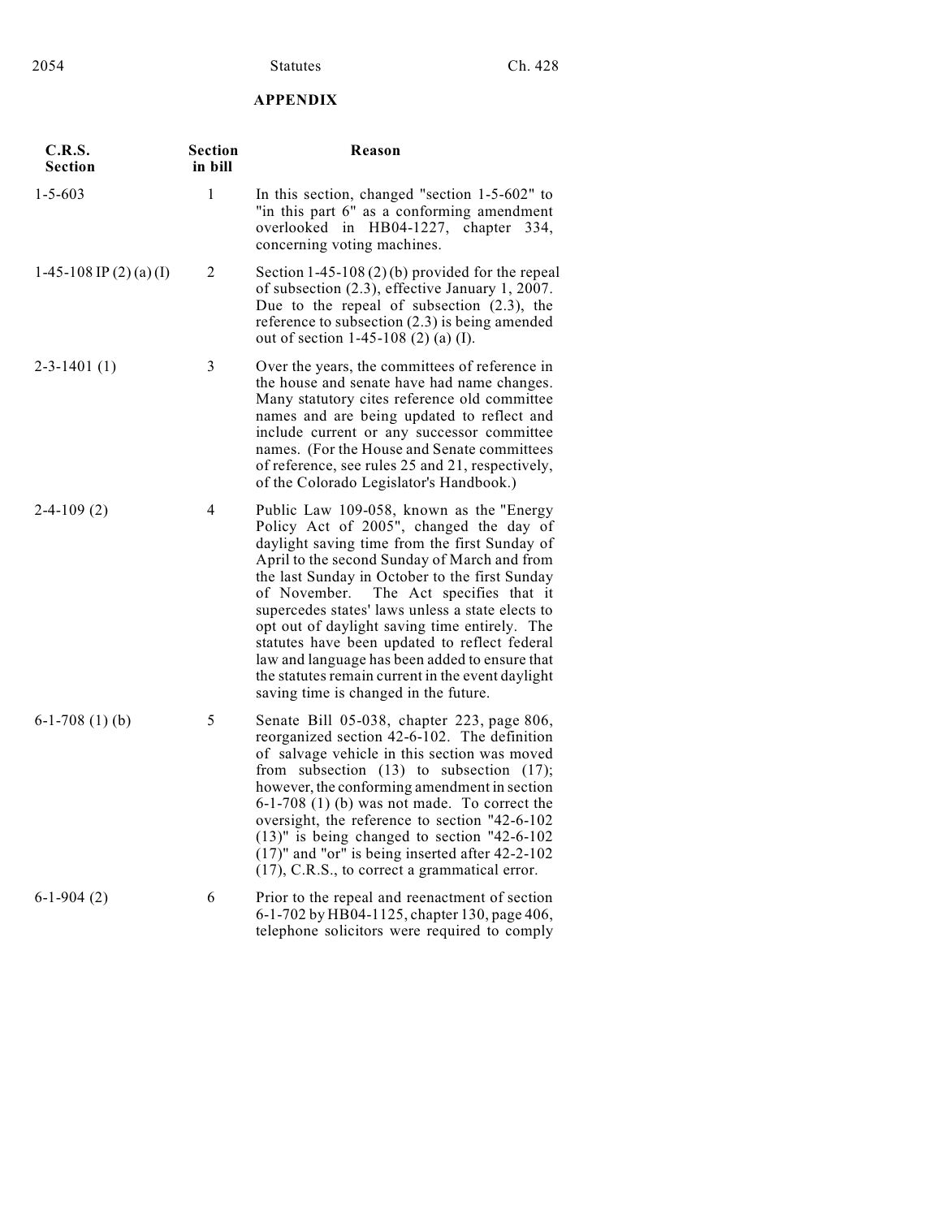## APPENDIX

| C.R.S. Section | Section in bill | Reason |
|---|---|---|
| 1-5-603 | 1 | In this section, changed "section 1-5-602" to "in this part 6" as a conforming amendment overlooked in HB04-1227, chapter 334, concerning voting machines. |
| 1-45-108 IP (2) (a) (I) | 2 | Section 1-45-108 (2) (b) provided for the repeal of subsection (2.3), effective January 1, 2007. Due to the repeal of subsection (2.3), the reference to subsection (2.3) is being amended out of section 1-45-108 (2) (a) (I). |
| 2-3-1401 (1) | 3 | Over the years, the committees of reference in the house and senate have had name changes. Many statutory cites reference old committee names and are being updated to reflect and include current or any successor committee names. (For the House and Senate committees of reference, see rules 25 and 21, respectively, of the Colorado Legislator's Handbook.) |
| 2-4-109 (2) | 4 | Public Law 109-058, known as the "Energy Policy Act of 2005", changed the day of daylight saving time from the first Sunday of April to the second Sunday of March and from the last Sunday in October to the first Sunday of November. The Act specifies that it supercedes states' laws unless a state elects to opt out of daylight saving time entirely. The statutes have been updated to reflect federal law and language has been added to ensure that the statutes remain current in the event daylight saving time is changed in the future. |
| 6-1-708 (1) (b) | 5 | Senate Bill 05-038, chapter 223, page 806, reorganized section 42-6-102. The definition of salvage vehicle in this section was moved from subsection (13) to subsection (17); however, the conforming amendment in section 6-1-708 (1) (b) was not made. To correct the oversight, the reference to section "42-6-102 (13)" is being changed to section "42-6-102 (17)" and "or" is being inserted after 42-2-102 (17), C.R.S., to correct a grammatical error. |
| 6-1-904 (2) | 6 | Prior to the repeal and reenactment of section 6-1-702 by HB04-1125, chapter 130, page 406, telephone solicitors were required to comply |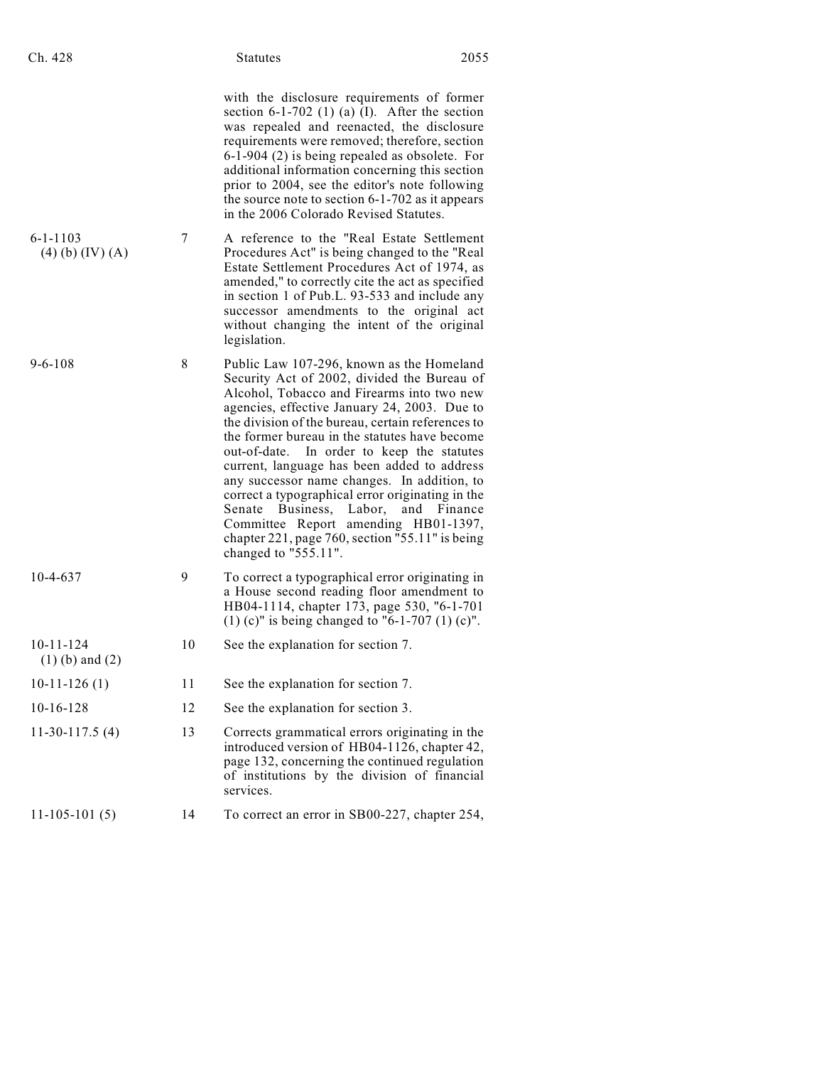| | | |
|---|---|---|
| | | with the disclosure requirements of former section 6-1-702 (1) (a) (I). After the section was repealed and reenacted, the disclosure requirements were removed; therefore, section 6-1-904 (2) is being repealed as obsolete. For additional information concerning this section prior to 2004, see the editor's note following the source note to section 6-1-702 as it appears in the 2006 Colorado Revised Statutes. |
| 6-1-1103 (4) (b) (IV) (A) | 7 | A reference to the "Real Estate Settlement Procedures Act" is being changed to the "Real Estate Settlement Procedures Act of 1974, as amended," to correctly cite the act as specified in section 1 of Pub.L. 93-533 and include any successor amendments to the original act without changing the intent of the original legislation. |
| 9-6-108 | 8 | Public Law 107-296, known as the Homeland Security Act of 2002, divided the Bureau of Alcohol, Tobacco and Firearms into two new agencies, effective January 24, 2003. Due to the division of the bureau, certain references to the former bureau in the statutes have become out-of-date. In order to keep the statutes current, language has been added to address any successor name changes. In addition, to correct a typographical error originating in the Senate Business, Labor, and Finance Committee Report amending HB01-1397, chapter 221, page 760, section "55.11" is being changed to "555.11". |
| 10-4-637 | 9 | To correct a typographical error originating in a House second reading floor amendment to HB04-1114, chapter 173, page 530, "6-1-701 (1) (c)" is being changed to "6-1-707 (1) (c)". |
| 10-11-124 (1) (b) and (2) | 10 | See the explanation for section 7. |
| 10-11-126 (1) | 11 | See the explanation for section 7. |
| 10-16-128 | 12 | See the explanation for section 3. |
| 11-30-117.5 (4) | 13 | Corrects grammatical errors originating in the introduced version of HB04-1126, chapter 42, page 132, concerning the continued regulation of institutions by the division of financial services. |
| 11-105-101 (5) | 14 | To correct an error in SB00-227, chapter 254, |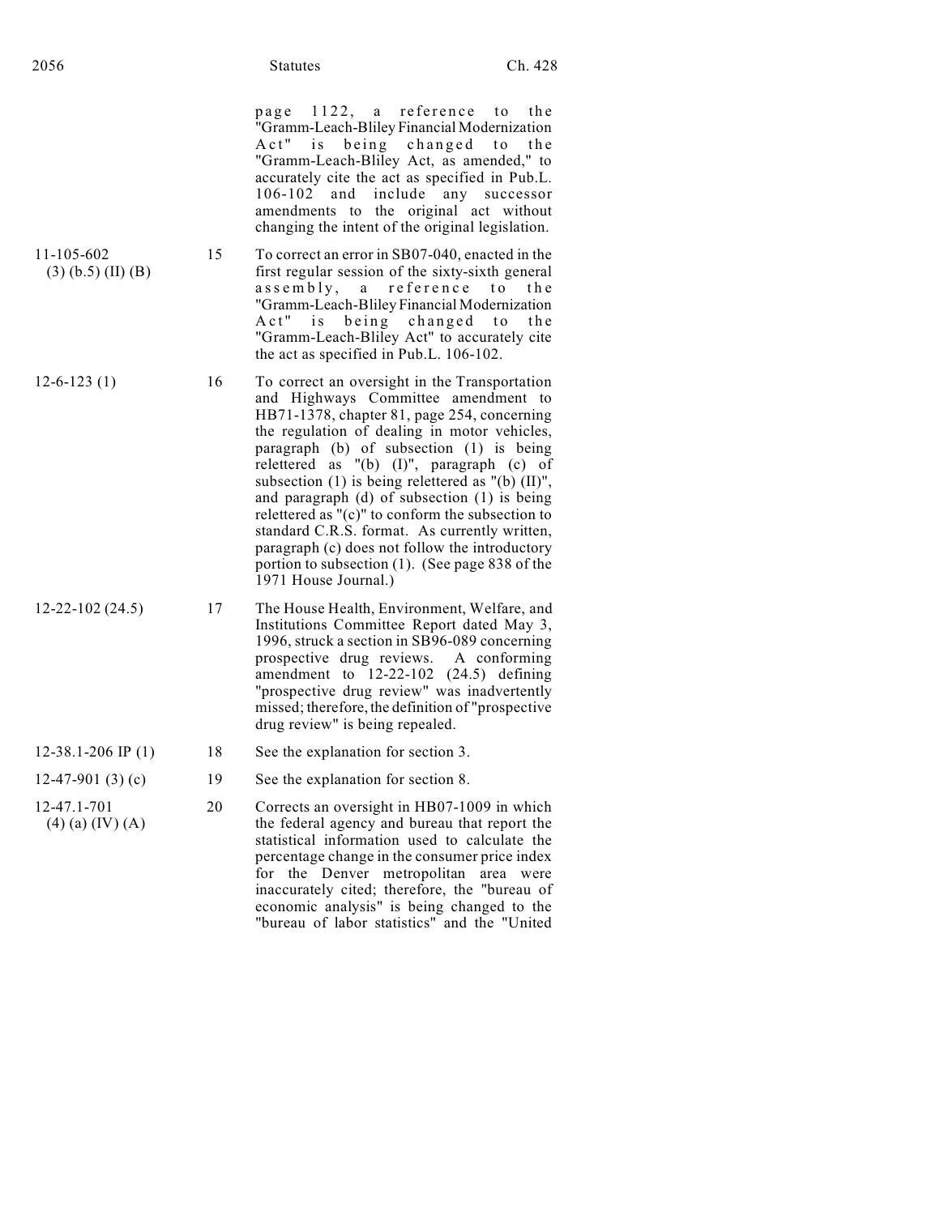| | | |
|---|---|---|
| | | page 1122, a reference to the "Gramm-Leach-Bliley Financial Modernization Act" is being changed to the "Gramm-Leach-Bliley Act, as amended," to accurately cite the act as specified in Pub.L. 106-102 and include any successor amendments to the original act without changing the intent of the original legislation. |
| 11-105-602 (3) (b.5) (II) (B) | 15 | To correct an error in SB07-040, enacted in the first regular session of the sixty-sixth general assembly, a reference to the "Gramm-Leach-Bliley Financial Modernization Act" is being changed to the "Gramm-Leach-Bliley Act" to accurately cite the act as specified in Pub.L. 106-102. |
| 12-6-123 (1) | 16 | To correct an oversight in the Transportation and Highways Committee amendment to HB71-1378, chapter 81, page 254, concerning the regulation of dealing in motor vehicles, paragraph (b) of subsection (1) is being relettered as "(b) (I)", paragraph (c) of subsection (1) is being relettered as "(b) (II)", and paragraph (d) of subsection (1) is being relettered as "(c)" to conform the subsection to standard C.R.S. format. As currently written, paragraph (c) does not follow the introductory portion to subsection (1). (See page 838 of the 1971 House Journal.) |
| 12-22-102 (24.5) | 17 | The House Health, Environment, Welfare, and Institutions Committee Report dated May 3, 1996, struck a section in SB96-089 concerning prospective drug reviews. A conforming amendment to 12-22-102 (24.5) defining "prospective drug review" was inadvertently missed; therefore, the definition of "prospective drug review" is being repealed. |
| 12-38.1-206 IP (1) | 18 | See the explanation for section 3. |
| 12-47-901 (3) (c) | 19 | See the explanation for section 8. |
| 12-47.1-701 (4) (a) (IV) (A) | 20 | Corrects an oversight in HB07-1009 in which the federal agency and bureau that report the statistical information used to calculate the percentage change in the consumer price index for the Denver metropolitan area were inaccurately cited; therefore, the "bureau of economic analysis" is being changed to the "bureau of labor statistics" and the "United |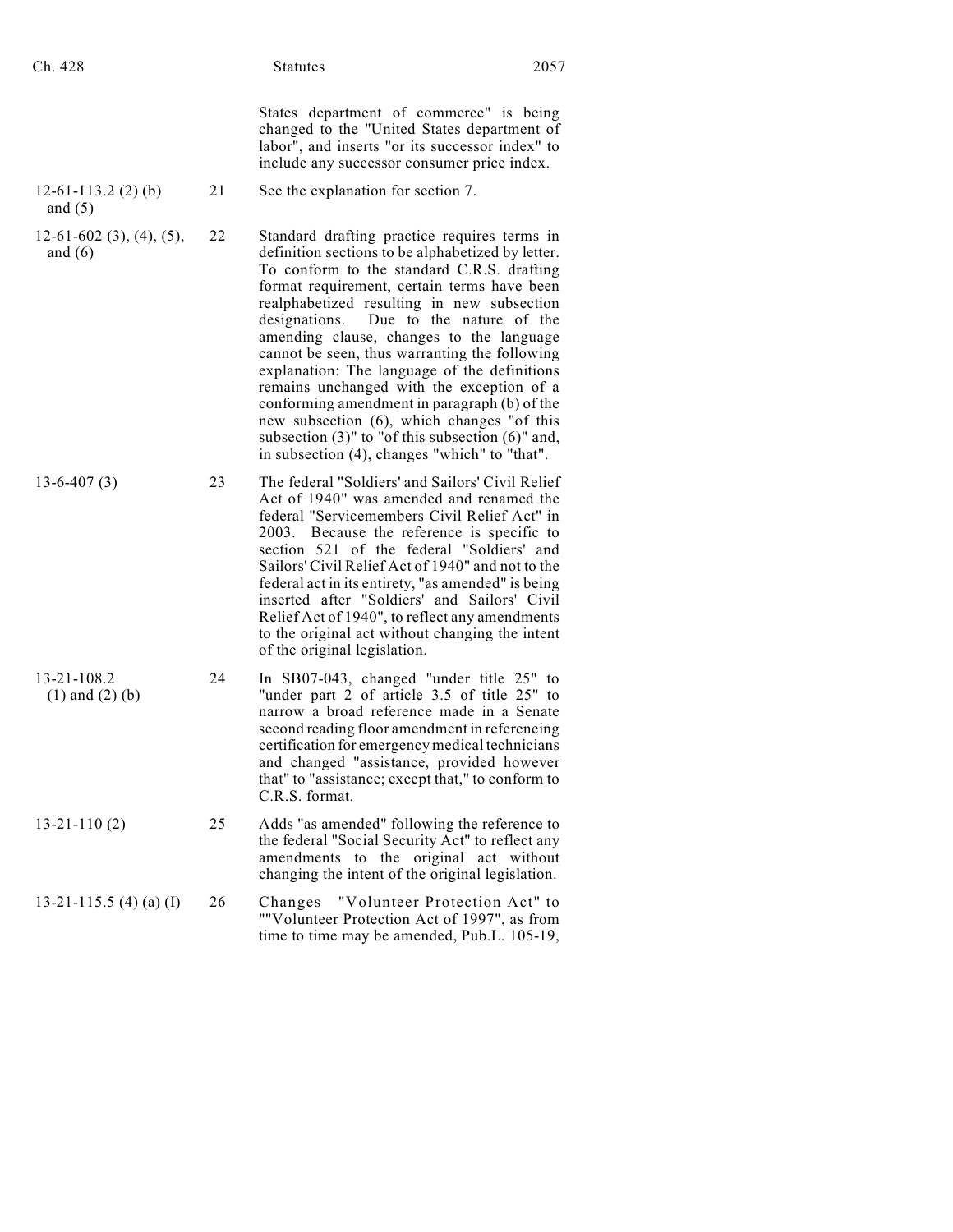| | | |
|---|---|---|
| | | States department of commerce" is being changed to the "United States department of labor", and inserts "or its successor index" to include any successor consumer price index. |
| 12-61-113.2 (2) (b) and (5) | 21 | See the explanation for section 7. |
| 12-61-602 (3), (4), (5), and (6) | 22 | Standard drafting practice requires terms in definition sections to be alphabetized by letter. To conform to the standard C.R.S. drafting format requirement, certain terms have been realphabetized resulting in new subsection designations. Due to the nature of the amending clause, changes to the language cannot be seen, thus warranting the following explanation: The language of the definitions remains unchanged with the exception of a conforming amendment in paragraph (b) of the new subsection (6), which changes "of this subsection (3)" to "of this subsection (6)" and, in subsection (4), changes "which" to "that". |
| 13-6-407 (3) | 23 | The federal "Soldiers' and Sailors' Civil Relief Act of 1940" was amended and renamed the federal "Servicemembers Civil Relief Act" in 2003. Because the reference is specific to section 521 of the federal "Soldiers' and Sailors' Civil Relief Act of 1940" and not to the federal act in its entirety, "as amended" is being inserted after "Soldiers' and Sailors' Civil Relief Act of 1940", to reflect any amendments to the original act without changing the intent of the original legislation. |
| 13-21-108.2 (1) and (2) (b) | 24 | In SB07-043, changed "under title 25" to "under part 2 of article 3.5 of title 25" to narrow a broad reference made in a Senate second reading floor amendment in referencing certification for emergency medical technicians and changed "assistance, provided however that" to "assistance; except that," to conform to C.R.S. format. |
| 13-21-110 (2) | 25 | Adds "as amended" following the reference to the federal "Social Security Act" to reflect any amendments to the original act without changing the intent of the original legislation. |
| 13-21-115.5 (4) (a) (I) | 26 | Changes "Volunteer Protection Act" to ""Volunteer Protection Act of 1997", as from time to time may be amended, Pub.L. 105-19, |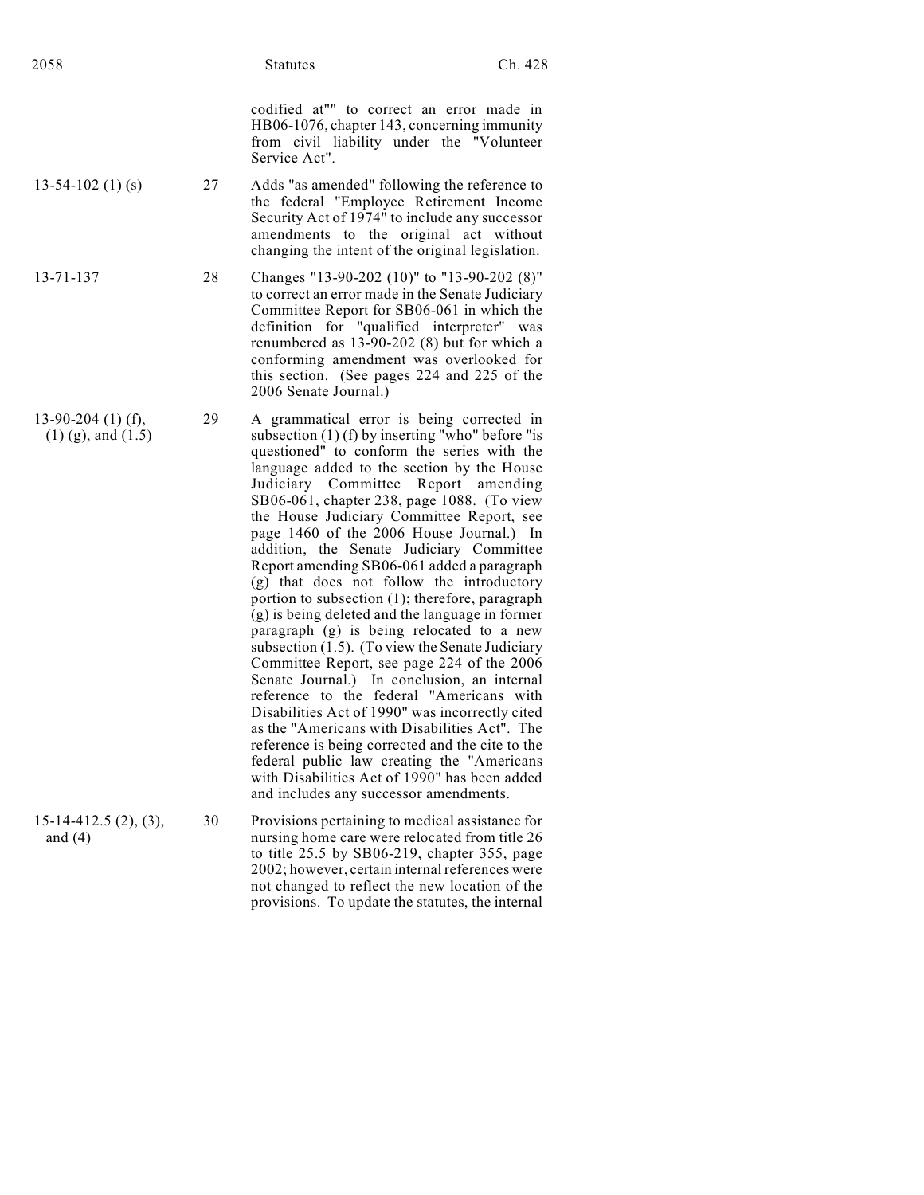| | | |
|---|---|---|
| | | codified at"" to correct an error made in HB06-1076, chapter 143, concerning immunity from civil liability under the "Volunteer Service Act". |
| 13-54-102 (1) (s) | 27 | Adds "as amended" following the reference to the federal "Employee Retirement Income Security Act of 1974" to include any successor amendments to the original act without changing the intent of the original legislation. |
| 13-71-137 | 28 | Changes "13-90-202 (10)" to "13-90-202 (8)" to correct an error made in the Senate Judiciary Committee Report for SB06-061 in which the definition for "qualified interpreter" was renumbered as 13-90-202 (8) but for which a conforming amendment was overlooked for this section. (See pages 224 and 225 of the 2006 Senate Journal.) |
| 13-90-204 (1) (f), (1) (g), and (1.5) | 29 | A grammatical error is being corrected in subsection (1) (f) by inserting "who" before "is questioned" to conform the series with the language added to the section by the House Judiciary Committee Report amending SB06-061, chapter 238, page 1088. (To view the House Judiciary Committee Report, see page 1460 of the 2006 House Journal.) In addition, the Senate Judiciary Committee Report amending SB06-061 added a paragraph (g) that does not follow the introductory portion to subsection (1); therefore, paragraph (g) is being deleted and the language in former paragraph (g) is being relocated to a new subsection (1.5). (To view the Senate Judiciary Committee Report, see page 224 of the 2006 Senate Journal.) In conclusion, an internal reference to the federal "Americans with Disabilities Act of 1990" was incorrectly cited as the "Americans with Disabilities Act". The reference is being corrected and the cite to the federal public law creating the "Americans with Disabilities Act of 1990" has been added and includes any successor amendments. |
| 15-14-412.5 (2), (3), and (4) | 30 | Provisions pertaining to medical assistance for nursing home care were relocated from title 26 to title 25.5 by SB06-219, chapter 355, page 2002; however, certain internal references were not changed to reflect the new location of the provisions. To update the statutes, the internal |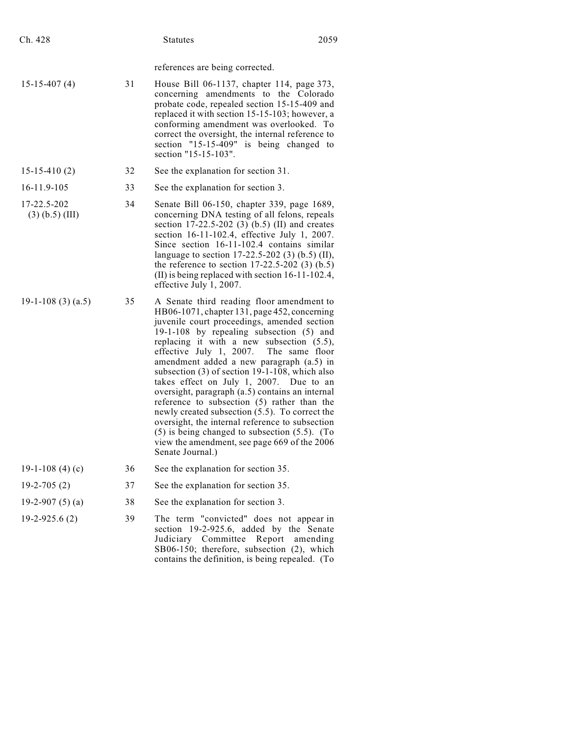| | | references are being corrected. |
|---|---|---|
| 15-15-407 (4) | 31 | House Bill 06-1137, chapter 114, page 373, concerning amendments to the Colorado probate code, repealed section 15-15-409 and replaced it with section 15-15-103; however, a conforming amendment was overlooked. To correct the oversight, the internal reference to section "15-15-409" is being changed to section "15-15-103". |
| 15-15-410 (2) | 32 | See the explanation for section 31. |
| 16-11.9-105 | 33 | See the explanation for section 3. |
| 17-22.5-202 (3) (b.5) (III) | 34 | Senate Bill 06-150, chapter 339, page 1689, concerning DNA testing of all felons, repeals section 17-22.5-202 (3) (b.5) (II) and creates section 16-11-102.4, effective July 1, 2007. Since section 16-11-102.4 contains similar language to section 17-22.5-202 (3) (b.5) (II), the reference to section 17-22.5-202 (3) (b.5) (II) is being replaced with section 16-11-102.4, effective July 1, 2007. |
| 19-1-108 (3) (a.5) | 35 | A Senate third reading floor amendment to HB06-1071, chapter 131, page 452, concerning juvenile court proceedings, amended section 19-1-108 by repealing subsection (5) and replacing it with a new subsection (5.5), effective July 1, 2007. The same floor amendment added a new paragraph (a.5) in subsection (3) of section 19-1-108, which also takes effect on July 1, 2007. Due to an oversight, paragraph (a.5) contains an internal reference to subsection (5) rather than the newly created subsection (5.5). To correct the oversight, the internal reference to subsection (5) is being changed to subsection (5.5). (To view the amendment, see page 669 of the 2006 Senate Journal.) |
| 19-1-108 (4) (c) | 36 | See the explanation for section 35. |
| 19-2-705 (2) | 37 | See the explanation for section 35. |
| 19-2-907 (5) (a) | 38 | See the explanation for section 3. |
| 19-2-925.6 (2) | 39 | The term "convicted" does not appear in section 19-2-925.6, added by the Senate Judiciary Committee Report amending SB06-150; therefore, subsection (2), which contains the definition, is being repealed. (To |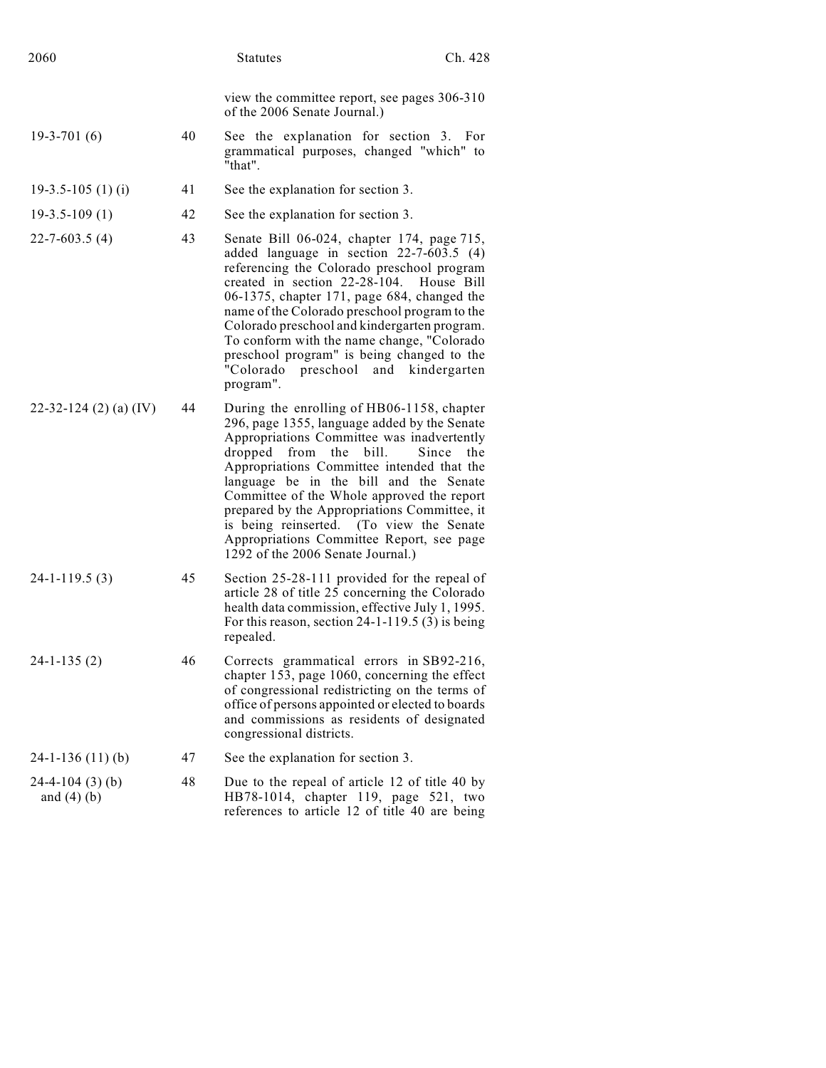| | | |
|---|---|---|
| | | view the committee report, see pages 306-310 of the 2006 Senate Journal.) |
| 19-3-701 (6) | 40 | See the explanation for section 3. For grammatical purposes, changed "which" to "that". |
| 19-3.5-105 (1) (i) | 41 | See the explanation for section 3. |
| 19-3.5-109 (1) | 42 | See the explanation for section 3. |
| 22-7-603.5 (4) | 43 | Senate Bill 06-024, chapter 174, page 715, added language in section 22-7-603.5 (4) referencing the Colorado preschool program created in section 22-28-104. House Bill 06-1375, chapter 171, page 684, changed the name of the Colorado preschool program to the Colorado preschool and kindergarten program. To conform with the name change, "Colorado preschool program" is being changed to the "Colorado preschool and kindergarten program". |
| 22-32-124 (2) (a) (IV) | 44 | During the enrolling of HB06-1158, chapter 296, page 1355, language added by the Senate Appropriations Committee was inadvertently dropped from the bill. Since the Appropriations Committee intended that the language be in the bill and the Senate Committee of the Whole approved the report prepared by the Appropriations Committee, it is being reinserted. (To view the Senate Appropriations Committee Report, see page 1292 of the 2006 Senate Journal.) |
| 24-1-119.5 (3) | 45 | Section 25-28-111 provided for the repeal of article 28 of title 25 concerning the Colorado health data commission, effective July 1, 1995. For this reason, section 24-1-119.5 (3) is being repealed. |
| 24-1-135 (2) | 46 | Corrects grammatical errors in SB92-216, chapter 153, page 1060, concerning the effect of congressional redistricting on the terms of office of persons appointed or elected to boards and commissions as residents of designated congressional districts. |
| 24-1-136 (11) (b) | 47 | See the explanation for section 3. |
| 24-4-104 (3) (b) and (4) (b) | 48 | Due to the repeal of article 12 of title 40 by HB78-1014, chapter 119, page 521, two references to article 12 of title 40 are being |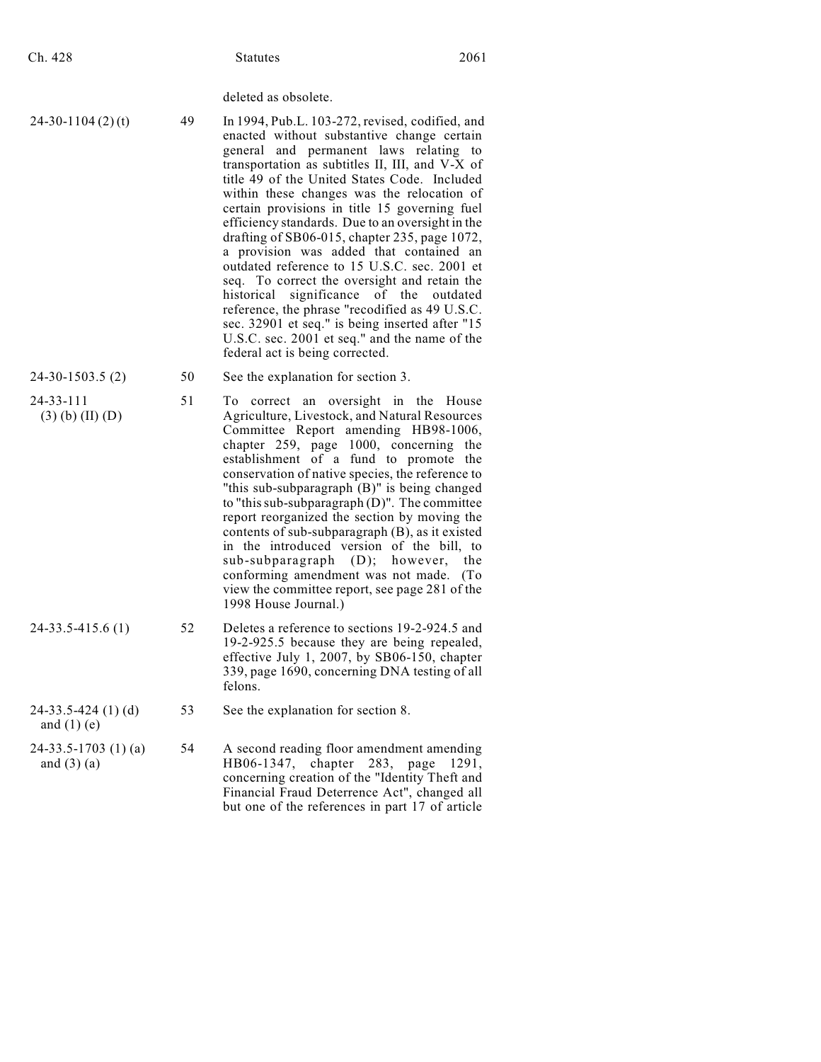| | | deleted as obsolete. |
|---|---|---|
| 24-30-1104 (2) (t) | 49 | In 1994, Pub.L. 103-272, revised, codified, and enacted without substantive change certain general and permanent laws relating to transportation as subtitles II, III, and V-X of title 49 of the United States Code. Included within these changes was the relocation of certain provisions in title 15 governing fuel efficiency standards. Due to an oversight in the drafting of SB06-015, chapter 235, page 1072, a provision was added that contained an outdated reference to 15 U.S.C. sec. 2001 et seq. To correct the oversight and retain the historical significance of the outdated reference, the phrase "recodified as 49 U.S.C. sec. 32901 et seq." is being inserted after "15 U.S.C. sec. 2001 et seq." and the name of the federal act is being corrected. |
| 24-30-1503.5 (2) | 50 | See the explanation for section 3. |
| 24-33-111 (3) (b) (II) (D) | 51 | To correct an oversight in the House Agriculture, Livestock, and Natural Resources Committee Report amending HB98-1006, chapter 259, page 1000, concerning the establishment of a fund to promote the conservation of native species, the reference to "this sub-subparagraph (B)" is being changed to "this sub-subparagraph (D)". The committee report reorganized the section by moving the contents of sub-subparagraph (B), as it existed in the introduced version of the bill, to sub-subparagraph (D); however, the conforming amendment was not made. (To view the committee report, see page 281 of the 1998 House Journal.) |
| 24-33.5-415.6 (1) | 52 | Deletes a reference to sections 19-2-924.5 and 19-2-925.5 because they are being repealed, effective July 1, 2007, by SB06-150, chapter 339, page 1690, concerning DNA testing of all felons. |
| 24-33.5-424 (1) (d) and (1) (e) | 53 | See the explanation for section 8. |
| 24-33.5-1703 (1) (a) and (3) (a) | 54 | A second reading floor amendment amending HB06-1347, chapter 283, page 1291, concerning creation of the "Identity Theft and Financial Fraud Deterrence Act", changed all but one of the references in part 17 of article |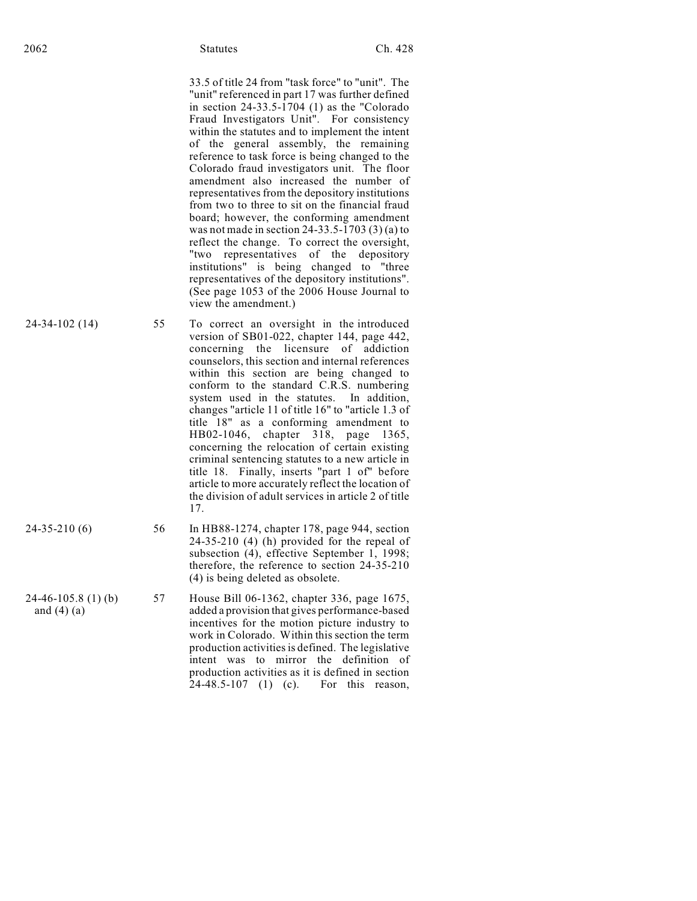| | | |
|---|---|---|
| | | 33.5 of title 24 from "task force" to "unit". The "unit" referenced in part 17 was further defined in section 24-33.5-1704 (1) as the "Colorado Fraud Investigators Unit". For consistency within the statutes and to implement the intent of the general assembly, the remaining reference to task force is being changed to the Colorado fraud investigators unit. The floor amendment also increased the number of representatives from the depository institutions from two to three to sit on the financial fraud board; however, the conforming amendment was not made in section 24-33.5-1703 (3) (a) to reflect the change. To correct the oversight, "two representatives of the depository institutions" is being changed to "three representatives of the depository institutions". (See page 1053 of the 2006 House Journal to view the amendment.) |
| 24-34-102 (14) | 55 | To correct an oversight in the introduced version of SB01-022, chapter 144, page 442, concerning the licensure of addiction counselors, this section and internal references within this section are being changed to conform to the standard C.R.S. numbering system used in the statutes. In addition, changes "article 11 of title 16" to "article 1.3 of title 18" as a conforming amendment to HB02-1046, chapter 318, page 1365, concerning the relocation of certain existing criminal sentencing statutes to a new article in title 18. Finally, inserts "part 1 of" before article to more accurately reflect the location of the division of adult services in article 2 of title 17. |
| 24-35-210 (6) | 56 | In HB88-1274, chapter 178, page 944, section 24-35-210 (4) (h) provided for the repeal of subsection (4), effective September 1, 1998; therefore, the reference to section 24-35-210 (4) is being deleted as obsolete. |
| 24-46-105.8 (1) (b) and (4) (a) | 57 | House Bill 06-1362, chapter 336, page 1675, added a provision that gives performance-based incentives for the motion picture industry to work in Colorado. Within this section the term production activities is defined. The legislative intent was to mirror the definition of production activities as it is defined in section 24-48.5-107 (1) (c). For this reason, |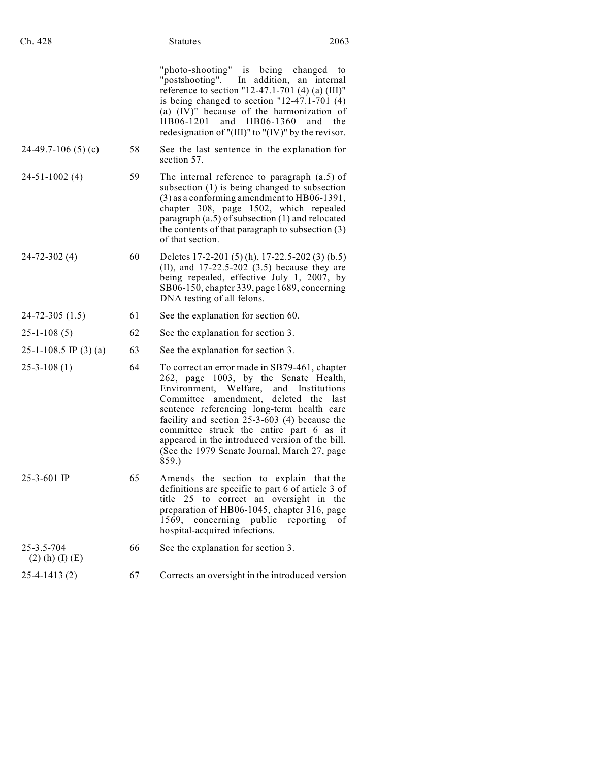| | | "photo-shooting" is being changed to "postshooting". In addition, an internal reference to section "12-47.1-701 (4) (a) (III)" is being changed to section "12-47.1-701 (4) (a) (IV)" because of the harmonization of HB06-1201 and HB06-1360 and the redesignation of "(III)" to "(IV)" by the revisor. |
|---|---|---|
| 24-49.7-106 (5) (c) | 58 | See the last sentence in the explanation for section 57. |
| 24-51-1002 (4) | 59 | The internal reference to paragraph (a.5) of subsection (1) is being changed to subsection (3) as a conforming amendment to HB06-1391, chapter 308, page 1502, which repealed paragraph (a.5) of subsection (1) and relocated the contents of that paragraph to subsection (3) of that section. |
| 24-72-302 (4) | 60 | Deletes 17-2-201 (5) (h), 17-22.5-202 (3) (b.5) (II), and 17-22.5-202 (3.5) because they are being repealed, effective July 1, 2007, by SB06-150, chapter 339, page 1689, concerning DNA testing of all felons. |
| 24-72-305 (1.5) | 61 | See the explanation for section 60. |
| 25-1-108 (5) | 62 | See the explanation for section 3. |
| 25-1-108.5 IP (3) (a) | 63 | See the explanation for section 3. |
| 25-3-108 (1) | 64 | To correct an error made in SB79-461, chapter 262, page 1003, by the Senate Health, Environment, Welfare, and Institutions Committee amendment, deleted the last sentence referencing long-term health care facility and section 25-3-603 (4) because the committee struck the entire part 6 as it appeared in the introduced version of the bill. (See the 1979 Senate Journal, March 27, page 859.) |
| 25-3-601 IP | 65 | Amends the section to explain that the definitions are specific to part 6 of article 3 of title 25 to correct an oversight in the preparation of HB06-1045, chapter 316, page 1569, concerning public reporting of hospital-acquired infections. |
| 25-3.5-704 (2) (h) (I) (E) | 66 | See the explanation for section 3. |
| 25-4-1413 (2) | 67 | Corrects an oversight in the introduced version |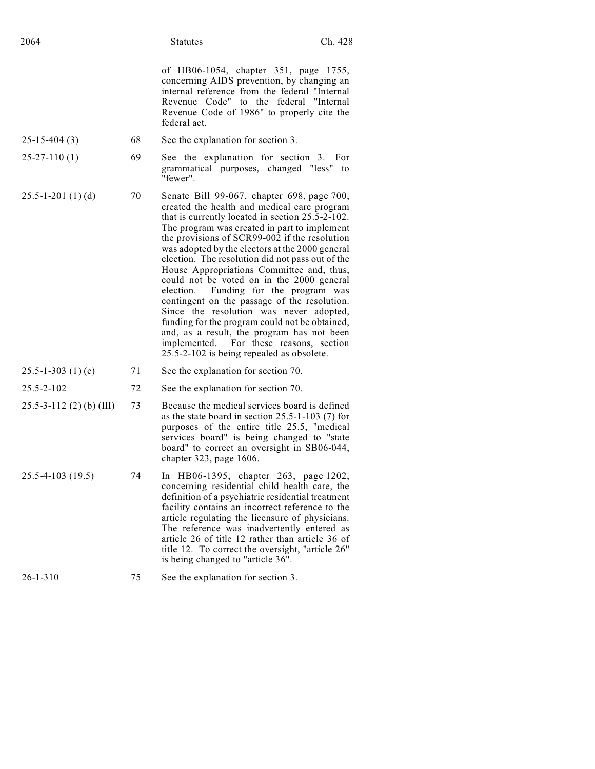| | | of HB06-1054, chapter 351, page 1755, concerning AIDS prevention, by changing an internal reference from the federal "Internal Revenue Code" to the federal "Internal Revenue Code of 1986" to properly cite the federal act. |
|---|---|---|
| 25-15-404 (3) | 68 | See the explanation for section 3. |
| 25-27-110 (1) | 69 | See the explanation for section 3. For grammatical purposes, changed "less" to "fewer". |
| 25.5-1-201 (1) (d) | 70 | Senate Bill 99-067, chapter 698, page 700, created the health and medical care program that is currently located in section 25.5-2-102. The program was created in part to implement the provisions of SCR99-002 if the resolution was adopted by the electors at the 2000 general election. The resolution did not pass out of the House Appropriations Committee and, thus, could not be voted on in the 2000 general election. Funding for the program was contingent on the passage of the resolution. Since the resolution was never adopted, funding for the program could not be obtained, and, as a result, the program has not been implemented. For these reasons, section 25.5-2-102 is being repealed as obsolete. |
| 25.5-1-303 (1) (c) | 71 | See the explanation for section 70. |
| 25.5-2-102 | 72 | See the explanation for section 70. |
| 25.5-3-112 (2) (b) (III) | 73 | Because the medical services board is defined as the state board in section 25.5-1-103 (7) for purposes of the entire title 25.5, "medical services board" is being changed to "state board" to correct an oversight in SB06-044, chapter 323, page 1606. |
| 25.5-4-103 (19.5) | 74 | In HB06-1395, chapter 263, page 1202, concerning residential child health care, the definition of a psychiatric residential treatment facility contains an incorrect reference to the article regulating the licensure of physicians. The reference was inadvertently entered as article 26 of title 12 rather than article 36 of title 12. To correct the oversight, "article 26" is being changed to "article 36". |
| 26-1-310 | 75 | See the explanation for section 3. |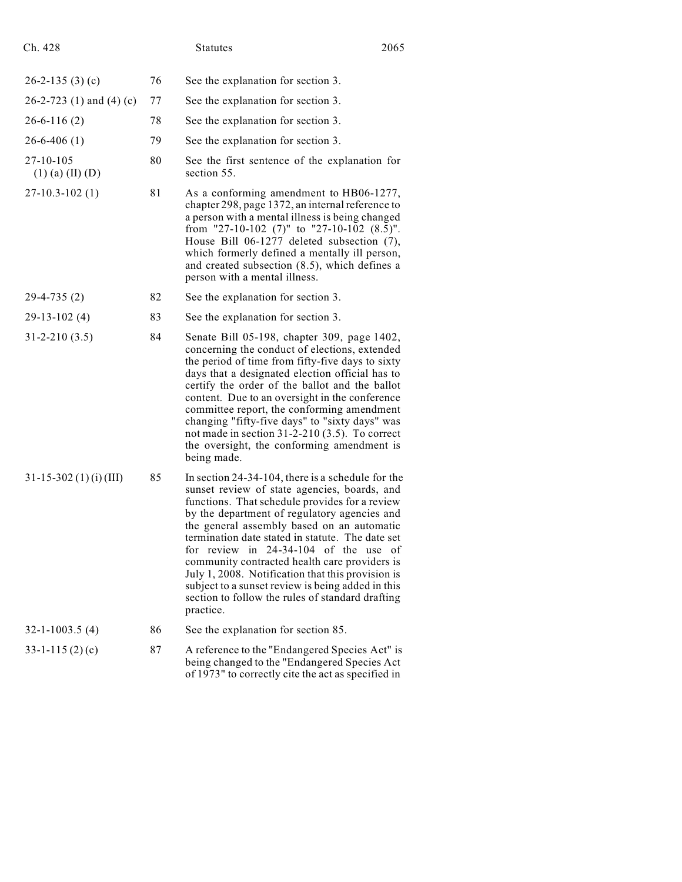| | | |
|---|---|---|
| 26-2-135 (3) (c) | 76 | See the explanation for section 3. |
| 26-2-723 (1) and (4) (c) | 77 | See the explanation for section 3. |
| 26-6-116 (2) | 78 | See the explanation for section 3. |
| 26-6-406 (1) | 79 | See the explanation for section 3. |
| 27-10-105 (1) (a) (II) (D) | 80 | See the first sentence of the explanation for section 55. |
| 27-10.3-102 (1) | 81 | As a conforming amendment to HB06-1277, chapter 298, page 1372, an internal reference to a person with a mental illness is being changed from "27-10-102 (7)" to "27-10-102 (8.5)". House Bill 06-1277 deleted subsection (7), which formerly defined a mentally ill person, and created subsection (8.5), which defines a person with a mental illness. |
| 29-4-735 (2) | 82 | See the explanation for section 3. |
| 29-13-102 (4) | 83 | See the explanation for section 3. |
| 31-2-210 (3.5) | 84 | Senate Bill 05-198, chapter 309, page 1402, concerning the conduct of elections, extended the period of time from fifty-five days to sixty days that a designated election official has to certify the order of the ballot and the ballot content. Due to an oversight in the conference committee report, the conforming amendment changing "fifty-five days" to "sixty days" was not made in section 31-2-210 (3.5). To correct the oversight, the conforming amendment is being made. |
| 31-15-302 (1) (i) (III) | 85 | In section 24-34-104, there is a schedule for the sunset review of state agencies, boards, and functions. That schedule provides for a review by the department of regulatory agencies and the general assembly based on an automatic termination date stated in statute. The date set for review in 24-34-104 of the use of community contracted health care providers is July 1, 2008. Notification that this provision is subject to a sunset review is being added in this section to follow the rules of standard drafting practice. |
| 32-1-1003.5 (4) | 86 | See the explanation for section 85. |
| 33-1-115 (2) (c) | 87 | A reference to the "Endangered Species Act" is being changed to the "Endangered Species Act of 1973" to correctly cite the act as specified in |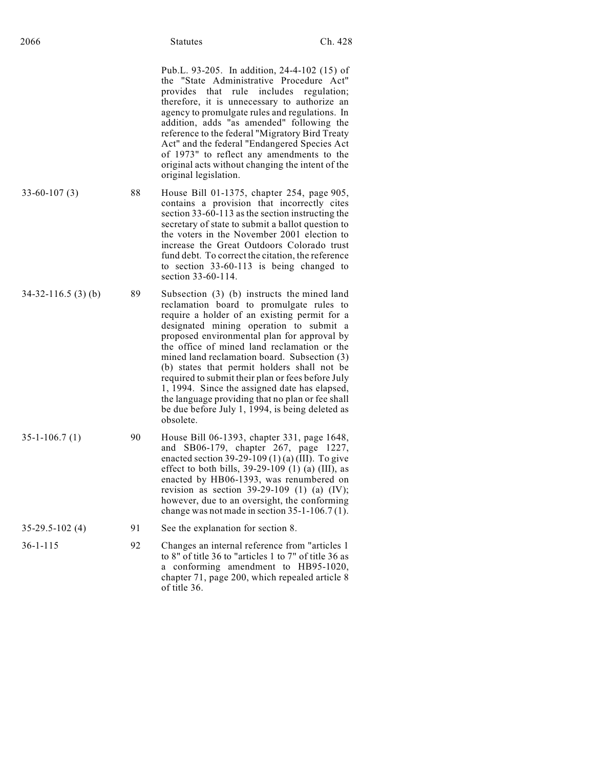| | | |
|---|---|---|
| | | Pub.L. 93-205. In addition, 24-4-102 (15) of the "State Administrative Procedure Act" provides that rule includes regulation; therefore, it is unnecessary to authorize an agency to promulgate rules and regulations. In addition, adds "as amended" following the reference to the federal "Migratory Bird Treaty Act" and the federal "Endangered Species Act of 1973" to reflect any amendments to the original acts without changing the intent of the original legislation. |
| 33-60-107 (3) | 88 | House Bill 01-1375, chapter 254, page 905, contains a provision that incorrectly cites section 33-60-113 as the section instructing the secretary of state to submit a ballot question to the voters in the November 2001 election to increase the Great Outdoors Colorado trust fund debt. To correct the citation, the reference to section 33-60-113 is being changed to section 33-60-114. |
| 34-32-116.5 (3) (b) | 89 | Subsection (3) (b) instructs the mined land reclamation board to promulgate rules to require a holder of an existing permit for a designated mining operation to submit a proposed environmental plan for approval by the office of mined land reclamation or the mined land reclamation board. Subsection (3) (b) states that permit holders shall not be required to submit their plan or fees before July 1, 1994. Since the assigned date has elapsed, the language providing that no plan or fee shall be due before July 1, 1994, is being deleted as obsolete. |
| 35-1-106.7 (1) | 90 | House Bill 06-1393, chapter 331, page 1648, and SB06-179, chapter 267, page 1227, enacted section 39-29-109 (1) (a) (III). To give effect to both bills, 39-29-109 (1) (a) (III), as enacted by HB06-1393, was renumbered on revision as section 39-29-109 (1) (a) (IV); however, due to an oversight, the conforming change was not made in section 35-1-106.7 (1). |
| 35-29.5-102 (4) | 91 | See the explanation for section 8. |
| 36-1-115 | 92 | Changes an internal reference from "articles 1 to 8" of title 36 to "articles 1 to 7" of title 36 as a conforming amendment to HB95-1020, chapter 71, page 200, which repealed article 8 of title 36. |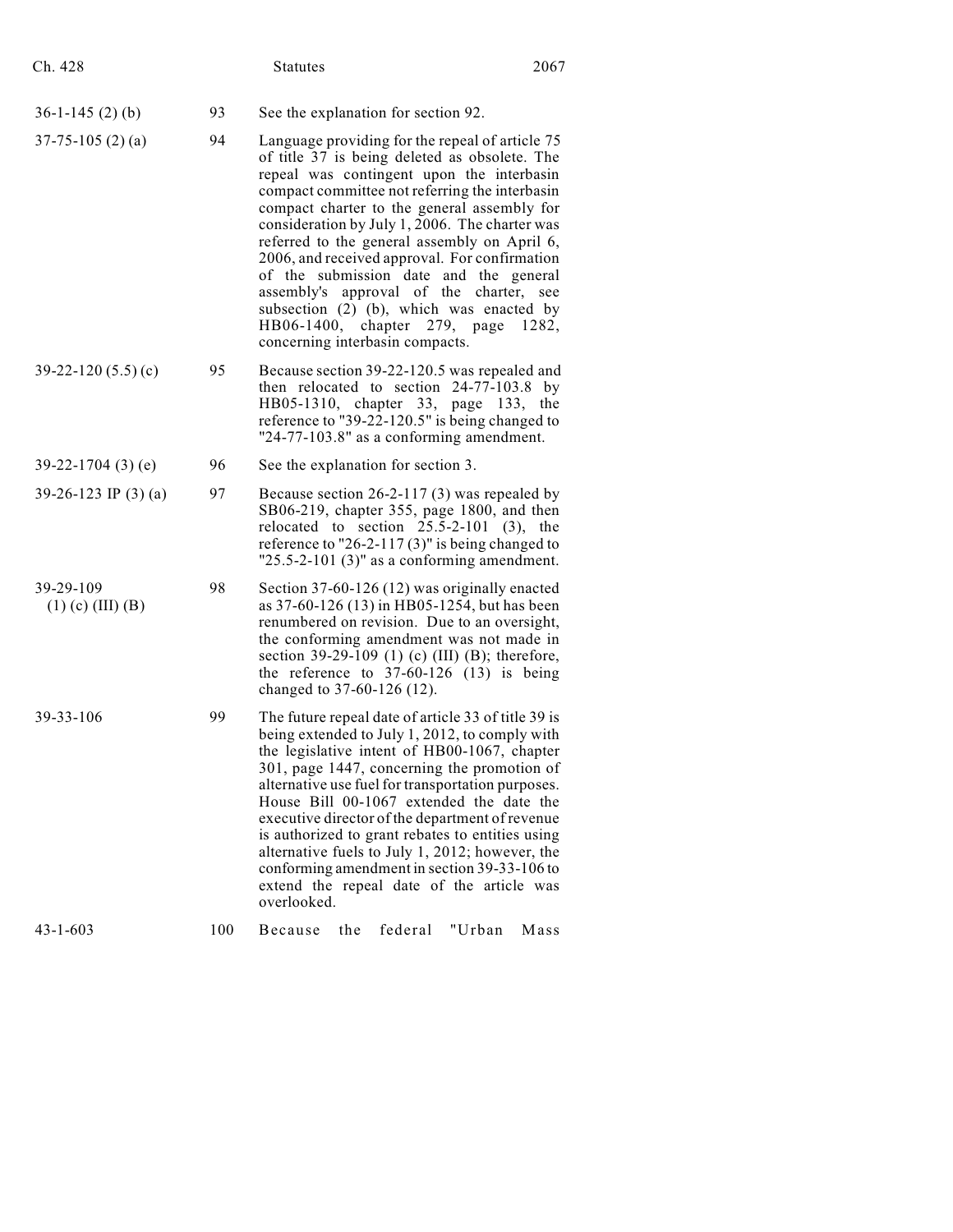| | | |
|---|---|---|
| 36-1-145 (2) (b) | 93 | See the explanation for section 92. |
| 37-75-105 (2) (a) | 94 | Language providing for the repeal of article 75 of title 37 is being deleted as obsolete. The repeal was contingent upon the interbasin compact committee not referring the interbasin compact charter to the general assembly for consideration by July 1, 2006. The charter was referred to the general assembly on April 6, 2006, and received approval. For confirmation of the submission date and the general assembly's approval of the charter, see subsection (2) (b), which was enacted by HB06-1400, chapter 279, page 1282, concerning interbasin compacts. |
| 39-22-120 (5.5) (c) | 95 | Because section 39-22-120.5 was repealed and then relocated to section 24-77-103.8 by HB05-1310, chapter 33, page 133, the reference to "39-22-120.5" is being changed to "24-77-103.8" as a conforming amendment. |
| 39-22-1704 (3) (e) | 96 | See the explanation for section 3. |
| 39-26-123 IP (3) (a) | 97 | Because section 26-2-117 (3) was repealed by SB06-219, chapter 355, page 1800, and then relocated to section 25.5-2-101 (3), the reference to "26-2-117 (3)" is being changed to "25.5-2-101 (3)" as a conforming amendment. |
| 39-29-109 (1) (c) (III) (B) | 98 | Section 37-60-126 (12) was originally enacted as 37-60-126 (13) in HB05-1254, but has been renumbered on revision. Due to an oversight, the conforming amendment was not made in section 39-29-109 (1) (c) (III) (B); therefore, the reference to 37-60-126 (13) is being changed to 37-60-126 (12). |
| 39-33-106 | 99 | The future repeal date of article 33 of title 39 is being extended to July 1, 2012, to comply with the legislative intent of HB00-1067, chapter 301, page 1447, concerning the promotion of alternative use fuel for transportation purposes. House Bill 00-1067 extended the date the executive director of the department of revenue is authorized to grant rebates to entities using alternative fuels to July 1, 2012; however, the conforming amendment in section 39-33-106 to extend the repeal date of the article was overlooked. |
| 43-1-603 | 100 | Because the federal "Urban Mass |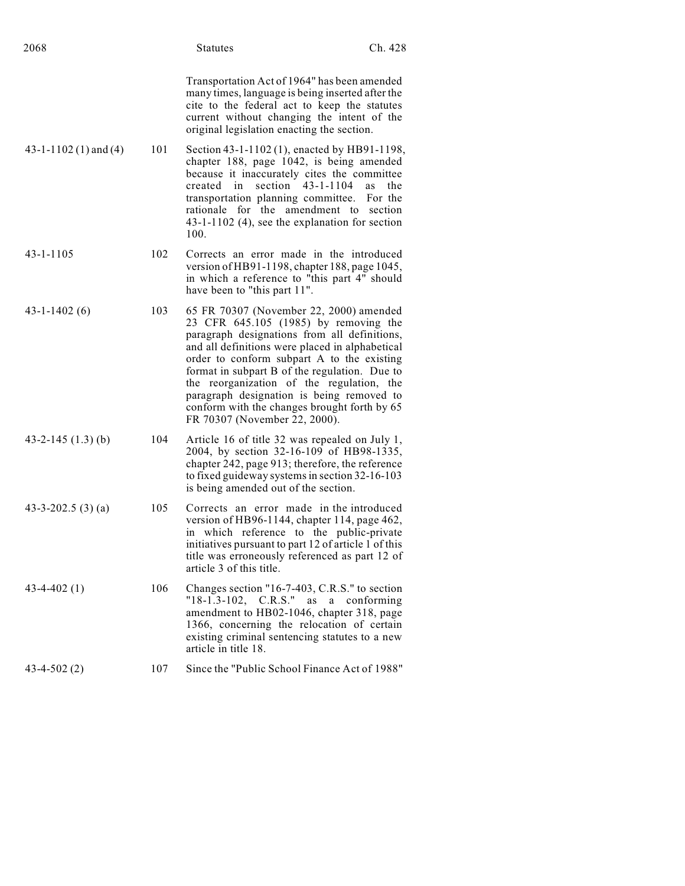| | | |
|---|---|---|
| | | Transportation Act of 1964" has been amended many times, language is being inserted after the cite to the federal act to keep the statutes current without changing the intent of the original legislation enacting the section. |
| 43-1-1102 (1) and (4) | 101 | Section 43-1-1102 (1), enacted by HB91-1198, chapter 188, page 1042, is being amended because it inaccurately cites the committee created in section 43-1-1104 as the transportation planning committee. For the rationale for the amendment to section 43-1-1102 (4), see the explanation for section 100. |
| 43-1-1105 | 102 | Corrects an error made in the introduced version of HB91-1198, chapter 188, page 1045, in which a reference to "this part 4" should have been to "this part 11". |
| 43-1-1402 (6) | 103 | 65 FR 70307 (November 22, 2000) amended 23 CFR 645.105 (1985) by removing the paragraph designations from all definitions, and all definitions were placed in alphabetical order to conform subpart A to the existing format in subpart B of the regulation. Due to the reorganization of the regulation, the paragraph designation is being removed to conform with the changes brought forth by 65 FR 70307 (November 22, 2000). |
| 43-2-145 (1.3) (b) | 104 | Article 16 of title 32 was repealed on July 1, 2004, by section 32-16-109 of HB98-1335, chapter 242, page 913; therefore, the reference to fixed guideway systems in section 32-16-103 is being amended out of the section. |
| 43-3-202.5 (3) (a) | 105 | Corrects an error made in the introduced version of HB96-1144, chapter 114, page 462, in which reference to the public-private initiatives pursuant to part 12 of article 1 of this title was erroneously referenced as part 12 of article 3 of this title. |
| 43-4-402 (1) | 106 | Changes section "16-7-403, C.R.S." to section "18-1.3-102, C.R.S." as a conforming amendment to HB02-1046, chapter 318, page 1366, concerning the relocation of certain existing criminal sentencing statutes to a new article in title 18. |
| 43-4-502 (2) | 107 | Since the "Public School Finance Act of 1988" |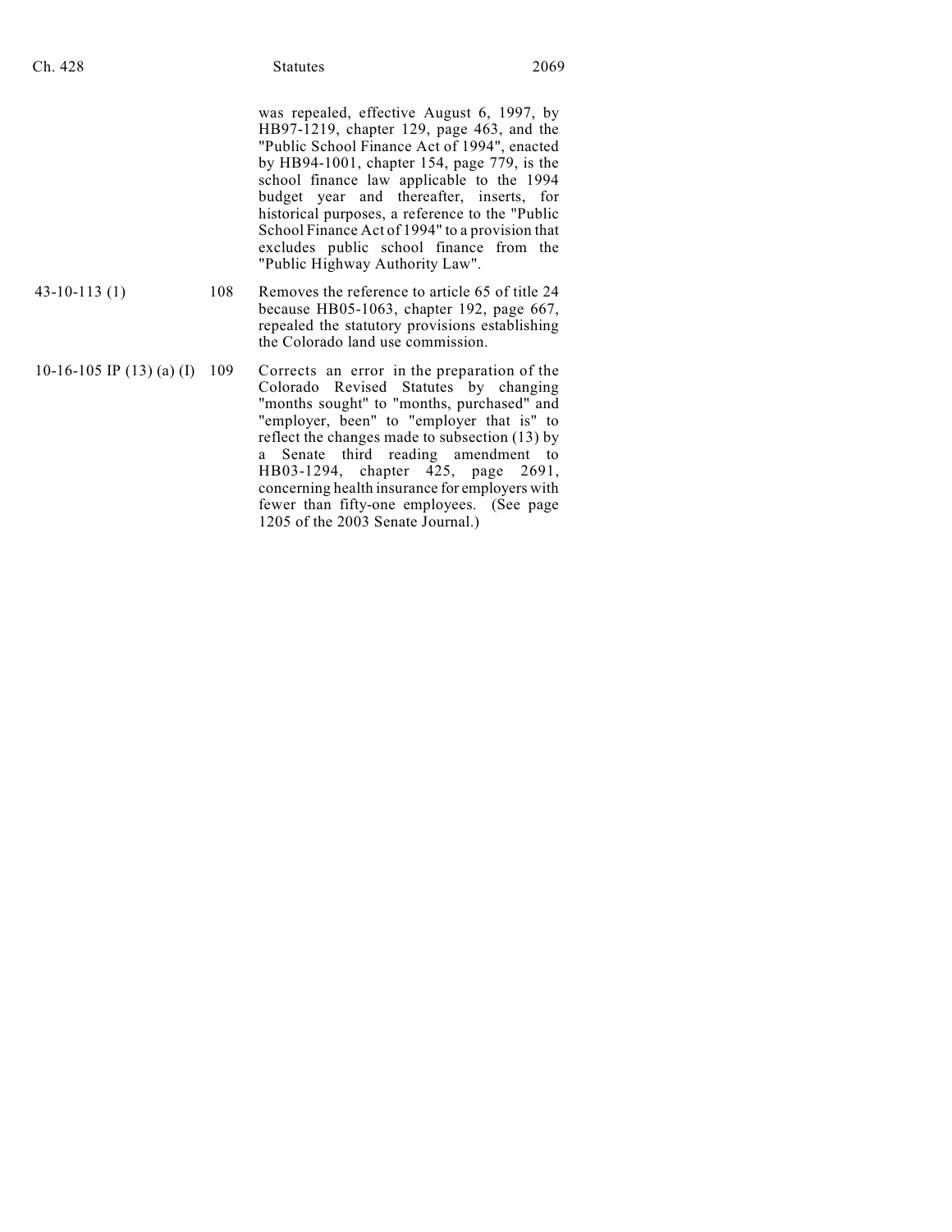| | | |
|---|---|---|
| | | was repealed, effective August 6, 1997, by HB97-1219, chapter 129, page 463, and the "Public School Finance Act of 1994", enacted by HB94-1001, chapter 154, page 779, is the school finance law applicable to the 1994 budget year and thereafter, inserts, for historical purposes, a reference to the "Public School Finance Act of 1994" to a provision that excludes public school finance from the "Public Highway Authority Law". |
| 43-10-113 (1) | 108 | Removes the reference to article 65 of title 24 because HB05-1063, chapter 192, page 667, repealed the statutory provisions establishing the Colorado land use commission. |
| 10-16-105 IP (13) (a) (I) | 109 | Corrects an error in the preparation of the Colorado Revised Statutes by changing "months sought" to "months, purchased" and "employer, been" to "employer that is" to reflect the changes made to subsection (13) by a Senate third reading amendment to HB03-1294, chapter 425, page 2691, concerning health insurance for employers with fewer than fifty-one employees. (See page 1205 of the 2003 Senate Journal.) |